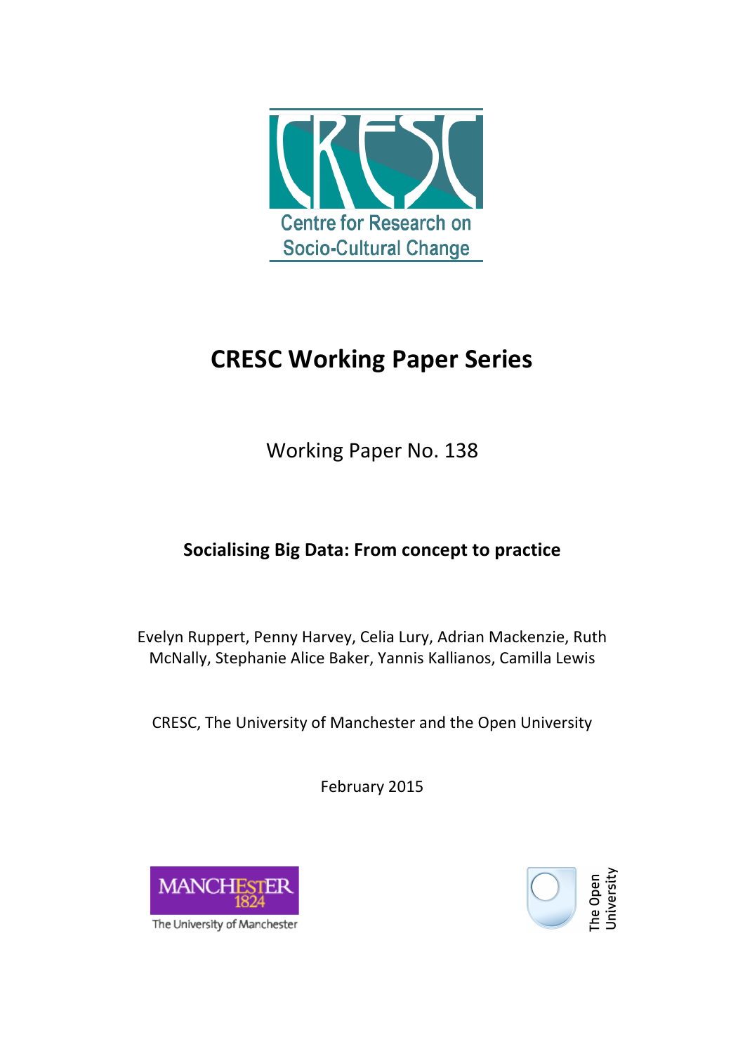Centre for Research on Socio-Cultural Change

# CRESC Working Paper Series

Working Paper No. 138

## Socialising Big Data: From concept to practice

Evelyn Ruppert, Penny Harvey, Celia Lury, Adrian Mackenzie, Ruth McNally, Stephanie Alice Baker, Yannis Kallianos, Camilla Lewis

CRESC, The University of Manchester and the Open University

February 2015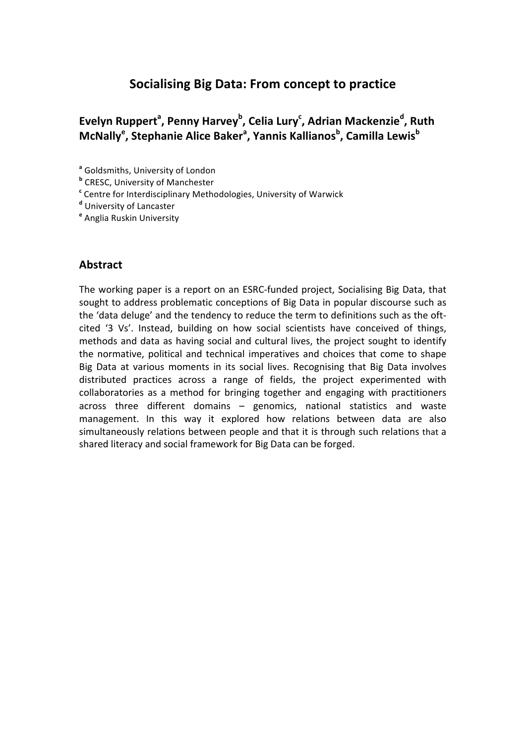# Socialising Big Data: From concept to practice

**Evelyn Ruppert[a], Penny Harvey[b], Celia Lury[c], Adrian Mackenzie[d], Ruth McNally[e], Stephanie Alice Baker[a], Yannis Kallianos[b], Camilla Lewis[b]**

[a] Goldsmiths, University of London
[b] CRESC, University of Manchester
[c] Centre for Interdisciplinary Methodologies, University of Warwick
[d] University of Lancaster
[e] Anglia Ruskin University

## Abstract

The working paper is a report on an ESRC-funded project, Socialising Big Data, that sought to address problematic conceptions of Big Data in popular discourse such as the 'data deluge' and the tendency to reduce the term to definitions such as the oft-cited '3 Vs'. Instead, building on how social scientists have conceived of things, methods and data as having social and cultural lives, the project sought to identify the normative, political and technical imperatives and choices that come to shape Big Data at various moments in its social lives. Recognising that Big Data involves distributed practices across a range of fields, the project experimented with collaboratories as a method for bringing together and engaging with practitioners across three different domains – genomics, national statistics and waste management. In this way it explored how relations between data are also simultaneously relations between people and that it is through such relations that a shared literacy and social framework for Big Data can be forged.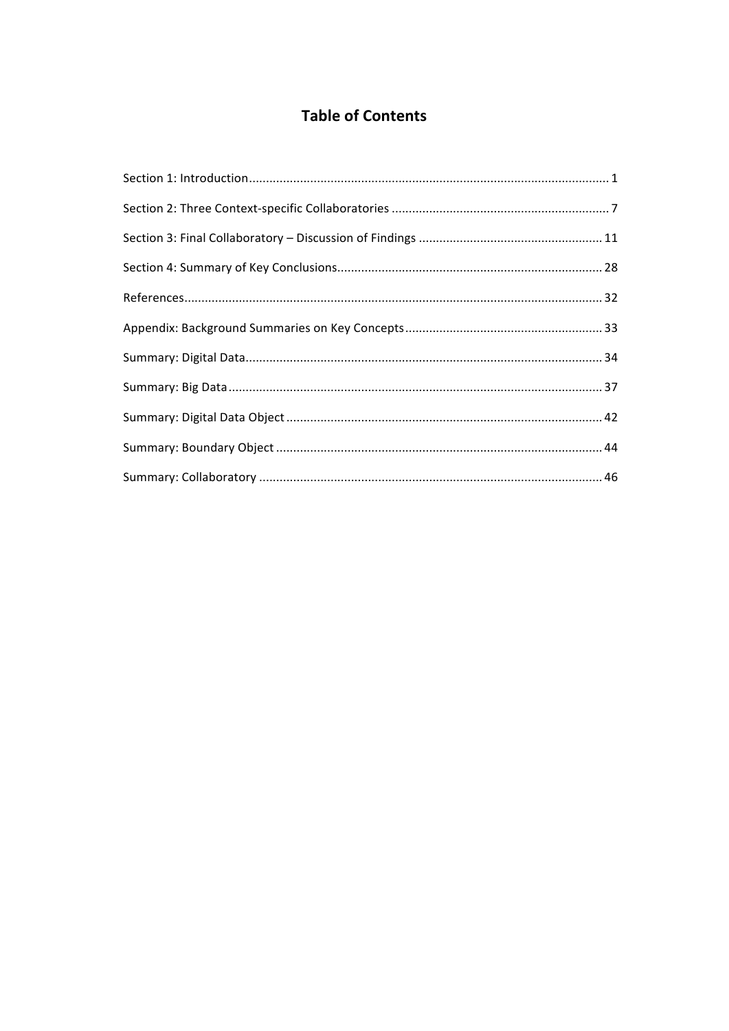# Table of Contents

Section 1: Introduction ........................................................................................................ 1

Section 2: Three Context-specific Collaboratories ............................................................... 7

Section 3: Final Collaboratory – Discussion of Findings ..................................................... 11

Section 4: Summary of Key Conclusions............................................................................. 28

References........................................................................................................................ 32

Appendix: Background Summaries on Key Concepts ......................................................... 33

Summary: Digital Data....................................................................................................... 34

Summary: Big Data ........................................................................................................... 37

Summary: Digital Data Object ........................................................................................... 42

Summary: Boundary Object .............................................................................................. 44

Summary: Collaboratory ................................................................................................... 46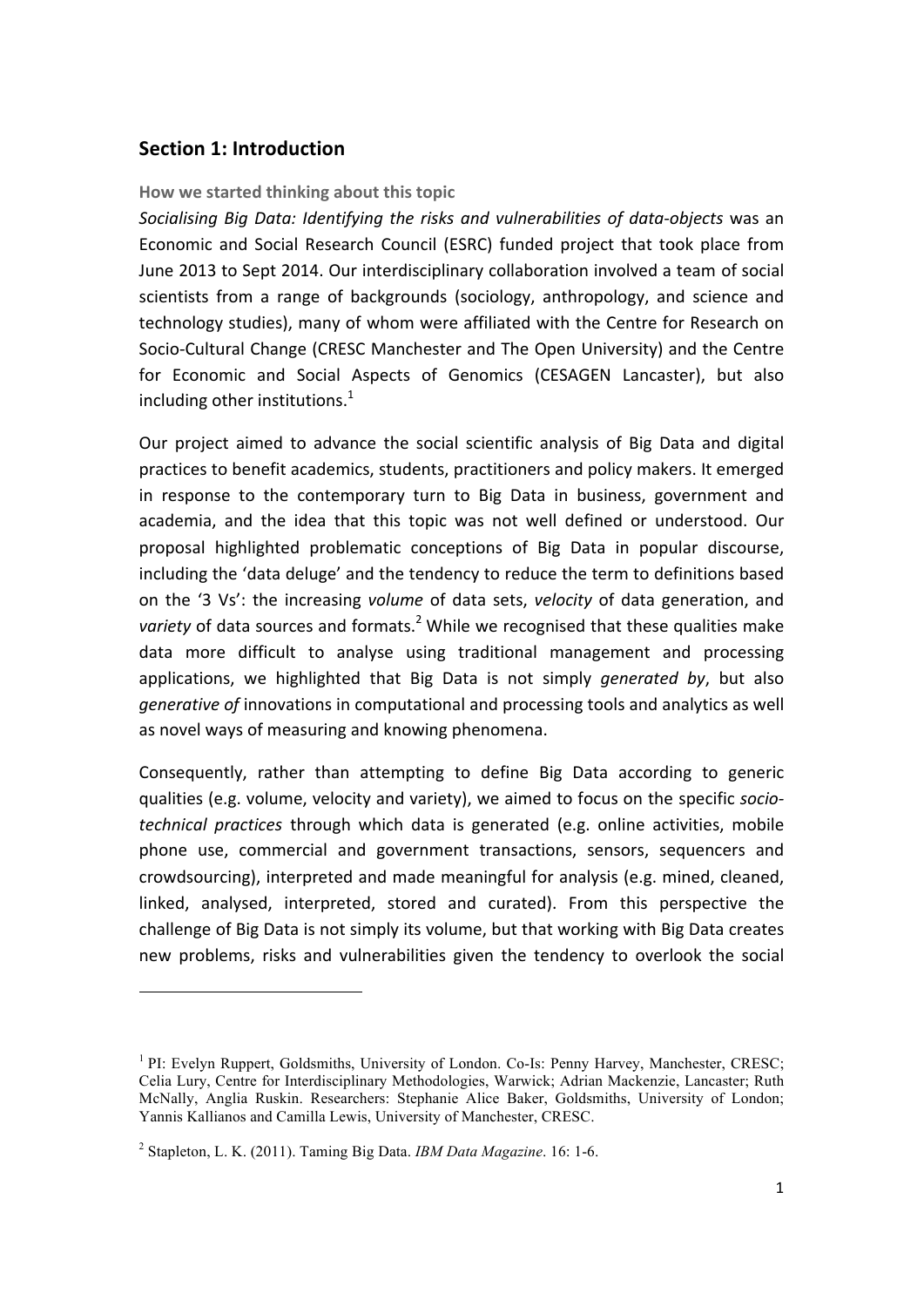## Section 1: Introduction

### How we started thinking about this topic

*Socialising Big Data: Identifying the risks and vulnerabilities of data-objects* was an Economic and Social Research Council (ESRC) funded project that took place from June 2013 to Sept 2014. Our interdisciplinary collaboration involved a team of social scientists from a range of backgrounds (sociology, anthropology, and science and technology studies), many of whom were affiliated with the Centre for Research on Socio-Cultural Change (CRESC Manchester and The Open University) and the Centre for Economic and Social Aspects of Genomics (CESAGEN Lancaster), but also including other institutions.[1]

Our project aimed to advance the social scientific analysis of Big Data and digital practices to benefit academics, students, practitioners and policy makers. It emerged in response to the contemporary turn to Big Data in business, government and academia, and the idea that this topic was not well defined or understood. Our proposal highlighted problematic conceptions of Big Data in popular discourse, including the 'data deluge' and the tendency to reduce the term to definitions based on the '3 Vs': the increasing *volume* of data sets, *velocity* of data generation, and *variety* of data sources and formats.[2] While we recognised that these qualities make data more difficult to analyse using traditional management and processing applications, we highlighted that Big Data is not simply *generated by*, but also *generative of* innovations in computational and processing tools and analytics as well as novel ways of measuring and knowing phenomena.

Consequently, rather than attempting to define Big Data according to generic qualities (e.g. volume, velocity and variety), we aimed to focus on the specific *socio-technical practices* through which data is generated (e.g. online activities, mobile phone use, commercial and government transactions, sensors, sequencers and crowdsourcing), interpreted and made meaningful for analysis (e.g. mined, cleaned, linked, analysed, interpreted, stored and curated). From this perspective the challenge of Big Data is not simply its volume, but that working with Big Data creates new problems, risks and vulnerabilities given the tendency to overlook the social

---

[1] PI: Evelyn Ruppert, Goldsmiths, University of London. Co-Is: Penny Harvey, Manchester, CRESC; Celia Lury, Centre for Interdisciplinary Methodologies, Warwick; Adrian Mackenzie, Lancaster; Ruth McNally, Anglia Ruskin. Researchers: Stephanie Alice Baker, Goldsmiths, University of London; Yannis Kallianos and Camilla Lewis, University of Manchester, CRESC.

[2] Stapleton, L. K. (2011). Taming Big Data. *IBM Data Magazine*. 16: 1-6.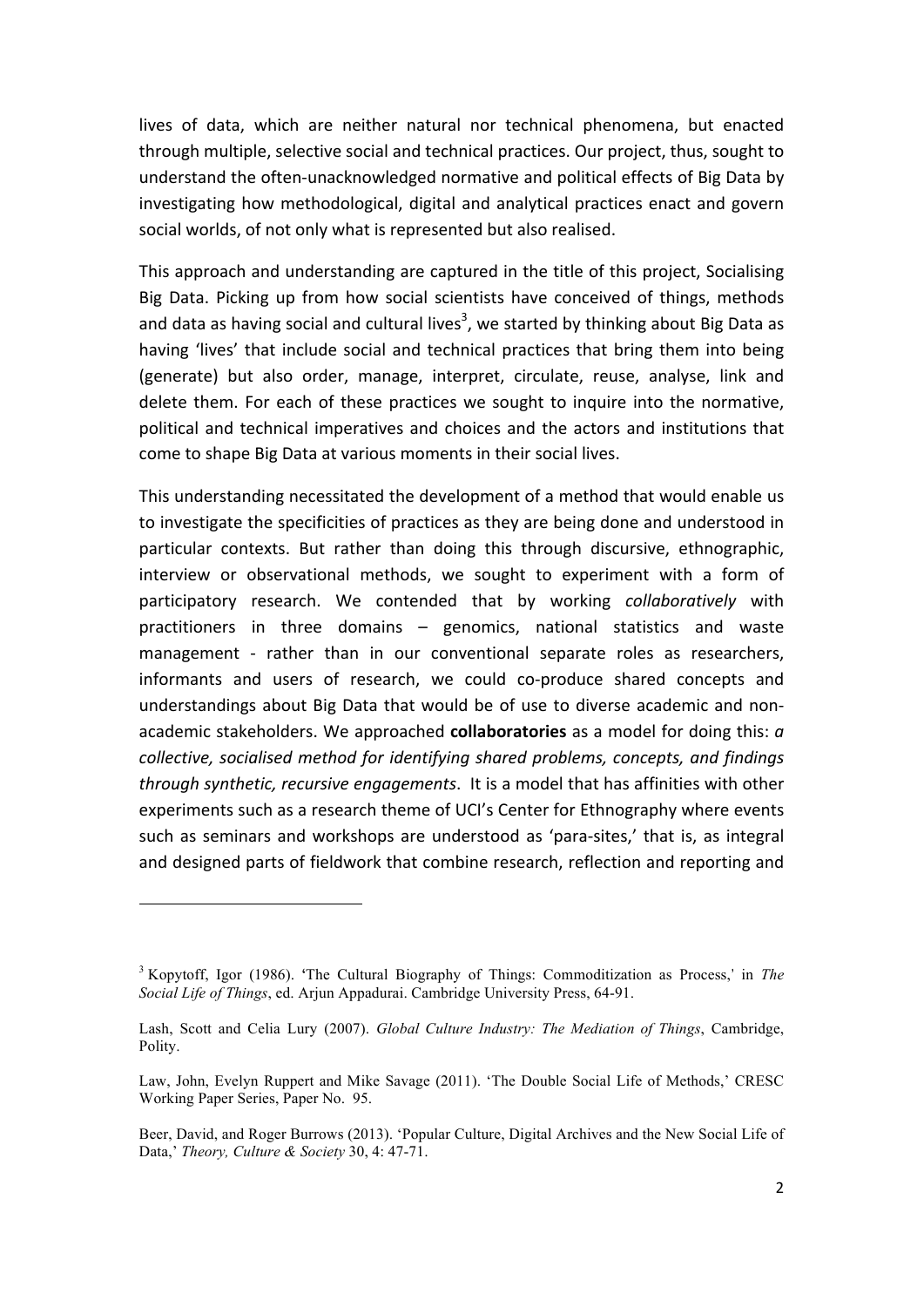lives of data, which are neither natural nor technical phenomena, but enacted through multiple, selective social and technical practices. Our project, thus, sought to understand the often-unacknowledged normative and political effects of Big Data by investigating how methodological, digital and analytical practices enact and govern social worlds, of not only what is represented but also realised.

This approach and understanding are captured in the title of this project, Socialising Big Data. Picking up from how social scientists have conceived of things, methods and data as having social and cultural lives[3], we started by thinking about Big Data as having 'lives' that include social and technical practices that bring them into being (generate) but also order, manage, interpret, circulate, reuse, analyse, link and delete them. For each of these practices we sought to inquire into the normative, political and technical imperatives and choices and the actors and institutions that come to shape Big Data at various moments in their social lives.

This understanding necessitated the development of a method that would enable us to investigate the specificities of practices as they are being done and understood in particular contexts. But rather than doing this through discursive, ethnographic, interview or observational methods, we sought to experiment with a form of participatory research. We contended that by working *collaboratively* with practitioners in three domains – genomics, national statistics and waste management - rather than in our conventional separate roles as researchers, informants and users of research, we could co-produce shared concepts and understandings about Big Data that would be of use to diverse academic and non-academic stakeholders. We approached **collaboratories** as a model for doing this: *a collective, socialised method for identifying shared problems, concepts, and findings through synthetic, recursive engagements*. It is a model that has affinities with other experiments such as a research theme of UCI's Center for Ethnography where events such as seminars and workshops are understood as 'para-sites,' that is, as integral and designed parts of fieldwork that combine research, reflection and reporting and

---

[3] Kopytoff, Igor (1986). 'The Cultural Biography of Things: Commoditization as Process,' in *The Social Life of Things*, ed. Arjun Appadurai. Cambridge University Press, 64-91.

Lash, Scott and Celia Lury (2007). *Global Culture Industry: The Mediation of Things*, Cambridge, Polity.

Law, John, Evelyn Ruppert and Mike Savage (2011). 'The Double Social Life of Methods,' CRESC Working Paper Series, Paper No. 95.

Beer, David, and Roger Burrows (2013). 'Popular Culture, Digital Archives and the New Social Life of Data,' *Theory, Culture & Society* 30, 4: 47-71.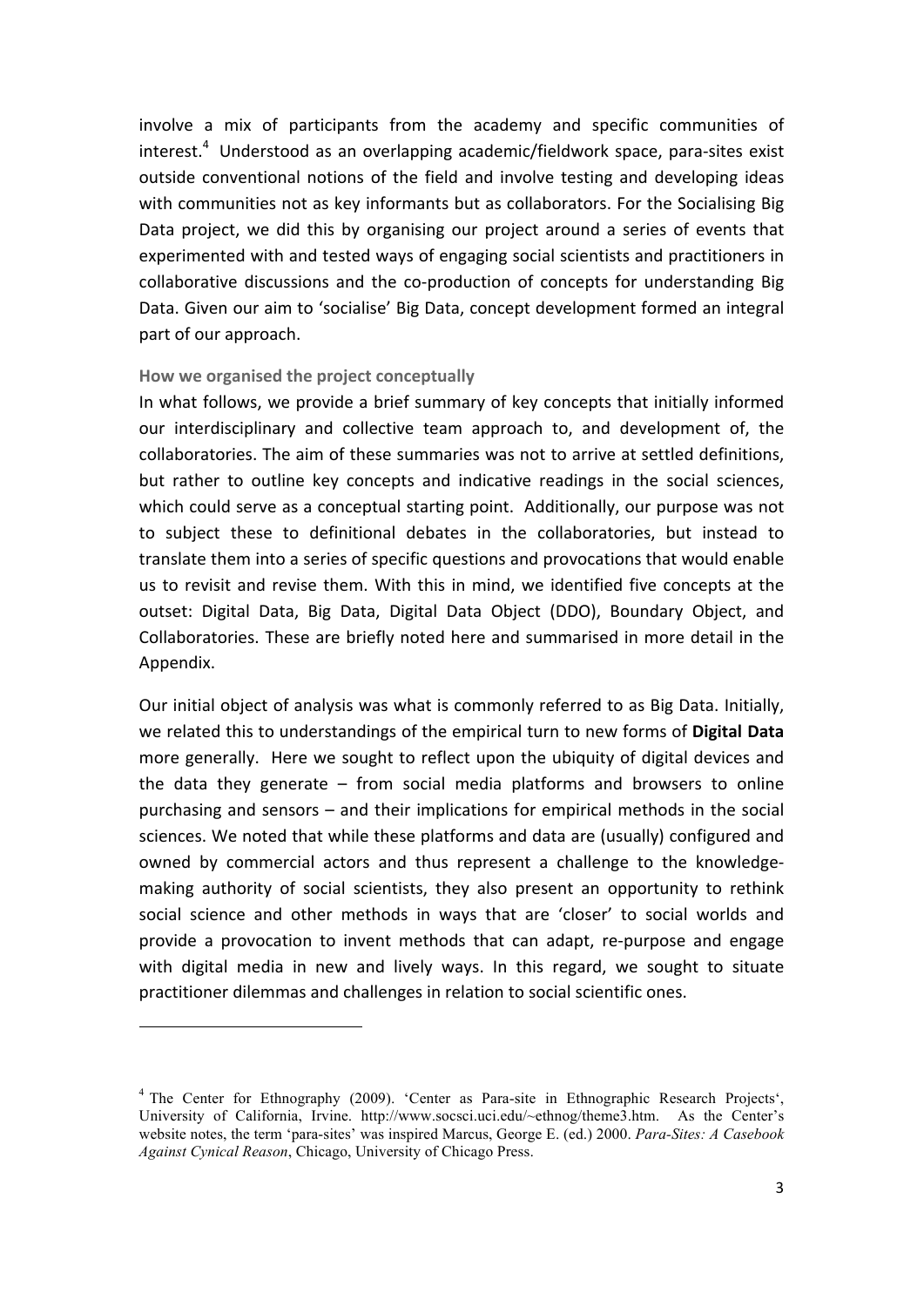involve a mix of participants from the academy and specific communities of interest.[4] Understood as an overlapping academic/fieldwork space, para-sites exist outside conventional notions of the field and involve testing and developing ideas with communities not as key informants but as collaborators. For the Socialising Big Data project, we did this by organising our project around a series of events that experimented with and tested ways of engaging social scientists and practitioners in collaborative discussions and the co-production of concepts for understanding Big Data. Given our aim to 'socialise' Big Data, concept development formed an integral part of our approach.

### How we organised the project conceptually

In what follows, we provide a brief summary of key concepts that initially informed our interdisciplinary and collective team approach to, and development of, the collaboratories. The aim of these summaries was not to arrive at settled definitions, but rather to outline key concepts and indicative readings in the social sciences, which could serve as a conceptual starting point. Additionally, our purpose was not to subject these to definitional debates in the collaboratories, but instead to translate them into a series of specific questions and provocations that would enable us to revisit and revise them. With this in mind, we identified five concepts at the outset: Digital Data, Big Data, Digital Data Object (DDO), Boundary Object, and Collaboratories. These are briefly noted here and summarised in more detail in the Appendix.

Our initial object of analysis was what is commonly referred to as Big Data. Initially, we related this to understandings of the empirical turn to new forms of **Digital Data** more generally. Here we sought to reflect upon the ubiquity of digital devices and the data they generate – from social media platforms and browsers to online purchasing and sensors – and their implications for empirical methods in the social sciences. We noted that while these platforms and data are (usually) configured and owned by commercial actors and thus represent a challenge to the knowledge-making authority of social scientists, they also present an opportunity to rethink social science and other methods in ways that are 'closer' to social worlds and provide a provocation to invent methods that can adapt, re-purpose and engage with digital media in new and lively ways. In this regard, we sought to situate practitioner dilemmas and challenges in relation to social scientific ones.

[4] The Center for Ethnography (2009). 'Center as Para-site in Ethnographic Research Projects', University of California, Irvine. http://www.socsci.uci.edu/~ethnog/theme3.htm. As the Center's website notes, the term 'para-sites' was inspired Marcus, George E. (ed.) 2000. *Para-Sites: A Casebook Against Cynical Reason*, Chicago, University of Chicago Press.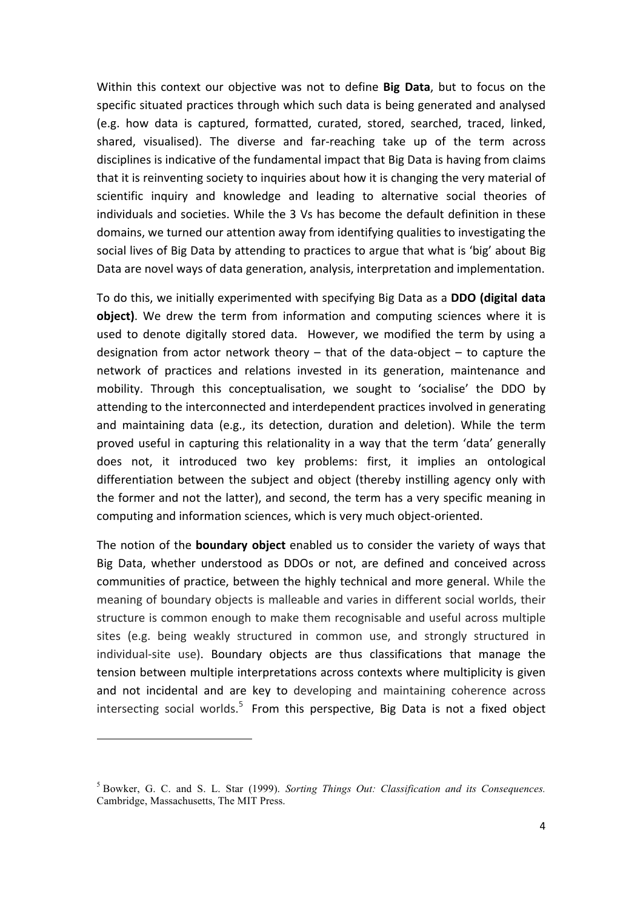Within this context our objective was not to define **Big Data**, but to focus on the specific situated practices through which such data is being generated and analysed (e.g. how data is captured, formatted, curated, stored, searched, traced, linked, shared, visualised). The diverse and far-reaching take up of the term across disciplines is indicative of the fundamental impact that Big Data is having from claims that it is reinventing society to inquiries about how it is changing the very material of scientific inquiry and knowledge and leading to alternative social theories of individuals and societies. While the 3 Vs has become the default definition in these domains, we turned our attention away from identifying qualities to investigating the social lives of Big Data by attending to practices to argue that what is 'big' about Big Data are novel ways of data generation, analysis, interpretation and implementation.

To do this, we initially experimented with specifying Big Data as a **DDO (digital data object)**. We drew the term from information and computing sciences where it is used to denote digitally stored data. However, we modified the term by using a designation from actor network theory – that of the data-object – to capture the network of practices and relations invested in its generation, maintenance and mobility. Through this conceptualisation, we sought to 'socialise' the DDO by attending to the interconnected and interdependent practices involved in generating and maintaining data (e.g., its detection, duration and deletion). While the term proved useful in capturing this relationality in a way that the term 'data' generally does not, it introduced two key problems: first, it implies an ontological differentiation between the subject and object (thereby instilling agency only with the former and not the latter), and second, the term has a very specific meaning in computing and information sciences, which is very much object-oriented.

The notion of the **boundary object** enabled us to consider the variety of ways that Big Data, whether understood as DDOs or not, are defined and conceived across communities of practice, between the highly technical and more general. While the meaning of boundary objects is malleable and varies in different social worlds, their structure is common enough to make them recognisable and useful across multiple sites (e.g. being weakly structured in common use, and strongly structured in individual-site use). Boundary objects are thus classifications that manage the tension between multiple interpretations across contexts where multiplicity is given and not incidental and are key to developing and maintaining coherence across intersecting social worlds.[5] From this perspective, Big Data is not a fixed object

[5] Bowker, G. C. and S. L. Star (1999). *Sorting Things Out: Classification and its Consequences.* Cambridge, Massachusetts, The MIT Press.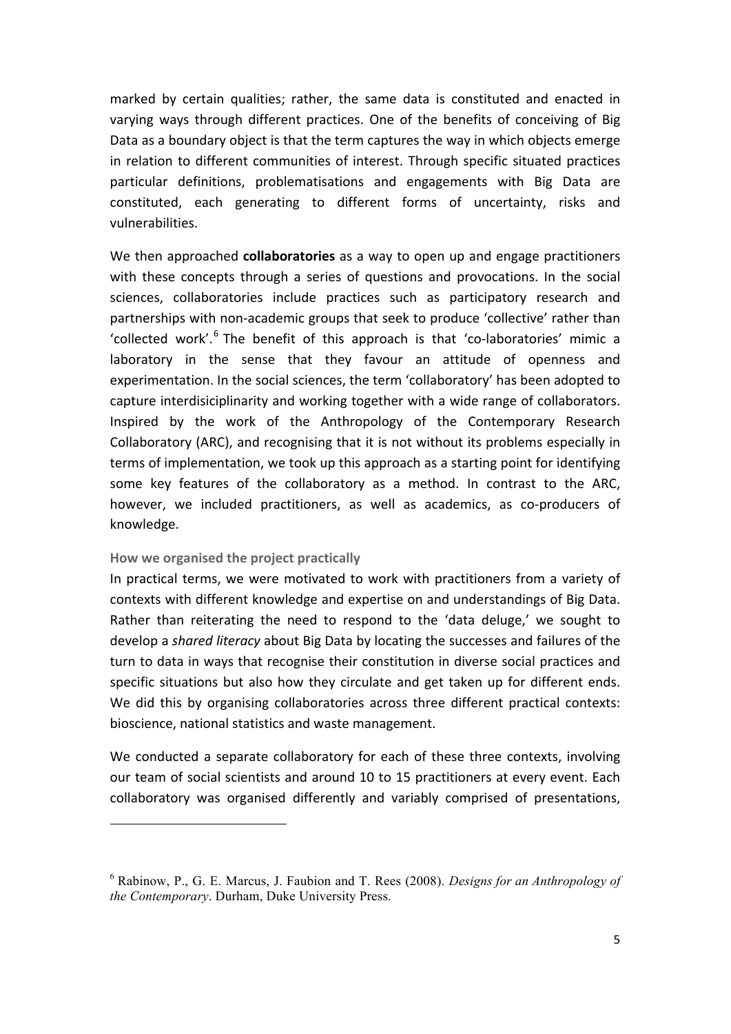marked by certain qualities; rather, the same data is constituted and enacted in varying ways through different practices. One of the benefits of conceiving of Big Data as a boundary object is that the term captures the way in which objects emerge in relation to different communities of interest. Through specific situated practices particular definitions, problematisations and engagements with Big Data are constituted, each generating to different forms of uncertainty, risks and vulnerabilities.

We then approached **collaboratories** as a way to open up and engage practitioners with these concepts through a series of questions and provocations. In the social sciences, collaboratories include practices such as participatory research and partnerships with non-academic groups that seek to produce 'collective' rather than 'collected work'.[6] The benefit of this approach is that 'co-laboratories' mimic a laboratory in the sense that they favour an attitude of openness and experimentation. In the social sciences, the term 'collaboratory' has been adopted to capture interdisiciplinarity and working together with a wide range of collaborators. Inspired by the work of the Anthropology of the Contemporary Research Collaboratory (ARC), and recognising that it is not without its problems especially in terms of implementation, we took up this approach as a starting point for identifying some key features of the collaboratory as a method. In contrast to the ARC, however, we included practitioners, as well as academics, as co-producers of knowledge.

### How we organised the project practically

In practical terms, we were motivated to work with practitioners from a variety of contexts with different knowledge and expertise on and understandings of Big Data. Rather than reiterating the need to respond to the 'data deluge,' we sought to develop a *shared literacy* about Big Data by locating the successes and failures of the turn to data in ways that recognise their constitution in diverse social practices and specific situations but also how they circulate and get taken up for different ends. We did this by organising collaboratories across three different practical contexts: bioscience, national statistics and waste management.

We conducted a separate collaboratory for each of these three contexts, involving our team of social scientists and around 10 to 15 practitioners at every event. Each collaboratory was organised differently and variably comprised of presentations,

[6] Rabinow, P., G. E. Marcus, J. Faubion and T. Rees (2008). *Designs for an Anthropology of the Contemporary*. Durham, Duke University Press.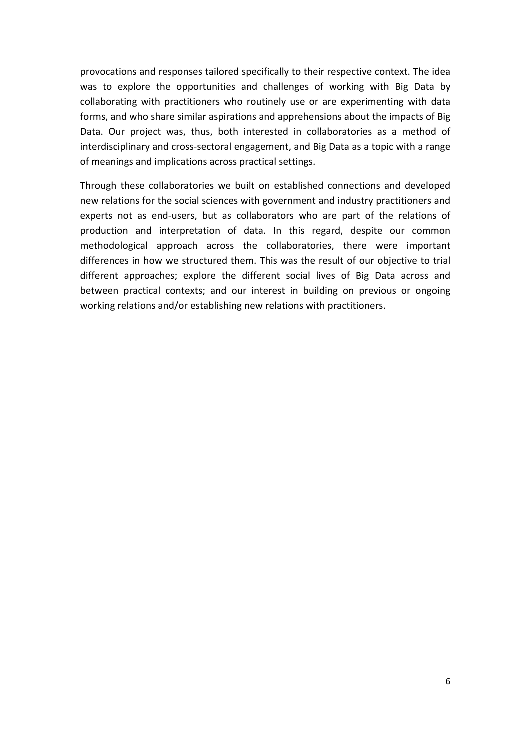provocations and responses tailored specifically to their respective context. The idea was to explore the opportunities and challenges of working with Big Data by collaborating with practitioners who routinely use or are experimenting with data forms, and who share similar aspirations and apprehensions about the impacts of Big Data. Our project was, thus, both interested in collaboratories as a method of interdisciplinary and cross-sectoral engagement, and Big Data as a topic with a range of meanings and implications across practical settings.

Through these collaboratories we built on established connections and developed new relations for the social sciences with government and industry practitioners and experts not as end-users, but as collaborators who are part of the relations of production and interpretation of data. In this regard, despite our common methodological approach across the collaboratories, there were important differences in how we structured them. This was the result of our objective to trial different approaches; explore the different social lives of Big Data across and between practical contexts; and our interest in building on previous or ongoing working relations and/or establishing new relations with practitioners.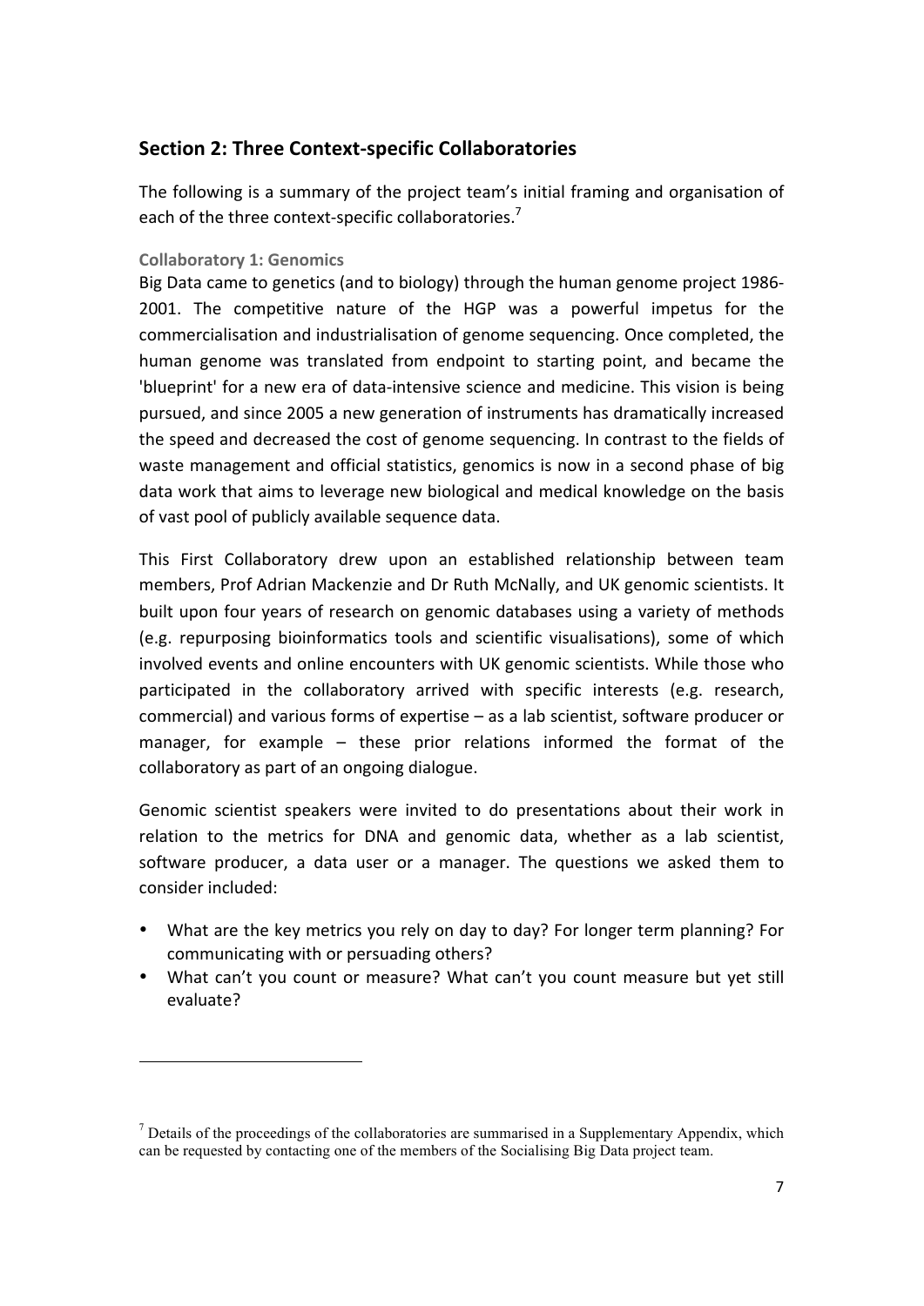## Section 2: Three Context-specific Collaboratories

The following is a summary of the project team's initial framing and organisation of each of the three context-specific collaboratories.[7]

### Collaboratory 1: Genomics

Big Data came to genetics (and to biology) through the human genome project 1986-2001. The competitive nature of the HGP was a powerful impetus for the commercialisation and industrialisation of genome sequencing. Once completed, the human genome was translated from endpoint to starting point, and became the 'blueprint' for a new era of data-intensive science and medicine. This vision is being pursued, and since 2005 a new generation of instruments has dramatically increased the speed and decreased the cost of genome sequencing. In contrast to the fields of waste management and official statistics, genomics is now in a second phase of big data work that aims to leverage new biological and medical knowledge on the basis of vast pool of publicly available sequence data.

This First Collaboratory drew upon an established relationship between team members, Prof Adrian Mackenzie and Dr Ruth McNally, and UK genomic scientists. It built upon four years of research on genomic databases using a variety of methods (e.g. repurposing bioinformatics tools and scientific visualisations), some of which involved events and online encounters with UK genomic scientists. While those who participated in the collaboratory arrived with specific interests (e.g. research, commercial) and various forms of expertise – as a lab scientist, software producer or manager, for example – these prior relations informed the format of the collaboratory as part of an ongoing dialogue.

Genomic scientist speakers were invited to do presentations about their work in relation to the metrics for DNA and genomic data, whether as a lab scientist, software producer, a data user or a manager. The questions we asked them to consider included:

- What are the key metrics you rely on day to day? For longer term planning? For communicating with or persuading others?
- What can't you count or measure? What can't you count measure but yet still evaluate?

---

[7] Details of the proceedings of the collaboratories are summarised in a Supplementary Appendix, which can be requested by contacting one of the members of the Socialising Big Data project team.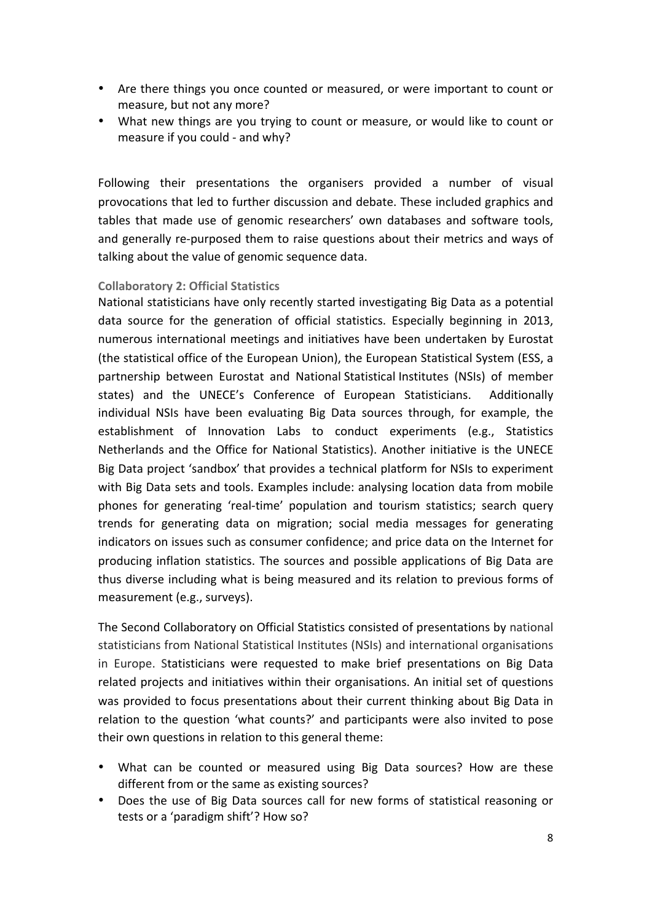- Are there things you once counted or measured, or were important to count or measure, but not any more?
- What new things are you trying to count or measure, or would like to count or measure if you could - and why?

Following their presentations the organisers provided a number of visual provocations that led to further discussion and debate. These included graphics and tables that made use of genomic researchers' own databases and software tools, and generally re-purposed them to raise questions about their metrics and ways of talking about the value of genomic sequence data.

#### Collaboratory 2: Official Statistics

National statisticians have only recently started investigating Big Data as a potential data source for the generation of official statistics. Especially beginning in 2013, numerous international meetings and initiatives have been undertaken by Eurostat (the statistical office of the European Union), the European Statistical System (ESS, a partnership between Eurostat and National Statistical Institutes (NSIs) of member states) and the UNECE's Conference of European Statisticians. Additionally individual NSIs have been evaluating Big Data sources through, for example, the establishment of Innovation Labs to conduct experiments (e.g., Statistics Netherlands and the Office for National Statistics). Another initiative is the UNECE Big Data project 'sandbox' that provides a technical platform for NSIs to experiment with Big Data sets and tools. Examples include: analysing location data from mobile phones for generating 'real-time' population and tourism statistics; search query trends for generating data on migration; social media messages for generating indicators on issues such as consumer confidence; and price data on the Internet for producing inflation statistics. The sources and possible applications of Big Data are thus diverse including what is being measured and its relation to previous forms of measurement (e.g., surveys).

The Second Collaboratory on Official Statistics consisted of presentations by national statisticians from National Statistical Institutes (NSIs) and international organisations in Europe. Statisticians were requested to make brief presentations on Big Data related projects and initiatives within their organisations. An initial set of questions was provided to focus presentations about their current thinking about Big Data in relation to the question 'what counts?' and participants were also invited to pose their own questions in relation to this general theme:

- What can be counted or measured using Big Data sources? How are these different from or the same as existing sources?
- Does the use of Big Data sources call for new forms of statistical reasoning or tests or a 'paradigm shift'? How so?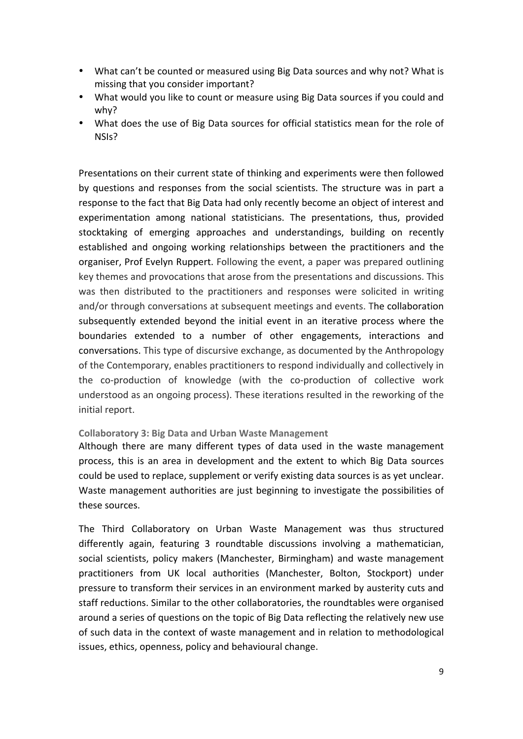- What can't be counted or measured using Big Data sources and why not? What is missing that you consider important?
- What would you like to count or measure using Big Data sources if you could and why?
- What does the use of Big Data sources for official statistics mean for the role of NSIs?

Presentations on their current state of thinking and experiments were then followed by questions and responses from the social scientists. The structure was in part a response to the fact that Big Data had only recently become an object of interest and experimentation among national statisticians. The presentations, thus, provided stocktaking of emerging approaches and understandings, building on recently established and ongoing working relationships between the practitioners and the organiser, Prof Evelyn Ruppert. Following the event, a paper was prepared outlining key themes and provocations that arose from the presentations and discussions. This was then distributed to the practitioners and responses were solicited in writing and/or through conversations at subsequent meetings and events. The collaboration subsequently extended beyond the initial event in an iterative process where the boundaries extended to a number of other engagements, interactions and conversations. This type of discursive exchange, as documented by the Anthropology of the Contemporary, enables practitioners to respond individually and collectively in the co-production of knowledge (with the co-production of collective work understood as an ongoing process). These iterations resulted in the reworking of the initial report.

#### Collaboratory 3: Big Data and Urban Waste Management

Although there are many different types of data used in the waste management process, this is an area in development and the extent to which Big Data sources could be used to replace, supplement or verify existing data sources is as yet unclear. Waste management authorities are just beginning to investigate the possibilities of these sources.

The Third Collaboratory on Urban Waste Management was thus structured differently again, featuring 3 roundtable discussions involving a mathematician, social scientists, policy makers (Manchester, Birmingham) and waste management practitioners from UK local authorities (Manchester, Bolton, Stockport) under pressure to transform their services in an environment marked by austerity cuts and staff reductions. Similar to the other collaboratories, the roundtables were organised around a series of questions on the topic of Big Data reflecting the relatively new use of such data in the context of waste management and in relation to methodological issues, ethics, openness, policy and behavioural change.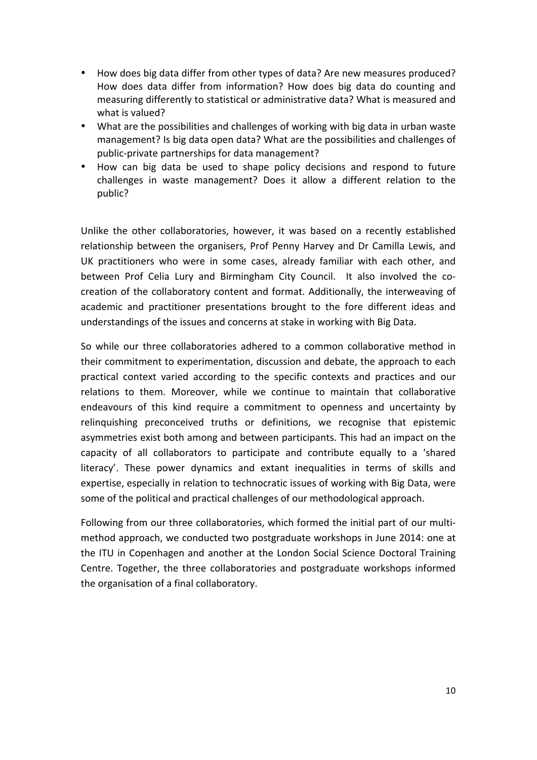- How does big data differ from other types of data? Are new measures produced? How does data differ from information? How does big data do counting and measuring differently to statistical or administrative data? What is measured and what is valued?
- What are the possibilities and challenges of working with big data in urban waste management? Is big data open data? What are the possibilities and challenges of public-private partnerships for data management?
- How can big data be used to shape policy decisions and respond to future challenges in waste management? Does it allow a different relation to the public?

Unlike the other collaboratories, however, it was based on a recently established relationship between the organisers, Prof Penny Harvey and Dr Camilla Lewis, and UK practitioners who were in some cases, already familiar with each other, and between Prof Celia Lury and Birmingham City Council. It also involved the co-creation of the collaboratory content and format. Additionally, the interweaving of academic and practitioner presentations brought to the fore different ideas and understandings of the issues and concerns at stake in working with Big Data.

So while our three collaboratories adhered to a common collaborative method in their commitment to experimentation, discussion and debate, the approach to each practical context varied according to the specific contexts and practices and our relations to them. Moreover, while we continue to maintain that collaborative endeavours of this kind require a commitment to openness and uncertainty by relinquishing preconceived truths or definitions, we recognise that epistemic asymmetries exist both among and between participants. This had an impact on the capacity of all collaborators to participate and contribute equally to a 'shared literacy'. These power dynamics and extant inequalities in terms of skills and expertise, especially in relation to technocratic issues of working with Big Data, were some of the political and practical challenges of our methodological approach.

Following from our three collaboratories, which formed the initial part of our multi-method approach, we conducted two postgraduate workshops in June 2014: one at the ITU in Copenhagen and another at the London Social Science Doctoral Training Centre. Together, the three collaboratories and postgraduate workshops informed the organisation of a final collaboratory.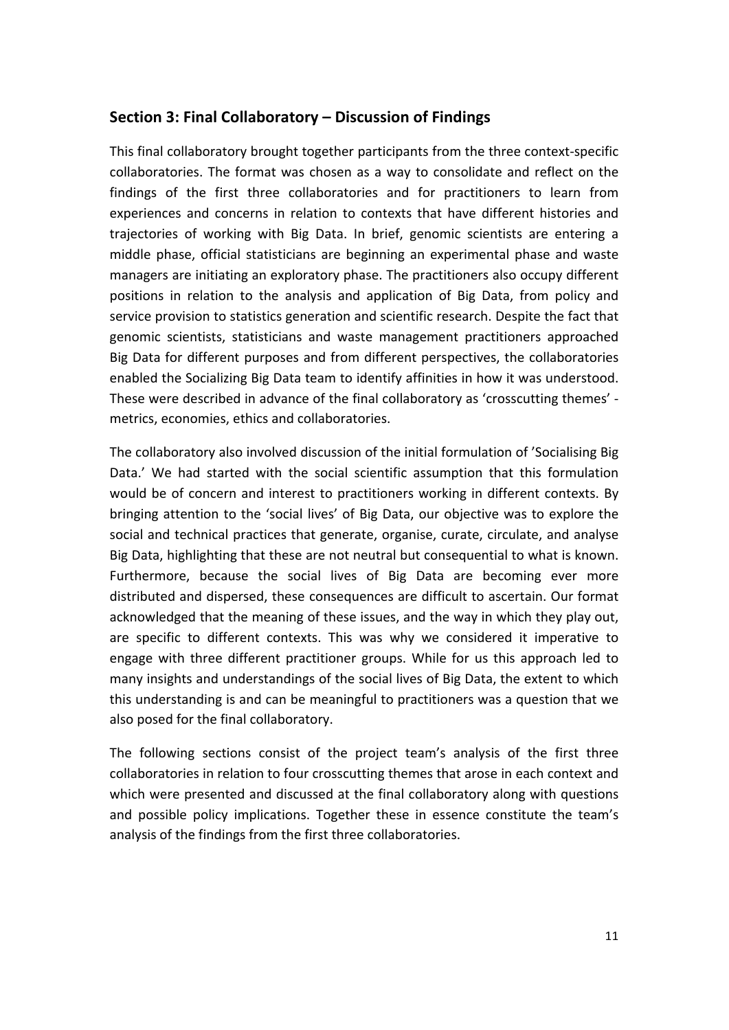## Section 3: Final Collaboratory – Discussion of Findings

This final collaboratory brought together participants from the three context-specific collaboratories. The format was chosen as a way to consolidate and reflect on the findings of the first three collaboratories and for practitioners to learn from experiences and concerns in relation to contexts that have different histories and trajectories of working with Big Data. In brief, genomic scientists are entering a middle phase, official statisticians are beginning an experimental phase and waste managers are initiating an exploratory phase. The practitioners also occupy different positions in relation to the analysis and application of Big Data, from policy and service provision to statistics generation and scientific research. Despite the fact that genomic scientists, statisticians and waste management practitioners approached Big Data for different purposes and from different perspectives, the collaboratories enabled the Socializing Big Data team to identify affinities in how it was understood. These were described in advance of the final collaboratory as 'crosscutting themes' - metrics, economies, ethics and collaboratories.

The collaboratory also involved discussion of the initial formulation of 'Socialising Big Data.' We had started with the social scientific assumption that this formulation would be of concern and interest to practitioners working in different contexts. By bringing attention to the 'social lives' of Big Data, our objective was to explore the social and technical practices that generate, organise, curate, circulate, and analyse Big Data, highlighting that these are not neutral but consequential to what is known. Furthermore, because the social lives of Big Data are becoming ever more distributed and dispersed, these consequences are difficult to ascertain. Our format acknowledged that the meaning of these issues, and the way in which they play out, are specific to different contexts. This was why we considered it imperative to engage with three different practitioner groups. While for us this approach led to many insights and understandings of the social lives of Big Data, the extent to which this understanding is and can be meaningful to practitioners was a question that we also posed for the final collaboratory.

The following sections consist of the project team's analysis of the first three collaboratories in relation to four crosscutting themes that arose in each context and which were presented and discussed at the final collaboratory along with questions and possible policy implications. Together these in essence constitute the team's analysis of the findings from the first three collaboratories.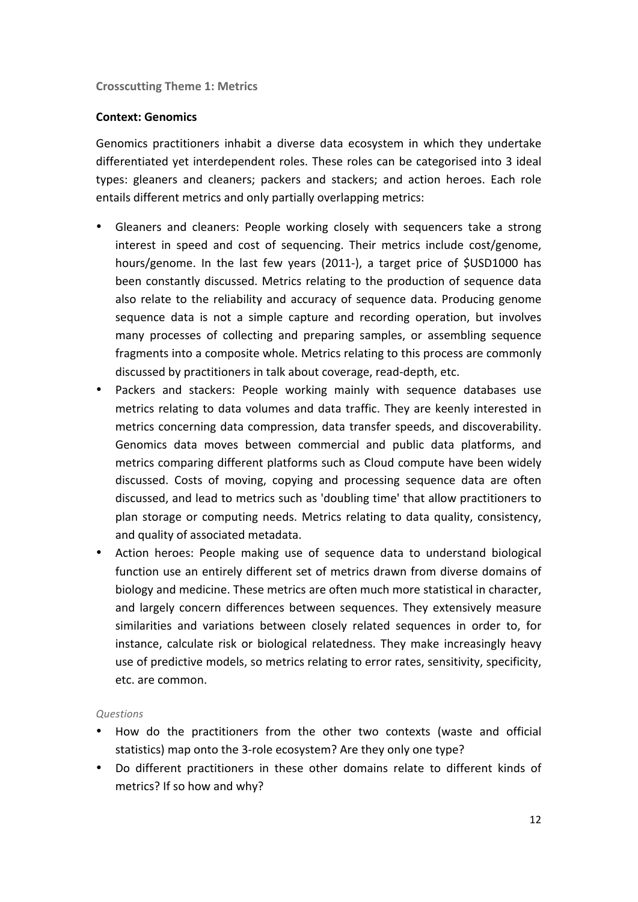### Crosscutting Theme 1: Metrics

**Context: Genomics**

Genomics practitioners inhabit a diverse data ecosystem in which they undertake differentiated yet interdependent roles. These roles can be categorised into 3 ideal types: gleaners and cleaners; packers and stackers; and action heroes. Each role entails different metrics and only partially overlapping metrics:

- Gleaners and cleaners: People working closely with sequencers take a strong interest in speed and cost of sequencing. Their metrics include cost/genome, hours/genome. In the last few years (2011-), a target price of $USD1000 has been constantly discussed. Metrics relating to the production of sequence data also relate to the reliability and accuracy of sequence data. Producing genome sequence data is not a simple capture and recording operation, but involves many processes of collecting and preparing samples, or assembling sequence fragments into a composite whole. Metrics relating to this process are commonly discussed by practitioners in talk about coverage, read-depth, etc.
- Packers and stackers: People working mainly with sequence databases use metrics relating to data volumes and data traffic. They are keenly interested in metrics concerning data compression, data transfer speeds, and discoverability. Genomics data moves between commercial and public data platforms, and metrics comparing different platforms such as Cloud compute have been widely discussed. Costs of moving, copying and processing sequence data are often discussed, and lead to metrics such as 'doubling time' that allow practitioners to plan storage or computing needs. Metrics relating to data quality, consistency, and quality of associated metadata.
- Action heroes: People making use of sequence data to understand biological function use an entirely different set of metrics drawn from diverse domains of biology and medicine. These metrics are often much more statistical in character, and largely concern differences between sequences. They extensively measure similarities and variations between closely related sequences in order to, for instance, calculate risk or biological relatedness. They make increasingly heavy use of predictive models, so metrics relating to error rates, sensitivity, specificity, etc. are common.

*Questions*

- How do the practitioners from the other two contexts (waste and official statistics) map onto the 3-role ecosystem? Are they only one type?
- Do different practitioners in these other domains relate to different kinds of metrics? If so how and why?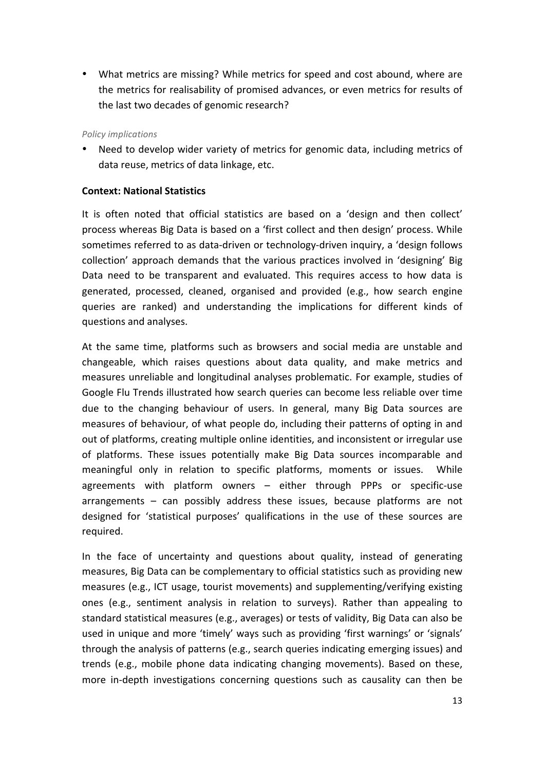- What metrics are missing? While metrics for speed and cost abound, where are the metrics for realisability of promised advances, or even metrics for results of the last two decades of genomic research?

*Policy implications*

- Need to develop wider variety of metrics for genomic data, including metrics of data reuse, metrics of data linkage, etc.

**Context: National Statistics**

It is often noted that official statistics are based on a 'design and then collect' process whereas Big Data is based on a 'first collect and then design' process. While sometimes referred to as data-driven or technology-driven inquiry, a 'design follows collection' approach demands that the various practices involved in 'designing' Big Data need to be transparent and evaluated. This requires access to how data is generated, processed, cleaned, organised and provided (e.g., how search engine queries are ranked) and understanding the implications for different kinds of questions and analyses.

At the same time, platforms such as browsers and social media are unstable and changeable, which raises questions about data quality, and make metrics and measures unreliable and longitudinal analyses problematic. For example, studies of Google Flu Trends illustrated how search queries can become less reliable over time due to the changing behaviour of users. In general, many Big Data sources are measures of behaviour, of what people do, including their patterns of opting in and out of platforms, creating multiple online identities, and inconsistent or irregular use of platforms. These issues potentially make Big Data sources incomparable and meaningful only in relation to specific platforms, moments or issues. While agreements with platform owners – either through PPPs or specific-use arrangements – can possibly address these issues, because platforms are not designed for 'statistical purposes' qualifications in the use of these sources are required.

In the face of uncertainty and questions about quality, instead of generating measures, Big Data can be complementary to official statistics such as providing new measures (e.g., ICT usage, tourist movements) and supplementing/verifying existing ones (e.g., sentiment analysis in relation to surveys). Rather than appealing to standard statistical measures (e.g., averages) or tests of validity, Big Data can also be used in unique and more 'timely' ways such as providing 'first warnings' or 'signals' through the analysis of patterns (e.g., search queries indicating emerging issues) and trends (e.g., mobile phone data indicating changing movements). Based on these, more in-depth investigations concerning questions such as causality can then be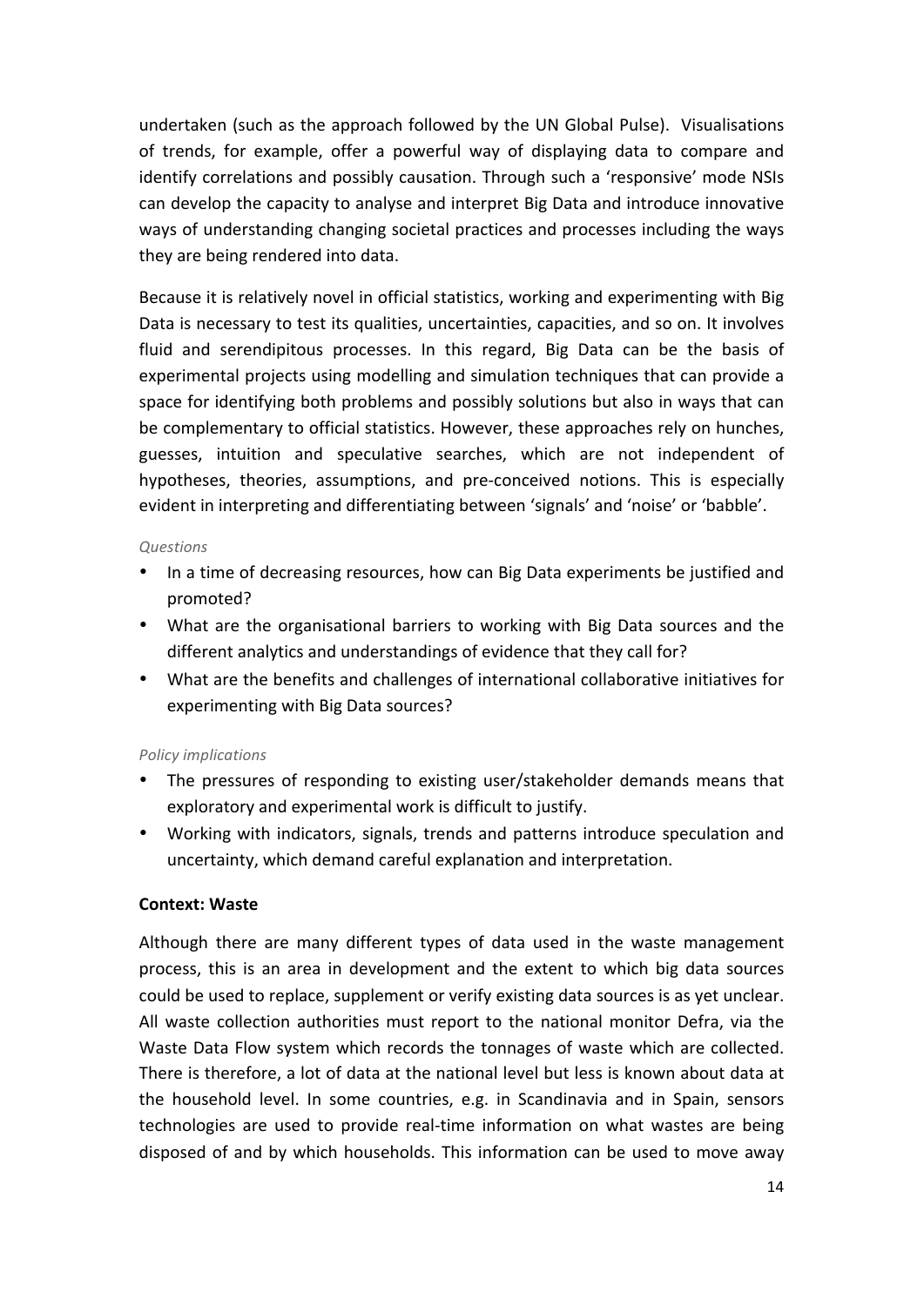undertaken (such as the approach followed by the UN Global Pulse). Visualisations of trends, for example, offer a powerful way of displaying data to compare and identify correlations and possibly causation. Through such a 'responsive' mode NSIs can develop the capacity to analyse and interpret Big Data and introduce innovative ways of understanding changing societal practices and processes including the ways they are being rendered into data.

Because it is relatively novel in official statistics, working and experimenting with Big Data is necessary to test its qualities, uncertainties, capacities, and so on. It involves fluid and serendipitous processes. In this regard, Big Data can be the basis of experimental projects using modelling and simulation techniques that can provide a space for identifying both problems and possibly solutions but also in ways that can be complementary to official statistics. However, these approaches rely on hunches, guesses, intuition and speculative searches, which are not independent of hypotheses, theories, assumptions, and pre-conceived notions. This is especially evident in interpreting and differentiating between 'signals' and 'noise' or 'babble'.

*Questions*

- In a time of decreasing resources, how can Big Data experiments be justified and promoted?
- What are the organisational barriers to working with Big Data sources and the different analytics and understandings of evidence that they call for?
- What are the benefits and challenges of international collaborative initiatives for experimenting with Big Data sources?

*Policy implications*

- The pressures of responding to existing user/stakeholder demands means that exploratory and experimental work is difficult to justify.
- Working with indicators, signals, trends and patterns introduce speculation and uncertainty, which demand careful explanation and interpretation.

**Context: Waste**

Although there are many different types of data used in the waste management process, this is an area in development and the extent to which big data sources could be used to replace, supplement or verify existing data sources is as yet unclear. All waste collection authorities must report to the national monitor Defra, via the Waste Data Flow system which records the tonnages of waste which are collected. There is therefore, a lot of data at the national level but less is known about data at the household level. In some countries, e.g. in Scandinavia and in Spain, sensors technologies are used to provide real-time information on what wastes are being disposed of and by which households. This information can be used to move away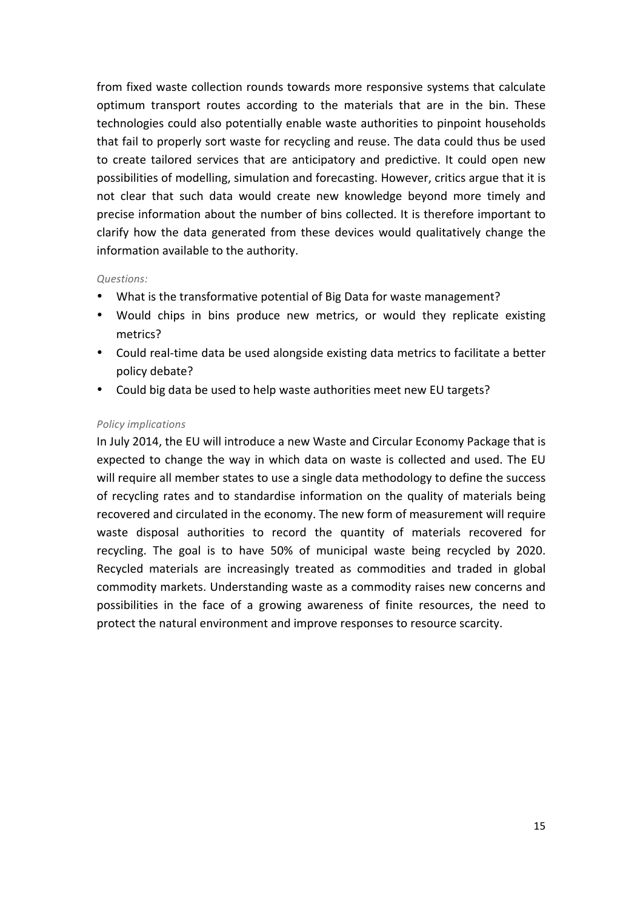from fixed waste collection rounds towards more responsive systems that calculate optimum transport routes according to the materials that are in the bin. These technologies could also potentially enable waste authorities to pinpoint households that fail to properly sort waste for recycling and reuse. The data could thus be used to create tailored services that are anticipatory and predictive. It could open new possibilities of modelling, simulation and forecasting. However, critics argue that it is not clear that such data would create new knowledge beyond more timely and precise information about the number of bins collected. It is therefore important to clarify how the data generated from these devices would qualitatively change the information available to the authority.

*Questions:*

- What is the transformative potential of Big Data for waste management?
- Would chips in bins produce new metrics, or would they replicate existing metrics?
- Could real-time data be used alongside existing data metrics to facilitate a better policy debate?
- Could big data be used to help waste authorities meet new EU targets?

*Policy implications*

In July 2014, the EU will introduce a new Waste and Circular Economy Package that is expected to change the way in which data on waste is collected and used. The EU will require all member states to use a single data methodology to define the success of recycling rates and to standardise information on the quality of materials being recovered and circulated in the economy. The new form of measurement will require waste disposal authorities to record the quantity of materials recovered for recycling. The goal is to have 50% of municipal waste being recycled by 2020. Recycled materials are increasingly treated as commodities and traded in global commodity markets. Understanding waste as a commodity raises new concerns and possibilities in the face of a growing awareness of finite resources, the need to protect the natural environment and improve responses to resource scarcity.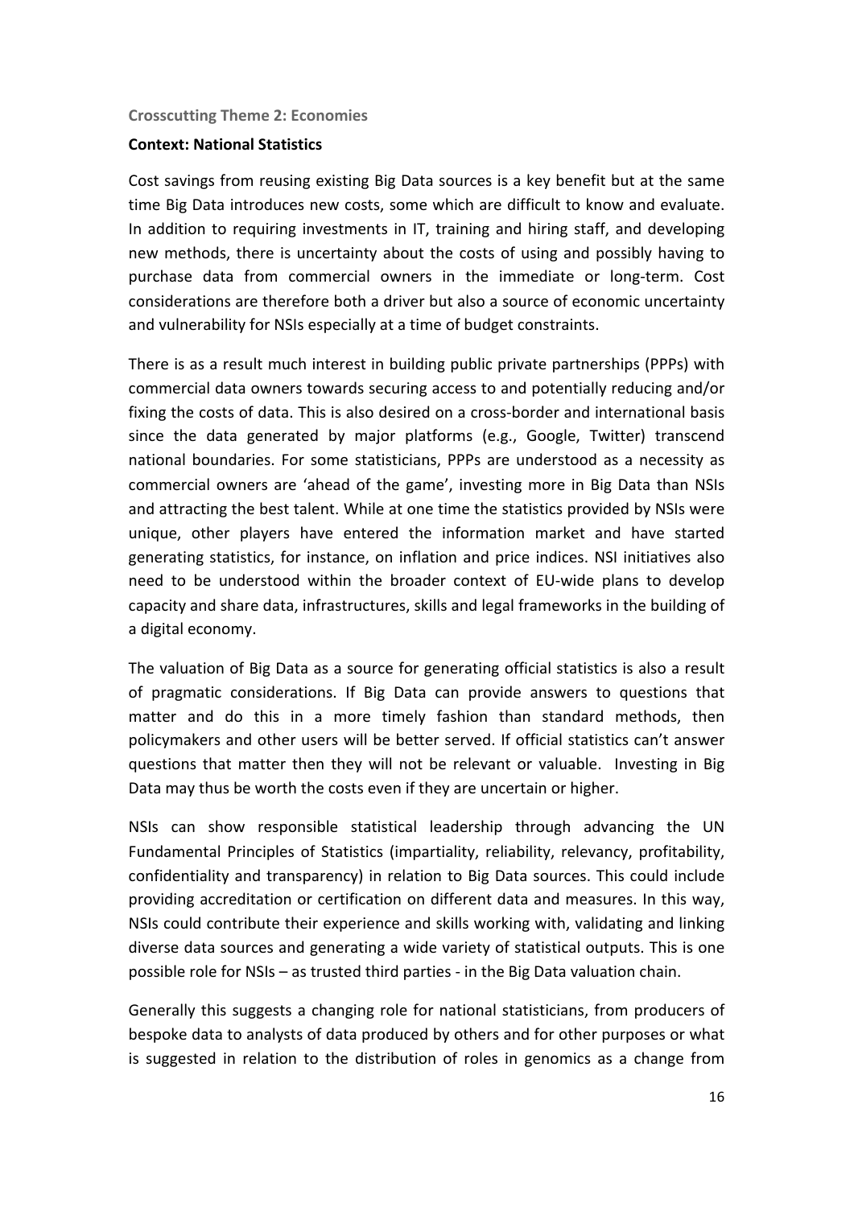### Crosscutting Theme 2: Economies

#### Context: National Statistics

Cost savings from reusing existing Big Data sources is a key benefit but at the same time Big Data introduces new costs, some which are difficult to know and evaluate. In addition to requiring investments in IT, training and hiring staff, and developing new methods, there is uncertainty about the costs of using and possibly having to purchase data from commercial owners in the immediate or long-term. Cost considerations are therefore both a driver but also a source of economic uncertainty and vulnerability for NSIs especially at a time of budget constraints.

There is as a result much interest in building public private partnerships (PPPs) with commercial data owners towards securing access to and potentially reducing and/or fixing the costs of data. This is also desired on a cross-border and international basis since the data generated by major platforms (e.g., Google, Twitter) transcend national boundaries. For some statisticians, PPPs are understood as a necessity as commercial owners are 'ahead of the game', investing more in Big Data than NSIs and attracting the best talent. While at one time the statistics provided by NSIs were unique, other players have entered the information market and have started generating statistics, for instance, on inflation and price indices. NSI initiatives also need to be understood within the broader context of EU-wide plans to develop capacity and share data, infrastructures, skills and legal frameworks in the building of a digital economy.

The valuation of Big Data as a source for generating official statistics is also a result of pragmatic considerations. If Big Data can provide answers to questions that matter and do this in a more timely fashion than standard methods, then policymakers and other users will be better served. If official statistics can't answer questions that matter then they will not be relevant or valuable. Investing in Big Data may thus be worth the costs even if they are uncertain or higher.

NSIs can show responsible statistical leadership through advancing the UN Fundamental Principles of Statistics (impartiality, reliability, relevancy, profitability, confidentiality and transparency) in relation to Big Data sources. This could include providing accreditation or certification on different data and measures. In this way, NSIs could contribute their experience and skills working with, validating and linking diverse data sources and generating a wide variety of statistical outputs. This is one possible role for NSIs – as trusted third parties - in the Big Data valuation chain.

Generally this suggests a changing role for national statisticians, from producers of bespoke data to analysts of data produced by others and for other purposes or what is suggested in relation to the distribution of roles in genomics as a change from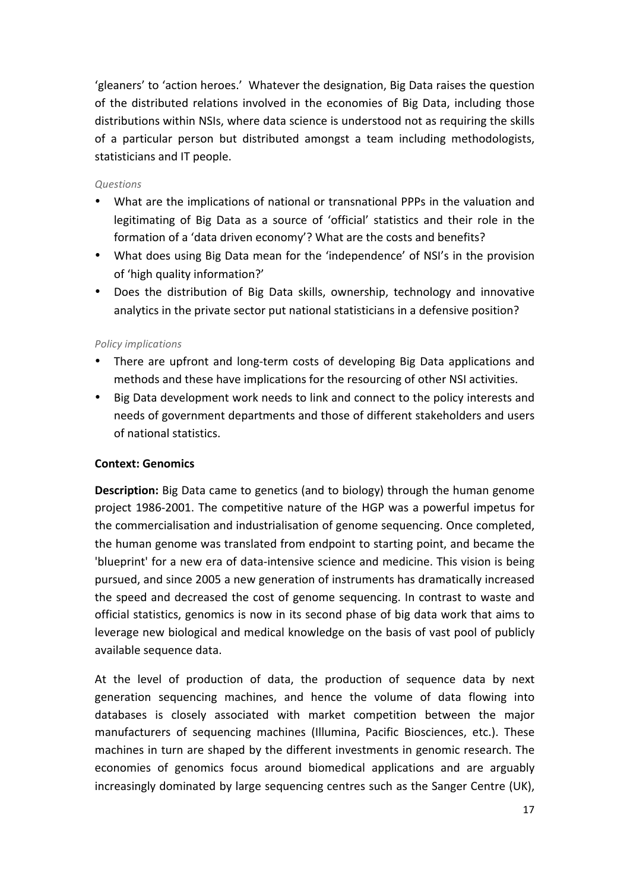'gleaners' to 'action heroes.' Whatever the designation, Big Data raises the question of the distributed relations involved in the economies of Big Data, including those distributions within NSIs, where data science is understood not as requiring the skills of a particular person but distributed amongst a team including methodologists, statisticians and IT people.

*Questions*

- What are the implications of national or transnational PPPs in the valuation and legitimating of Big Data as a source of 'official' statistics and their role in the formation of a 'data driven economy'? What are the costs and benefits?
- What does using Big Data mean for the 'independence' of NSI's in the provision of 'high quality information?'
- Does the distribution of Big Data skills, ownership, technology and innovative analytics in the private sector put national statisticians in a defensive position?

*Policy implications*

- There are upfront and long-term costs of developing Big Data applications and methods and these have implications for the resourcing of other NSI activities.
- Big Data development work needs to link and connect to the policy interests and needs of government departments and those of different stakeholders and users of national statistics.

**Context: Genomics**

**Description:** Big Data came to genetics (and to biology) through the human genome project 1986-2001. The competitive nature of the HGP was a powerful impetus for the commercialisation and industrialisation of genome sequencing. Once completed, the human genome was translated from endpoint to starting point, and became the 'blueprint' for a new era of data-intensive science and medicine. This vision is being pursued, and since 2005 a new generation of instruments has dramatically increased the speed and decreased the cost of genome sequencing. In contrast to waste and official statistics, genomics is now in its second phase of big data work that aims to leverage new biological and medical knowledge on the basis of vast pool of publicly available sequence data.

At the level of production of data, the production of sequence data by next generation sequencing machines, and hence the volume of data flowing into databases is closely associated with market competition between the major manufacturers of sequencing machines (Illumina, Pacific Biosciences, etc.). These machines in turn are shaped by the different investments in genomic research. The economies of genomics focus around biomedical applications and are arguably increasingly dominated by large sequencing centres such as the Sanger Centre (UK),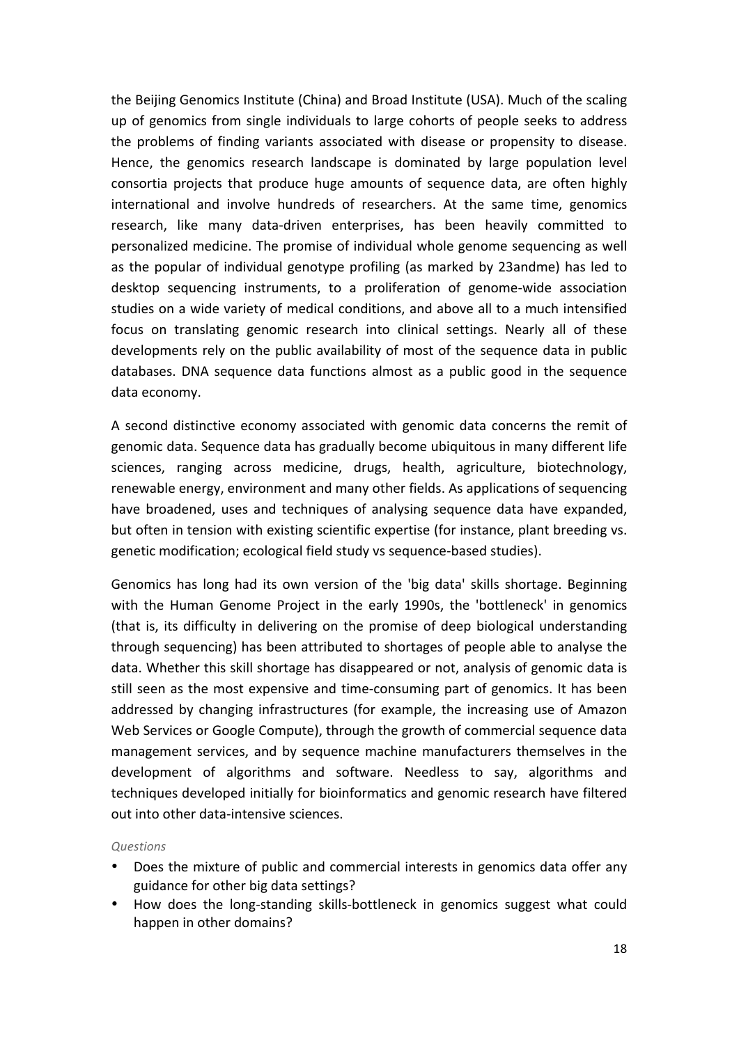the Beijing Genomics Institute (China) and Broad Institute (USA). Much of the scaling up of genomics from single individuals to large cohorts of people seeks to address the problems of finding variants associated with disease or propensity to disease. Hence, the genomics research landscape is dominated by large population level consortia projects that produce huge amounts of sequence data, are often highly international and involve hundreds of researchers. At the same time, genomics research, like many data-driven enterprises, has been heavily committed to personalized medicine. The promise of individual whole genome sequencing as well as the popular of individual genotype profiling (as marked by 23andme) has led to desktop sequencing instruments, to a proliferation of genome-wide association studies on a wide variety of medical conditions, and above all to a much intensified focus on translating genomic research into clinical settings. Nearly all of these developments rely on the public availability of most of the sequence data in public databases. DNA sequence data functions almost as a public good in the sequence data economy.

A second distinctive economy associated with genomic data concerns the remit of genomic data. Sequence data has gradually become ubiquitous in many different life sciences, ranging across medicine, drugs, health, agriculture, biotechnology, renewable energy, environment and many other fields. As applications of sequencing have broadened, uses and techniques of analysing sequence data have expanded, but often in tension with existing scientific expertise (for instance, plant breeding vs. genetic modification; ecological field study vs sequence-based studies).

Genomics has long had its own version of the 'big data' skills shortage. Beginning with the Human Genome Project in the early 1990s, the 'bottleneck' in genomics (that is, its difficulty in delivering on the promise of deep biological understanding through sequencing) has been attributed to shortages of people able to analyse the data. Whether this skill shortage has disappeared or not, analysis of genomic data is still seen as the most expensive and time-consuming part of genomics. It has been addressed by changing infrastructures (for example, the increasing use of Amazon Web Services or Google Compute), through the growth of commercial sequence data management services, and by sequence machine manufacturers themselves in the development of algorithms and software. Needless to say, algorithms and techniques developed initially for bioinformatics and genomic research have filtered out into other data-intensive sciences.

*Questions*

- Does the mixture of public and commercial interests in genomics data offer any guidance for other big data settings?
- How does the long-standing skills-bottleneck in genomics suggest what could happen in other domains?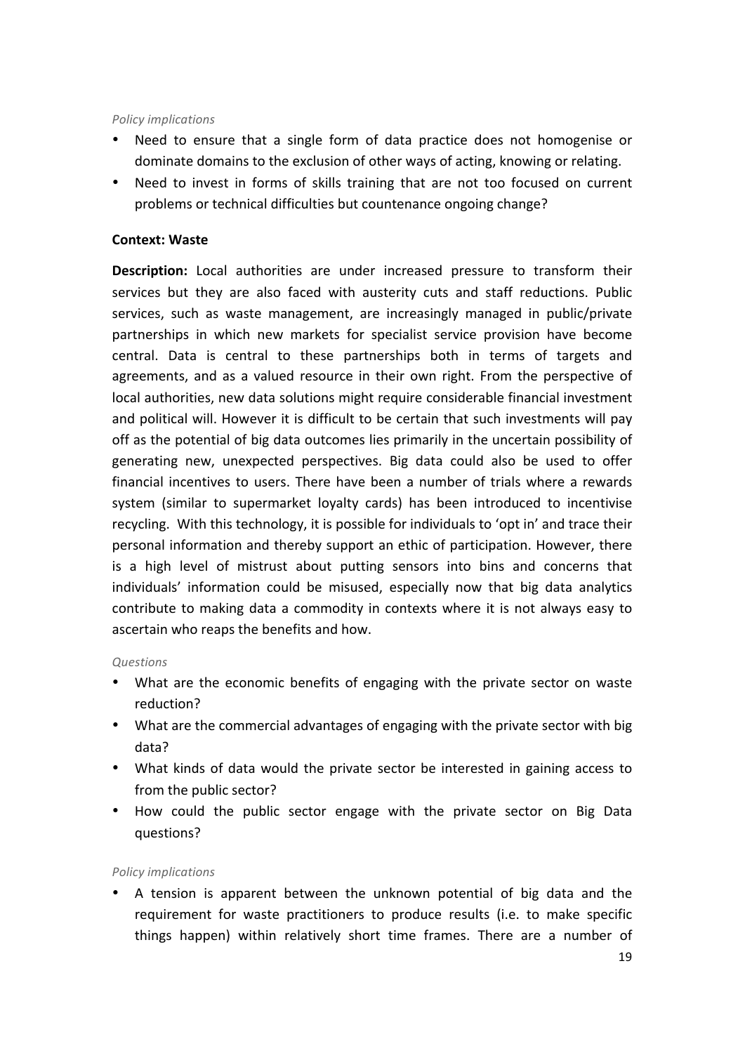*Policy implications*

- Need to ensure that a single form of data practice does not homogenise or dominate domains to the exclusion of other ways of acting, knowing or relating.
- Need to invest in forms of skills training that are not too focused on current problems or technical difficulties but countenance ongoing change?

**Context: Waste**

**Description:** Local authorities are under increased pressure to transform their services but they are also faced with austerity cuts and staff reductions. Public services, such as waste management, are increasingly managed in public/private partnerships in which new markets for specialist service provision have become central. Data is central to these partnerships both in terms of targets and agreements, and as a valued resource in their own right. From the perspective of local authorities, new data solutions might require considerable financial investment and political will. However it is difficult to be certain that such investments will pay off as the potential of big data outcomes lies primarily in the uncertain possibility of generating new, unexpected perspectives. Big data could also be used to offer financial incentives to users. There have been a number of trials where a rewards system (similar to supermarket loyalty cards) has been introduced to incentivise recycling. With this technology, it is possible for individuals to 'opt in' and trace their personal information and thereby support an ethic of participation. However, there is a high level of mistrust about putting sensors into bins and concerns that individuals' information could be misused, especially now that big data analytics contribute to making data a commodity in contexts where it is not always easy to ascertain who reaps the benefits and how.

*Questions*

- What are the economic benefits of engaging with the private sector on waste reduction?
- What are the commercial advantages of engaging with the private sector with big data?
- What kinds of data would the private sector be interested in gaining access to from the public sector?
- How could the public sector engage with the private sector on Big Data questions?

*Policy implications*

- A tension is apparent between the unknown potential of big data and the requirement for waste practitioners to produce results (i.e. to make specific things happen) within relatively short time frames. There are a number of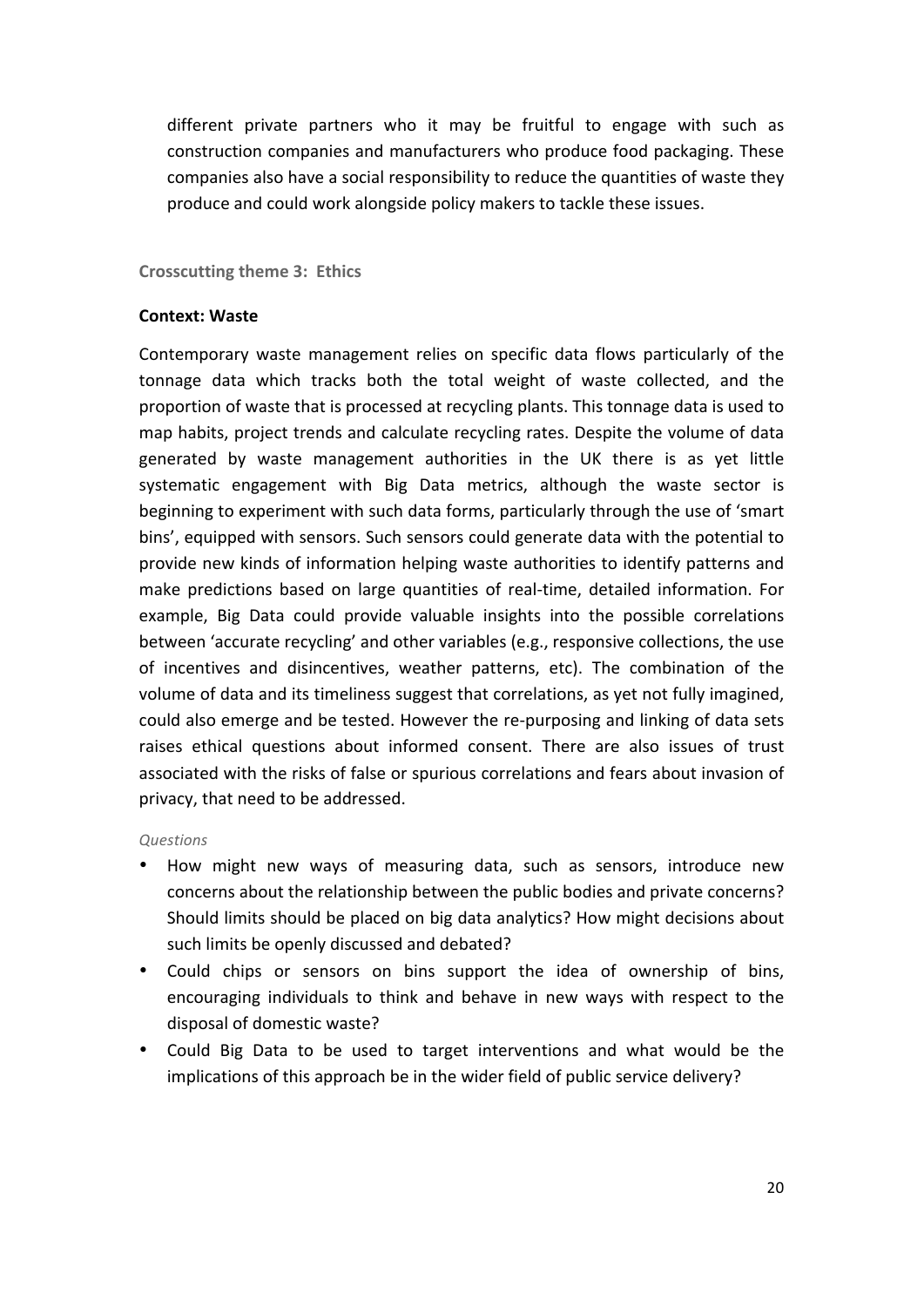different private partners who it may be fruitful to engage with such as construction companies and manufacturers who produce food packaging. These companies also have a social responsibility to reduce the quantities of waste they produce and could work alongside policy makers to tackle these issues.

### Crosscutting theme 3: Ethics

**Context: Waste**

Contemporary waste management relies on specific data flows particularly of the tonnage data which tracks both the total weight of waste collected, and the proportion of waste that is processed at recycling plants. This tonnage data is used to map habits, project trends and calculate recycling rates. Despite the volume of data generated by waste management authorities in the UK there is as yet little systematic engagement with Big Data metrics, although the waste sector is beginning to experiment with such data forms, particularly through the use of 'smart bins', equipped with sensors. Such sensors could generate data with the potential to provide new kinds of information helping waste authorities to identify patterns and make predictions based on large quantities of real-time, detailed information. For example, Big Data could provide valuable insights into the possible correlations between 'accurate recycling' and other variables (e.g., responsive collections, the use of incentives and disincentives, weather patterns, etc). The combination of the volume of data and its timeliness suggest that correlations, as yet not fully imagined, could also emerge and be tested. However the re-purposing and linking of data sets raises ethical questions about informed consent. There are also issues of trust associated with the risks of false or spurious correlations and fears about invasion of privacy, that need to be addressed.

*Questions*

- How might new ways of measuring data, such as sensors, introduce new concerns about the relationship between the public bodies and private concerns? Should limits should be placed on big data analytics? How might decisions about such limits be openly discussed and debated?
- Could chips or sensors on bins support the idea of ownership of bins, encouraging individuals to think and behave in new ways with respect to the disposal of domestic waste?
- Could Big Data to be used to target interventions and what would be the implications of this approach be in the wider field of public service delivery?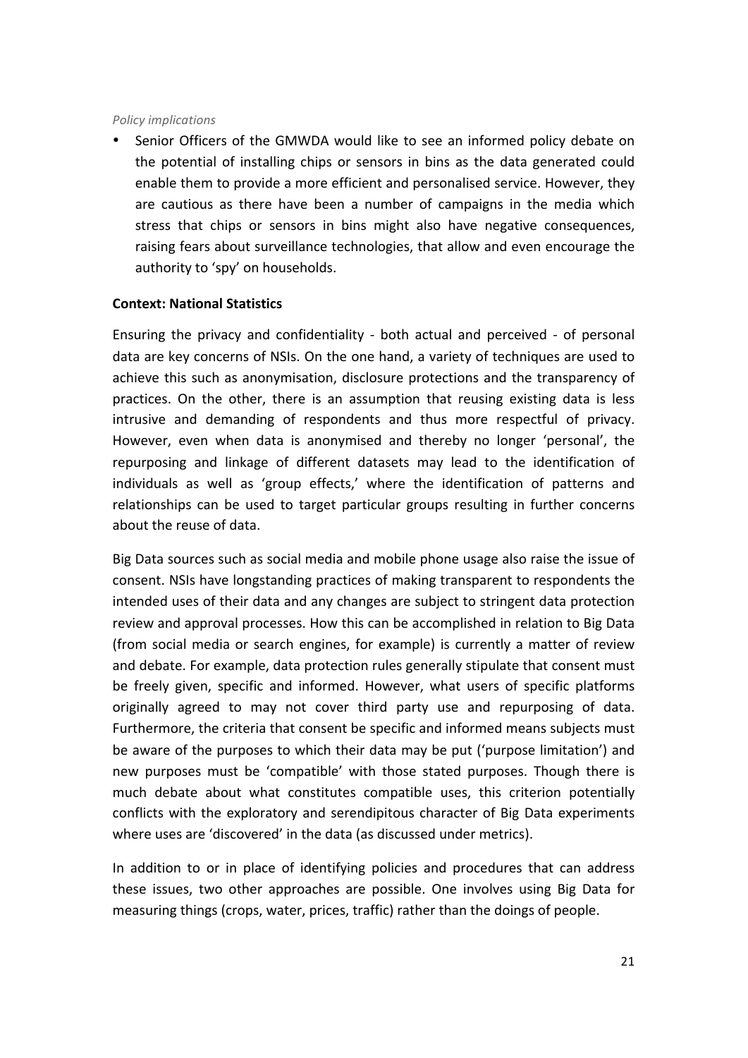*Policy implications*

- Senior Officers of the GMWDA would like to see an informed policy debate on the potential of installing chips or sensors in bins as the data generated could enable them to provide a more efficient and personalised service. However, they are cautious as there have been a number of campaigns in the media which stress that chips or sensors in bins might also have negative consequences, raising fears about surveillance technologies, that allow and even encourage the authority to 'spy' on households.

**Context: National Statistics**

Ensuring the privacy and confidentiality - both actual and perceived - of personal data are key concerns of NSIs. On the one hand, a variety of techniques are used to achieve this such as anonymisation, disclosure protections and the transparency of practices. On the other, there is an assumption that reusing existing data is less intrusive and demanding of respondents and thus more respectful of privacy. However, even when data is anonymised and thereby no longer 'personal', the repurposing and linkage of different datasets may lead to the identification of individuals as well as 'group effects,' where the identification of patterns and relationships can be used to target particular groups resulting in further concerns about the reuse of data.

Big Data sources such as social media and mobile phone usage also raise the issue of consent. NSIs have longstanding practices of making transparent to respondents the intended uses of their data and any changes are subject to stringent data protection review and approval processes. How this can be accomplished in relation to Big Data (from social media or search engines, for example) is currently a matter of review and debate. For example, data protection rules generally stipulate that consent must be freely given, specific and informed. However, what users of specific platforms originally agreed to may not cover third party use and repurposing of data. Furthermore, the criteria that consent be specific and informed means subjects must be aware of the purposes to which their data may be put ('purpose limitation') and new purposes must be 'compatible' with those stated purposes. Though there is much debate about what constitutes compatible uses, this criterion potentially conflicts with the exploratory and serendipitous character of Big Data experiments where uses are 'discovered' in the data (as discussed under metrics).

In addition to or in place of identifying policies and procedures that can address these issues, two other approaches are possible. One involves using Big Data for measuring things (crops, water, prices, traffic) rather than the doings of people.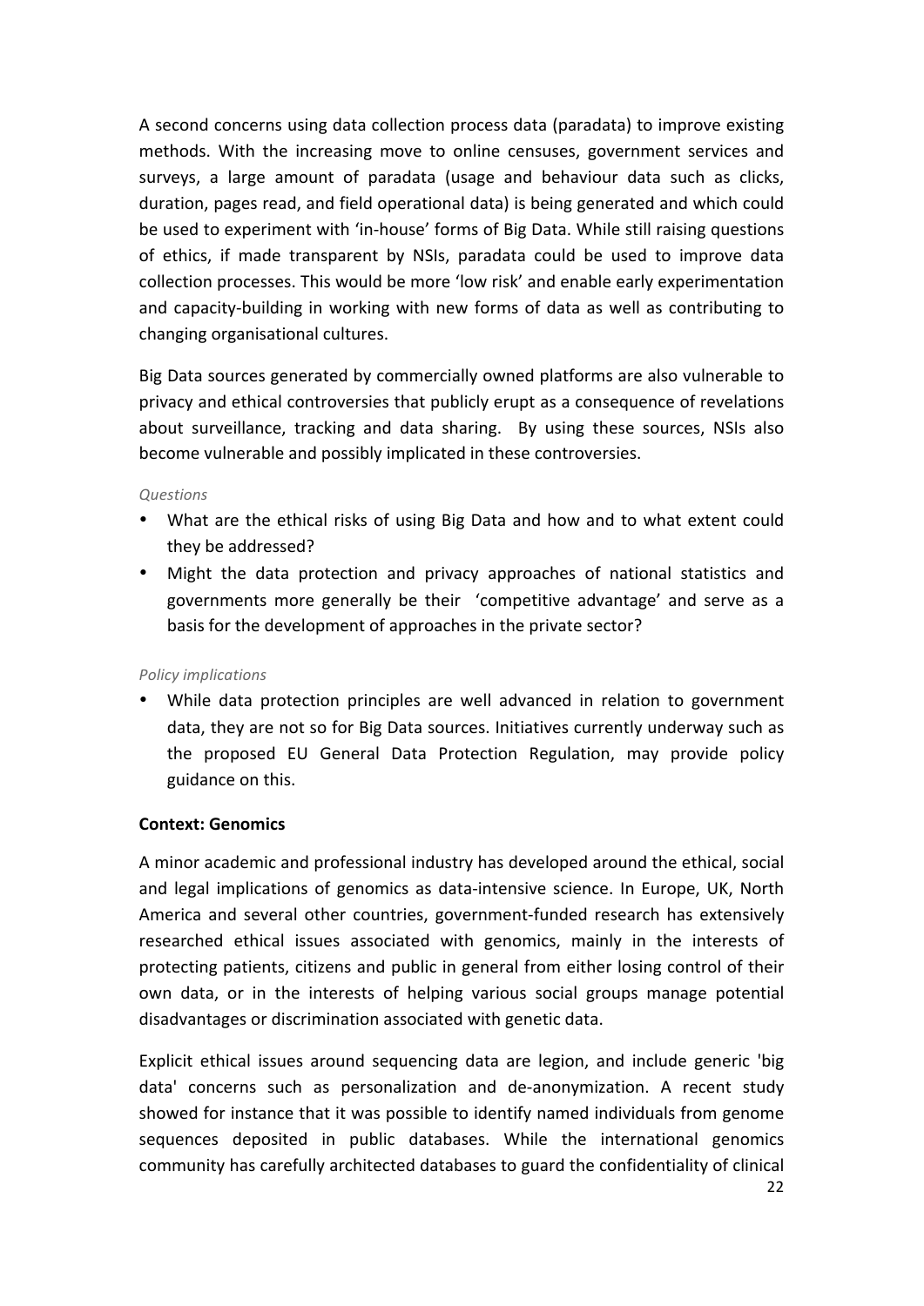A second concerns using data collection process data (paradata) to improve existing methods. With the increasing move to online censuses, government services and surveys, a large amount of paradata (usage and behaviour data such as clicks, duration, pages read, and field operational data) is being generated and which could be used to experiment with 'in-house' forms of Big Data. While still raising questions of ethics, if made transparent by NSIs, paradata could be used to improve data collection processes. This would be more 'low risk' and enable early experimentation and capacity-building in working with new forms of data as well as contributing to changing organisational cultures.

Big Data sources generated by commercially owned platforms are also vulnerable to privacy and ethical controversies that publicly erupt as a consequence of revelations about surveillance, tracking and data sharing. By using these sources, NSIs also become vulnerable and possibly implicated in these controversies.

*Questions*

- What are the ethical risks of using Big Data and how and to what extent could they be addressed?
- Might the data protection and privacy approaches of national statistics and governments more generally be their 'competitive advantage' and serve as a basis for the development of approaches in the private sector?

*Policy implications*

- While data protection principles are well advanced in relation to government data, they are not so for Big Data sources. Initiatives currently underway such as the proposed EU General Data Protection Regulation, may provide policy guidance on this.

**Context: Genomics**

A minor academic and professional industry has developed around the ethical, social and legal implications of genomics as data-intensive science. In Europe, UK, North America and several other countries, government-funded research has extensively researched ethical issues associated with genomics, mainly in the interests of protecting patients, citizens and public in general from either losing control of their own data, or in the interests of helping various social groups manage potential disadvantages or discrimination associated with genetic data.

Explicit ethical issues around sequencing data are legion, and include generic 'big data' concerns such as personalization and de-anonymization. A recent study showed for instance that it was possible to identify named individuals from genome sequences deposited in public databases. While the international genomics community has carefully architected databases to guard the confidentiality of clinical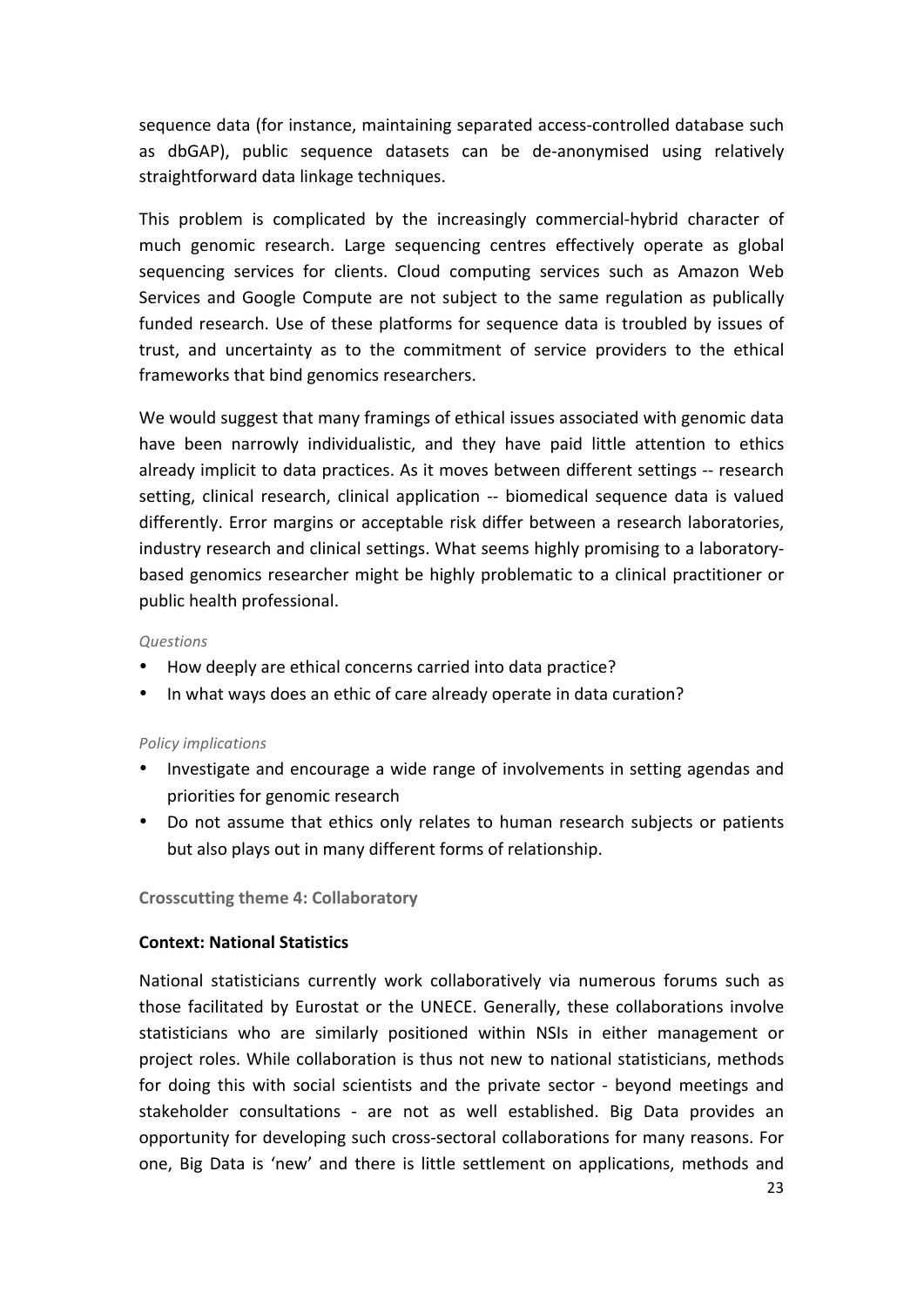sequence data (for instance, maintaining separated access-controlled database such as dbGAP), public sequence datasets can be de-anonymised using relatively straightforward data linkage techniques.

This problem is complicated by the increasingly commercial-hybrid character of much genomic research. Large sequencing centres effectively operate as global sequencing services for clients. Cloud computing services such as Amazon Web Services and Google Compute are not subject to the same regulation as publically funded research. Use of these platforms for sequence data is troubled by issues of trust, and uncertainty as to the commitment of service providers to the ethical frameworks that bind genomics researchers.

We would suggest that many framings of ethical issues associated with genomic data have been narrowly individualistic, and they have paid little attention to ethics already implicit to data practices. As it moves between different settings -- research setting, clinical research, clinical application -- biomedical sequence data is valued differently. Error margins or acceptable risk differ between a research laboratories, industry research and clinical settings. What seems highly promising to a laboratory-based genomics researcher might be highly problematic to a clinical practitioner or public health professional.

*Questions*

- How deeply are ethical concerns carried into data practice?
- In what ways does an ethic of care already operate in data curation?

*Policy implications*

- Investigate and encourage a wide range of involvements in setting agendas and priorities for genomic research
- Do not assume that ethics only relates to human research subjects or patients but also plays out in many different forms of relationship.

### Crosscutting theme 4: Collaboratory

#### Context: National Statistics

National statisticians currently work collaboratively via numerous forums such as those facilitated by Eurostat or the UNECE. Generally, these collaborations involve statisticians who are similarly positioned within NSIs in either management or project roles. While collaboration is thus not new to national statisticians, methods for doing this with social scientists and the private sector - beyond meetings and stakeholder consultations - are not as well established. Big Data provides an opportunity for developing such cross-sectoral collaborations for many reasons. For one, Big Data is 'new' and there is little settlement on applications, methods and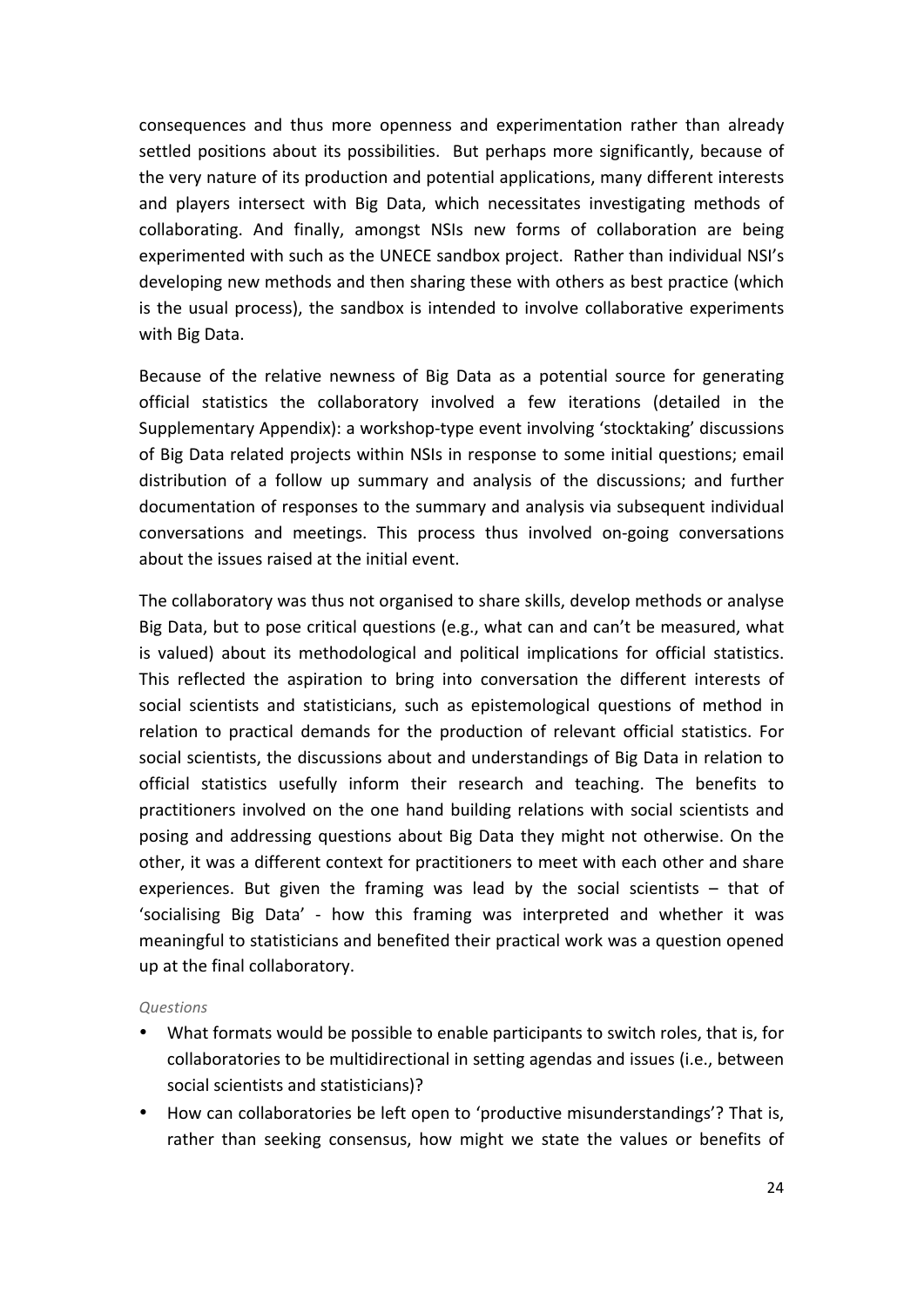consequences and thus more openness and experimentation rather than already settled positions about its possibilities. But perhaps more significantly, because of the very nature of its production and potential applications, many different interests and players intersect with Big Data, which necessitates investigating methods of collaborating. And finally, amongst NSIs new forms of collaboration are being experimented with such as the UNECE sandbox project. Rather than individual NSI's developing new methods and then sharing these with others as best practice (which is the usual process), the sandbox is intended to involve collaborative experiments with Big Data.

Because of the relative newness of Big Data as a potential source for generating official statistics the collaboratory involved a few iterations (detailed in the Supplementary Appendix): a workshop-type event involving 'stocktaking' discussions of Big Data related projects within NSIs in response to some initial questions; email distribution of a follow up summary and analysis of the discussions; and further documentation of responses to the summary and analysis via subsequent individual conversations and meetings. This process thus involved on-going conversations about the issues raised at the initial event.

The collaboratory was thus not organised to share skills, develop methods or analyse Big Data, but to pose critical questions (e.g., what can and can't be measured, what is valued) about its methodological and political implications for official statistics. This reflected the aspiration to bring into conversation the different interests of social scientists and statisticians, such as epistemological questions of method in relation to practical demands for the production of relevant official statistics. For social scientists, the discussions about and understandings of Big Data in relation to official statistics usefully inform their research and teaching. The benefits to practitioners involved on the one hand building relations with social scientists and posing and addressing questions about Big Data they might not otherwise. On the other, it was a different context for practitioners to meet with each other and share experiences. But given the framing was lead by the social scientists – that of 'socialising Big Data' - how this framing was interpreted and whether it was meaningful to statisticians and benefited their practical work was a question opened up at the final collaboratory.

*Questions*

- What formats would be possible to enable participants to switch roles, that is, for collaboratories to be multidirectional in setting agendas and issues (i.e., between social scientists and statisticians)?
- How can collaboratories be left open to 'productive misunderstandings'? That is, rather than seeking consensus, how might we state the values or benefits of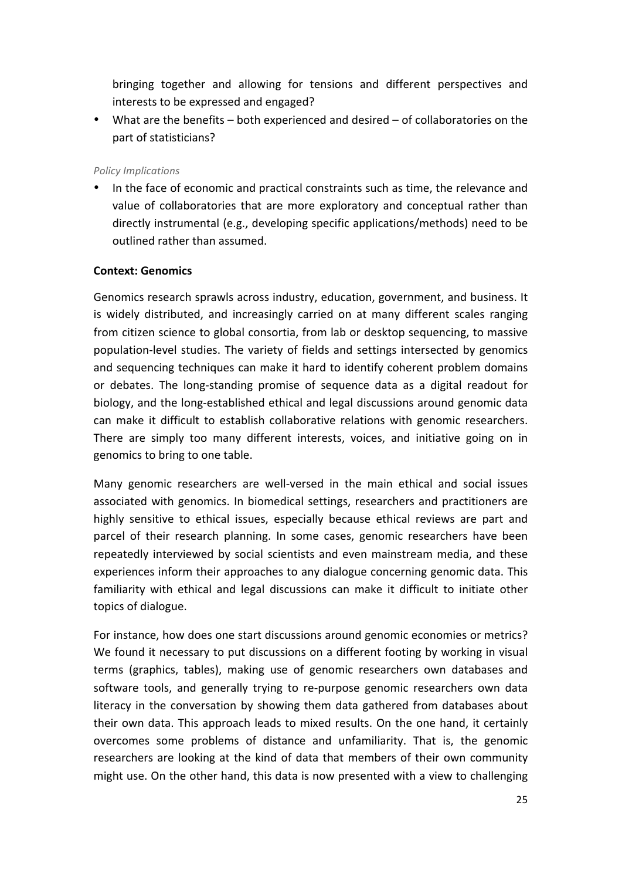bringing together and allowing for tensions and different perspectives and interests to be expressed and engaged?

- What are the benefits – both experienced and desired – of collaboratories on the part of statisticians?

*Policy Implications*

- In the face of economic and practical constraints such as time, the relevance and value of collaboratories that are more exploratory and conceptual rather than directly instrumental (e.g., developing specific applications/methods) need to be outlined rather than assumed.

**Context: Genomics**

Genomics research sprawls across industry, education, government, and business. It is widely distributed, and increasingly carried on at many different scales ranging from citizen science to global consortia, from lab or desktop sequencing, to massive population-level studies. The variety of fields and settings intersected by genomics and sequencing techniques can make it hard to identify coherent problem domains or debates. The long-standing promise of sequence data as a digital readout for biology, and the long-established ethical and legal discussions around genomic data can make it difficult to establish collaborative relations with genomic researchers. There are simply too many different interests, voices, and initiative going on in genomics to bring to one table.

Many genomic researchers are well-versed in the main ethical and social issues associated with genomics. In biomedical settings, researchers and practitioners are highly sensitive to ethical issues, especially because ethical reviews are part and parcel of their research planning. In some cases, genomic researchers have been repeatedly interviewed by social scientists and even mainstream media, and these experiences inform their approaches to any dialogue concerning genomic data. This familiarity with ethical and legal discussions can make it difficult to initiate other topics of dialogue.

For instance, how does one start discussions around genomic economies or metrics? We found it necessary to put discussions on a different footing by working in visual terms (graphics, tables), making use of genomic researchers own databases and software tools, and generally trying to re-purpose genomic researchers own data literacy in the conversation by showing them data gathered from databases about their own data. This approach leads to mixed results. On the one hand, it certainly overcomes some problems of distance and unfamiliarity. That is, the genomic researchers are looking at the kind of data that members of their own community might use. On the other hand, this data is now presented with a view to challenging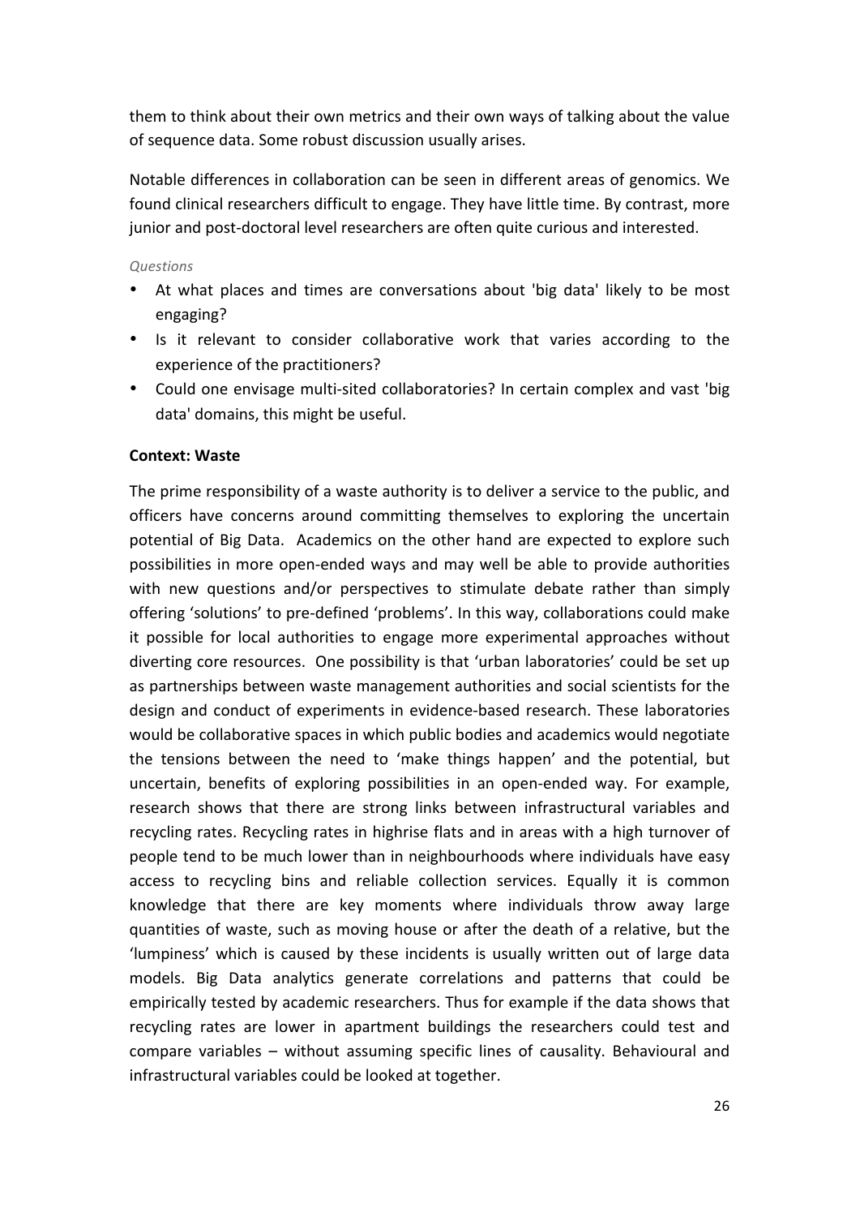them to think about their own metrics and their own ways of talking about the value of sequence data. Some robust discussion usually arises.

Notable differences in collaboration can be seen in different areas of genomics. We found clinical researchers difficult to engage. They have little time. By contrast, more junior and post-doctoral level researchers are often quite curious and interested.

*Questions*

- At what places and times are conversations about 'big data' likely to be most engaging?
- Is it relevant to consider collaborative work that varies according to the experience of the practitioners?
- Could one envisage multi-sited collaboratories? In certain complex and vast 'big data' domains, this might be useful.

**Context: Waste**

The prime responsibility of a waste authority is to deliver a service to the public, and officers have concerns around committing themselves to exploring the uncertain potential of Big Data. Academics on the other hand are expected to explore such possibilities in more open-ended ways and may well be able to provide authorities with new questions and/or perspectives to stimulate debate rather than simply offering 'solutions' to pre-defined 'problems'. In this way, collaborations could make it possible for local authorities to engage more experimental approaches without diverting core resources. One possibility is that 'urban laboratories' could be set up as partnerships between waste management authorities and social scientists for the design and conduct of experiments in evidence-based research. These laboratories would be collaborative spaces in which public bodies and academics would negotiate the tensions between the need to 'make things happen' and the potential, but uncertain, benefits of exploring possibilities in an open-ended way. For example, research shows that there are strong links between infrastructural variables and recycling rates. Recycling rates in highrise flats and in areas with a high turnover of people tend to be much lower than in neighbourhoods where individuals have easy access to recycling bins and reliable collection services. Equally it is common knowledge that there are key moments where individuals throw away large quantities of waste, such as moving house or after the death of a relative, but the 'lumpiness' which is caused by these incidents is usually written out of large data models. Big Data analytics generate correlations and patterns that could be empirically tested by academic researchers. Thus for example if the data shows that recycling rates are lower in apartment buildings the researchers could test and compare variables – without assuming specific lines of causality. Behavioural and infrastructural variables could be looked at together.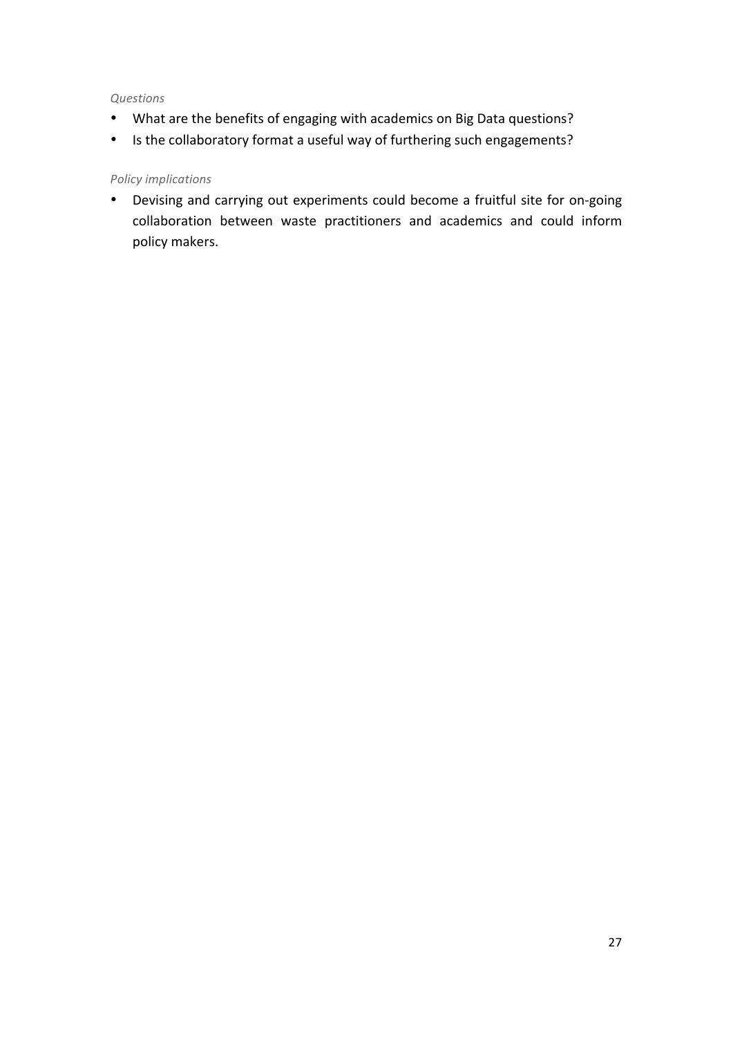*Questions*

- What are the benefits of engaging with academics on Big Data questions?
- Is the collaboratory format a useful way of furthering such engagements?

*Policy implications*

- Devising and carrying out experiments could become a fruitful site for on-going collaboration between waste practitioners and academics and could inform policy makers.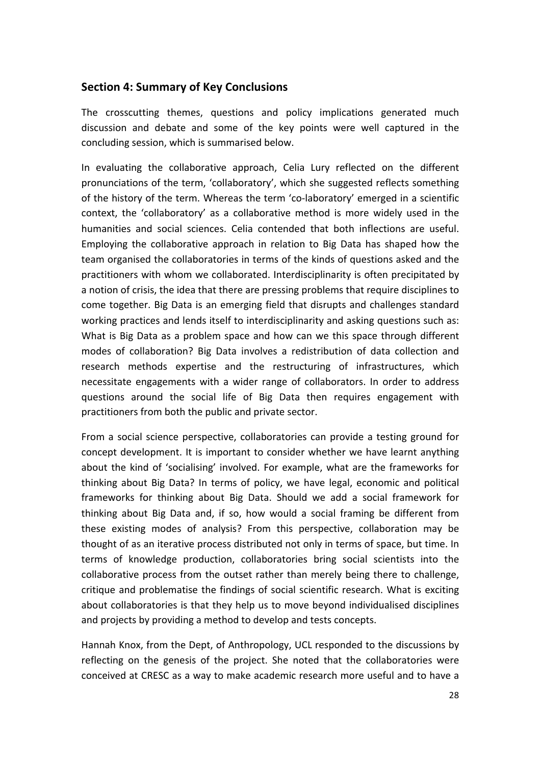## Section 4: Summary of Key Conclusions

The crosscutting themes, questions and policy implications generated much discussion and debate and some of the key points were well captured in the concluding session, which is summarised below.

In evaluating the collaborative approach, Celia Lury reflected on the different pronunciations of the term, 'collaboratory', which she suggested reflects something of the history of the term. Whereas the term 'co-laboratory' emerged in a scientific context, the 'collaboratory' as a collaborative method is more widely used in the humanities and social sciences. Celia contended that both inflections are useful. Employing the collaborative approach in relation to Big Data has shaped how the team organised the collaboratories in terms of the kinds of questions asked and the practitioners with whom we collaborated. Interdisciplinarity is often precipitated by a notion of crisis, the idea that there are pressing problems that require disciplines to come together. Big Data is an emerging field that disrupts and challenges standard working practices and lends itself to interdisciplinarity and asking questions such as: What is Big Data as a problem space and how can we this space through different modes of collaboration? Big Data involves a redistribution of data collection and research methods expertise and the restructuring of infrastructures, which necessitate engagements with a wider range of collaborators. In order to address questions around the social life of Big Data then requires engagement with practitioners from both the public and private sector.

From a social science perspective, collaboratories can provide a testing ground for concept development. It is important to consider whether we have learnt anything about the kind of 'socialising' involved. For example, what are the frameworks for thinking about Big Data? In terms of policy, we have legal, economic and political frameworks for thinking about Big Data. Should we add a social framework for thinking about Big Data and, if so, how would a social framing be different from these existing modes of analysis? From this perspective, collaboration may be thought of as an iterative process distributed not only in terms of space, but time. In terms of knowledge production, collaboratories bring social scientists into the collaborative process from the outset rather than merely being there to challenge, critique and problematise the findings of social scientific research. What is exciting about collaboratories is that they help us to move beyond individualised disciplines and projects by providing a method to develop and tests concepts.

Hannah Knox, from the Dept, of Anthropology, UCL responded to the discussions by reflecting on the genesis of the project. She noted that the collaboratories were conceived at CRESC as a way to make academic research more useful and to have a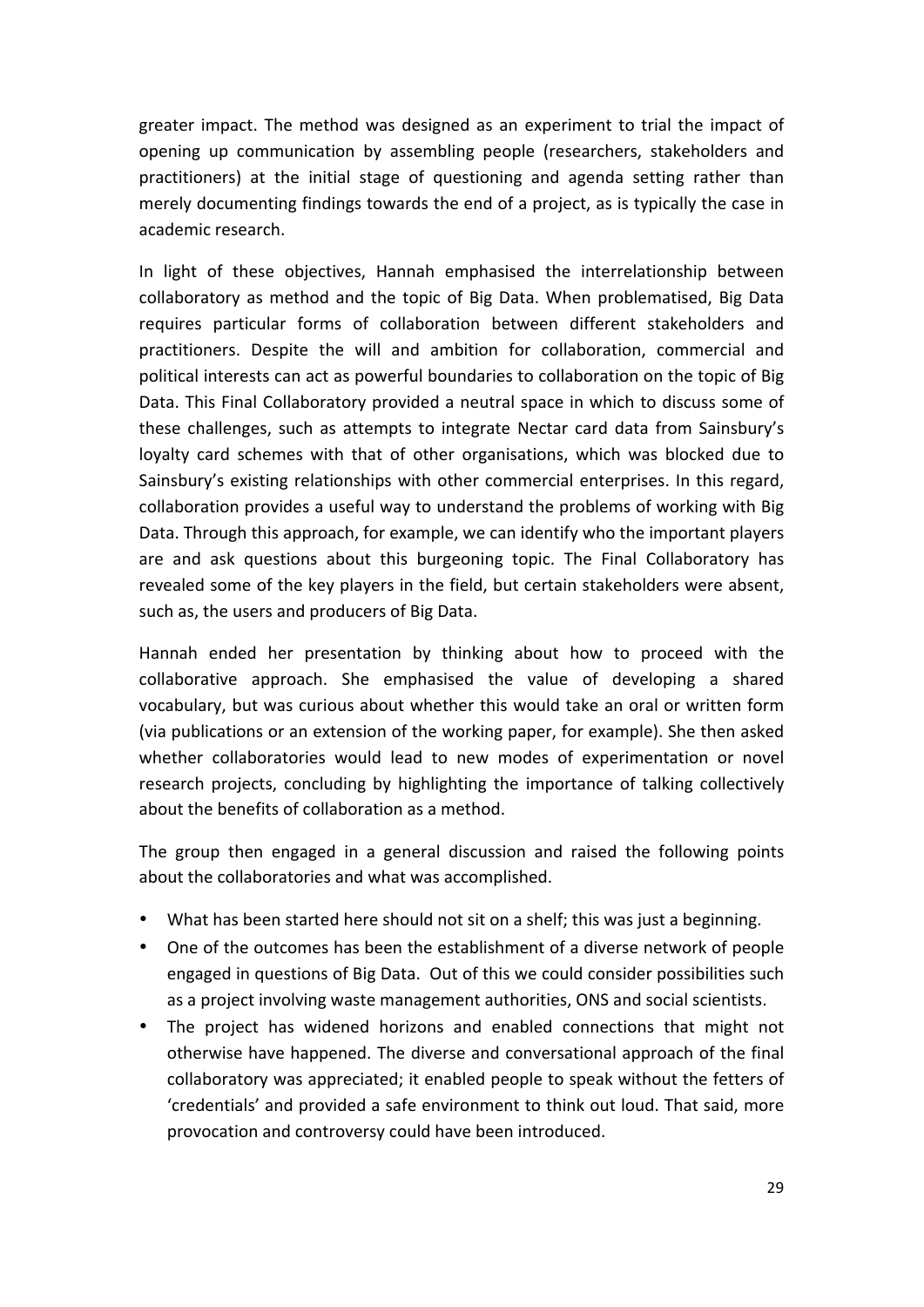greater impact. The method was designed as an experiment to trial the impact of opening up communication by assembling people (researchers, stakeholders and practitioners) at the initial stage of questioning and agenda setting rather than merely documenting findings towards the end of a project, as is typically the case in academic research.

In light of these objectives, Hannah emphasised the interrelationship between collaboratory as method and the topic of Big Data. When problematised, Big Data requires particular forms of collaboration between different stakeholders and practitioners. Despite the will and ambition for collaboration, commercial and political interests can act as powerful boundaries to collaboration on the topic of Big Data. This Final Collaboratory provided a neutral space in which to discuss some of these challenges, such as attempts to integrate Nectar card data from Sainsbury's loyalty card schemes with that of other organisations, which was blocked due to Sainsbury's existing relationships with other commercial enterprises. In this regard, collaboration provides a useful way to understand the problems of working with Big Data. Through this approach, for example, we can identify who the important players are and ask questions about this burgeoning topic. The Final Collaboratory has revealed some of the key players in the field, but certain stakeholders were absent, such as, the users and producers of Big Data.

Hannah ended her presentation by thinking about how to proceed with the collaborative approach. She emphasised the value of developing a shared vocabulary, but was curious about whether this would take an oral or written form (via publications or an extension of the working paper, for example). She then asked whether collaboratories would lead to new modes of experimentation or novel research projects, concluding by highlighting the importance of talking collectively about the benefits of collaboration as a method.

The group then engaged in a general discussion and raised the following points about the collaboratories and what was accomplished.

- What has been started here should not sit on a shelf; this was just a beginning.
- One of the outcomes has been the establishment of a diverse network of people engaged in questions of Big Data. Out of this we could consider possibilities such as a project involving waste management authorities, ONS and social scientists.
- The project has widened horizons and enabled connections that might not otherwise have happened. The diverse and conversational approach of the final collaboratory was appreciated; it enabled people to speak without the fetters of 'credentials' and provided a safe environment to think out loud. That said, more provocation and controversy could have been introduced.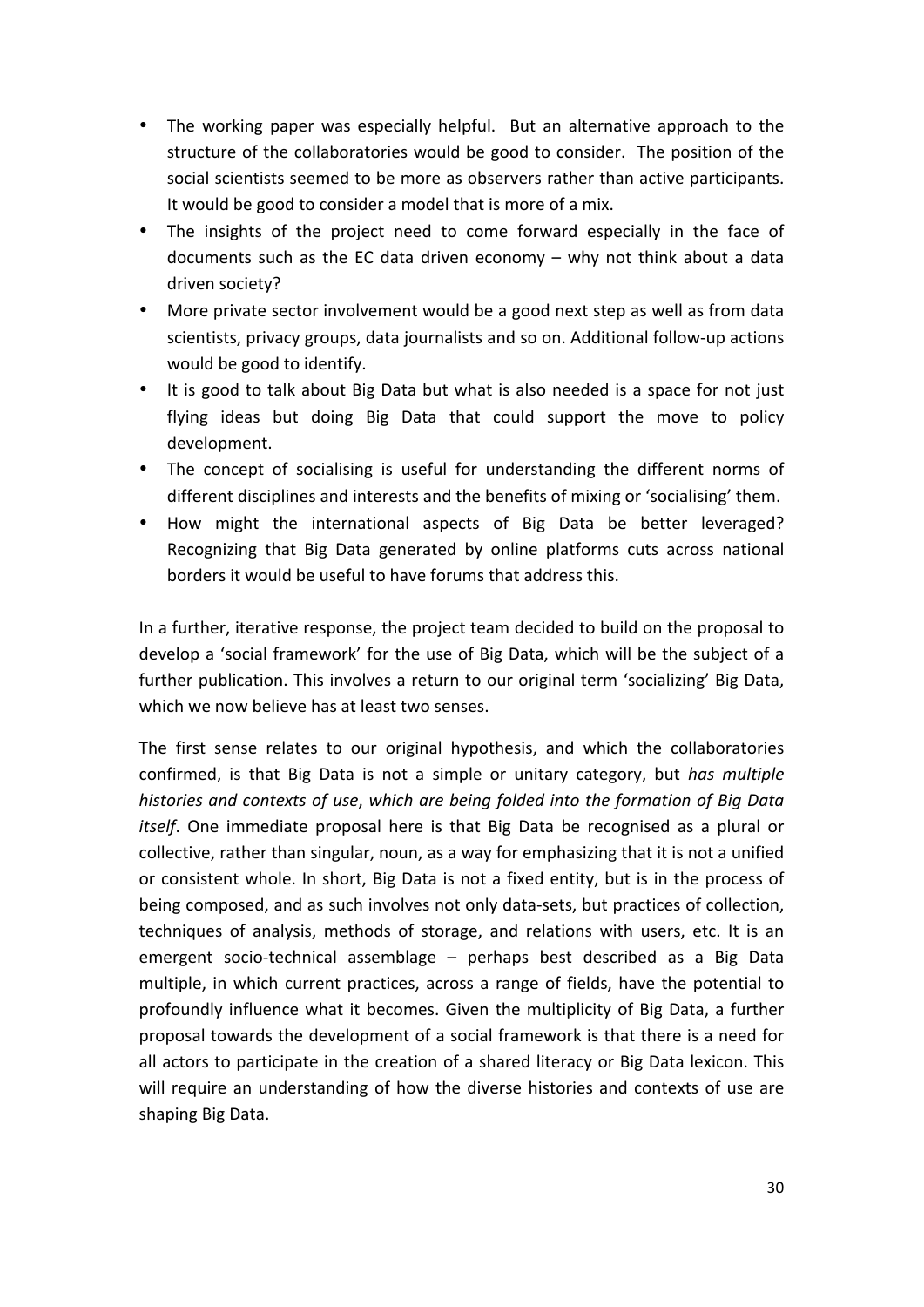- The working paper was especially helpful. But an alternative approach to the structure of the collaboratories would be good to consider. The position of the social scientists seemed to be more as observers rather than active participants. It would be good to consider a model that is more of a mix.
- The insights of the project need to come forward especially in the face of documents such as the EC data driven economy – why not think about a data driven society?
- More private sector involvement would be a good next step as well as from data scientists, privacy groups, data journalists and so on. Additional follow-up actions would be good to identify.
- It is good to talk about Big Data but what is also needed is a space for not just flying ideas but doing Big Data that could support the move to policy development.
- The concept of socialising is useful for understanding the different norms of different disciplines and interests and the benefits of mixing or 'socialising' them.
- How might the international aspects of Big Data be better leveraged? Recognizing that Big Data generated by online platforms cuts across national borders it would be useful to have forums that address this.

In a further, iterative response, the project team decided to build on the proposal to develop a 'social framework' for the use of Big Data, which will be the subject of a further publication. This involves a return to our original term 'socializing' Big Data, which we now believe has at least two senses.

The first sense relates to our original hypothesis, and which the collaboratories confirmed, is that Big Data is not a simple or unitary category, but *has multiple histories and contexts of use*, *which are being folded into the formation of Big Data itself*. One immediate proposal here is that Big Data be recognised as a plural or collective, rather than singular, noun, as a way for emphasizing that it is not a unified or consistent whole. In short, Big Data is not a fixed entity, but is in the process of being composed, and as such involves not only data-sets, but practices of collection, techniques of analysis, methods of storage, and relations with users, etc. It is an emergent socio-technical assemblage – perhaps best described as a Big Data multiple, in which current practices, across a range of fields, have the potential to profoundly influence what it becomes. Given the multiplicity of Big Data, a further proposal towards the development of a social framework is that there is a need for all actors to participate in the creation of a shared literacy or Big Data lexicon. This will require an understanding of how the diverse histories and contexts of use are shaping Big Data.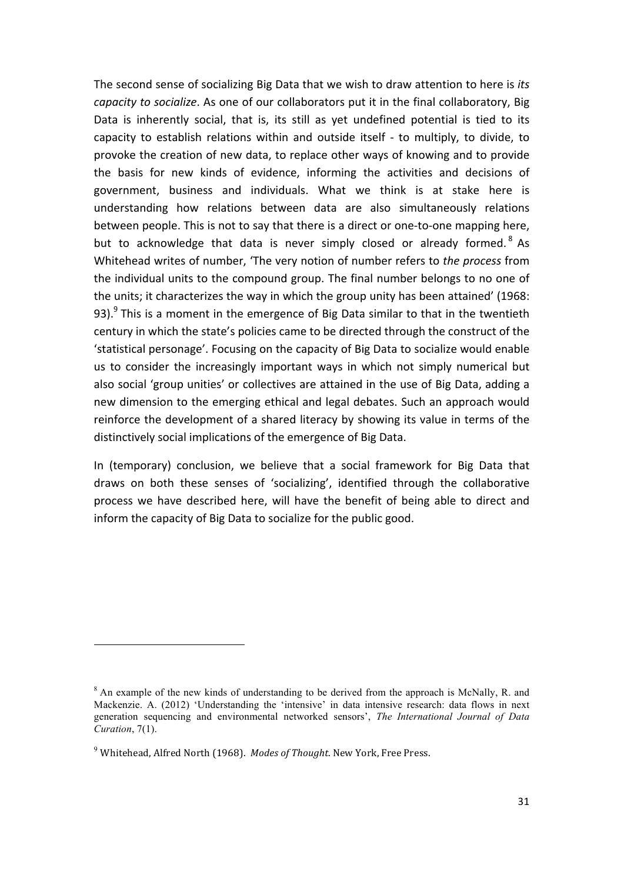The second sense of socializing Big Data that we wish to draw attention to here is *its capacity to socialize*. As one of our collaborators put it in the final collaboratory, Big Data is inherently social, that is, its still as yet undefined potential is tied to its capacity to establish relations within and outside itself - to multiply, to divide, to provoke the creation of new data, to replace other ways of knowing and to provide the basis for new kinds of evidence, informing the activities and decisions of government, business and individuals. What we think is at stake here is understanding how relations between data are also simultaneously relations between people. This is not to say that there is a direct or one-to-one mapping here, but to acknowledge that data is never simply closed or already formed.[8] As Whitehead writes of number, 'The very notion of number refers to *the process* from the individual units to the compound group. The final number belongs to no one of the units; it characterizes the way in which the group unity has been attained' (1968: 93).[9] This is a moment in the emergence of Big Data similar to that in the twentieth century in which the state's policies came to be directed through the construct of the 'statistical personage'. Focusing on the capacity of Big Data to socialize would enable us to consider the increasingly important ways in which not simply numerical but also social 'group unities' or collectives are attained in the use of Big Data, adding a new dimension to the emerging ethical and legal debates. Such an approach would reinforce the development of a shared literacy by showing its value in terms of the distinctively social implications of the emergence of Big Data.

In (temporary) conclusion, we believe that a social framework for Big Data that draws on both these senses of 'socializing', identified through the collaborative process we have described here, will have the benefit of being able to direct and inform the capacity of Big Data to socialize for the public good.

---

[8] An example of the new kinds of understanding to be derived from the approach is McNally, R. and Mackenzie. A. (2012) 'Understanding the 'intensive' in data intensive research: data flows in next generation sequencing and environmental networked sensors', *The International Journal of Data Curation*, 7(1).

[9] Whitehead, Alfred North (1968). *Modes of Thought*. New York, Free Press.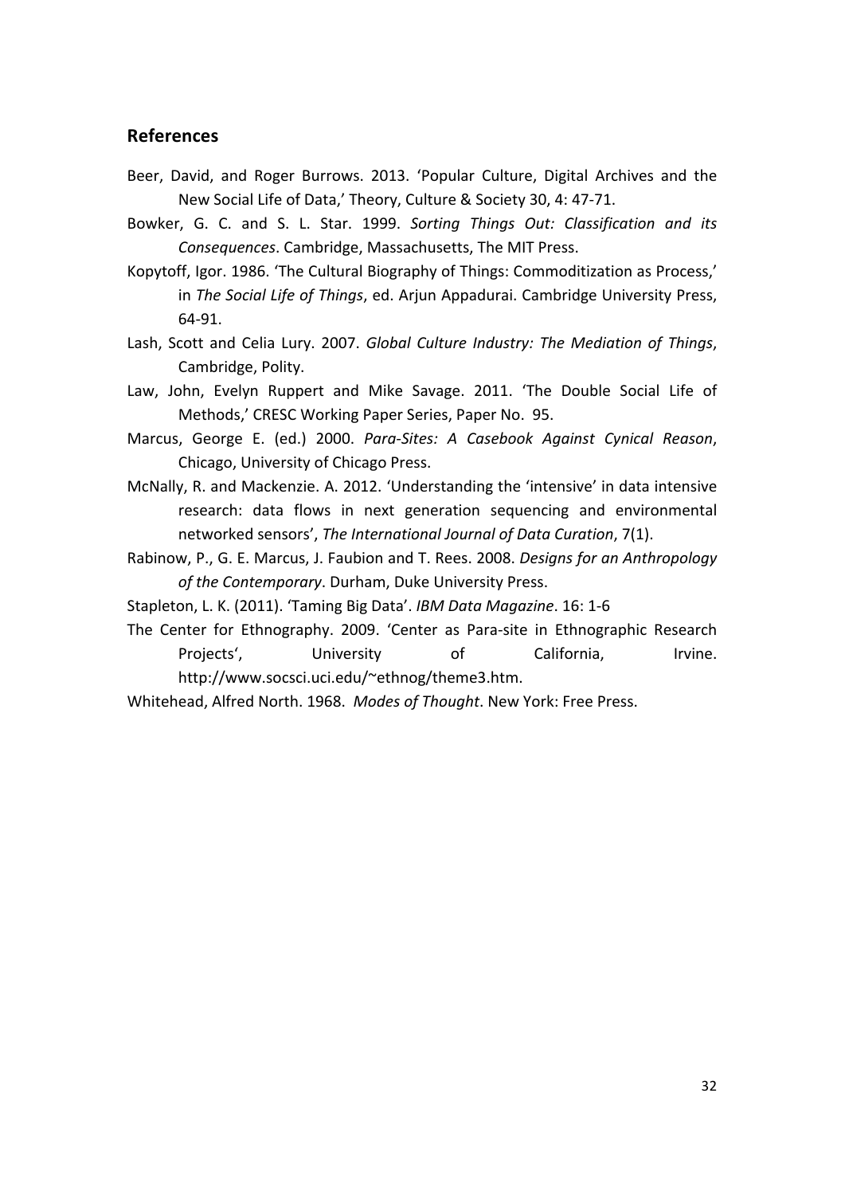## References

Beer, David, and Roger Burrows. 2013. 'Popular Culture, Digital Archives and the New Social Life of Data,' Theory, Culture & Society 30, 4: 47-71.

Bowker, G. C. and S. L. Star. 1999. *Sorting Things Out: Classification and its Consequences*. Cambridge, Massachusetts, The MIT Press.

Kopytoff, Igor. 1986. 'The Cultural Biography of Things: Commoditization as Process,' in *The Social Life of Things*, ed. Arjun Appadurai. Cambridge University Press, 64-91.

Lash, Scott and Celia Lury. 2007. *Global Culture Industry: The Mediation of Things*, Cambridge, Polity.

Law, John, Evelyn Ruppert and Mike Savage. 2011. 'The Double Social Life of Methods,' CRESC Working Paper Series, Paper No. 95.

Marcus, George E. (ed.) 2000. *Para-Sites: A Casebook Against Cynical Reason*, Chicago, University of Chicago Press.

McNally, R. and Mackenzie. A. 2012. 'Understanding the 'intensive' in data intensive research: data flows in next generation sequencing and environmental networked sensors', *The International Journal of Data Curation*, 7(1).

Rabinow, P., G. E. Marcus, J. Faubion and T. Rees. 2008. *Designs for an Anthropology of the Contemporary*. Durham, Duke University Press.

Stapleton, L. K. (2011). 'Taming Big Data'. *IBM Data Magazine*. 16: 1-6

The Center for Ethnography. 2009. 'Center as Para-site in Ethnographic Research Projects', University of California, Irvine. http://www.socsci.uci.edu/~ethnog/theme3.htm.

Whitehead, Alfred North. 1968. *Modes of Thought*. New York: Free Press.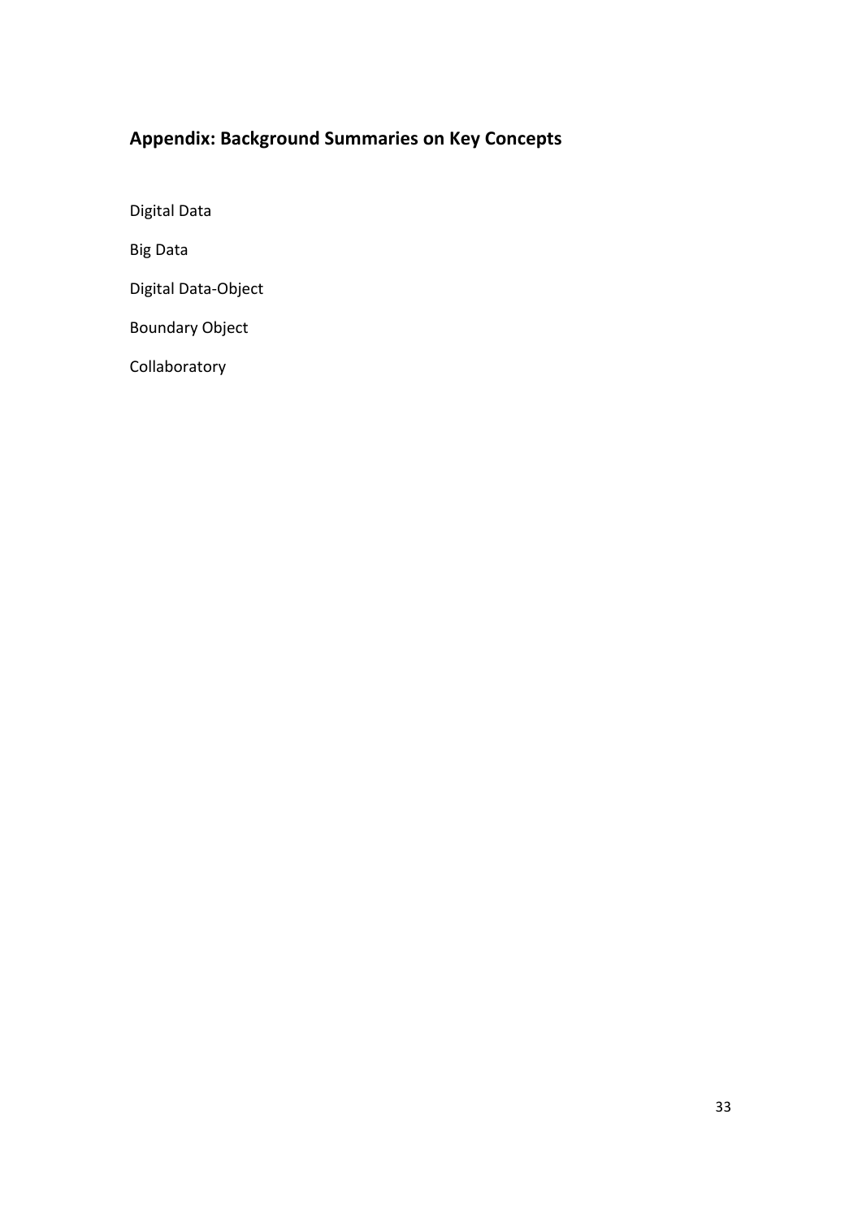## Appendix: Background Summaries on Key Concepts

Digital Data

Big Data

Digital Data-Object

Boundary Object

Collaboratory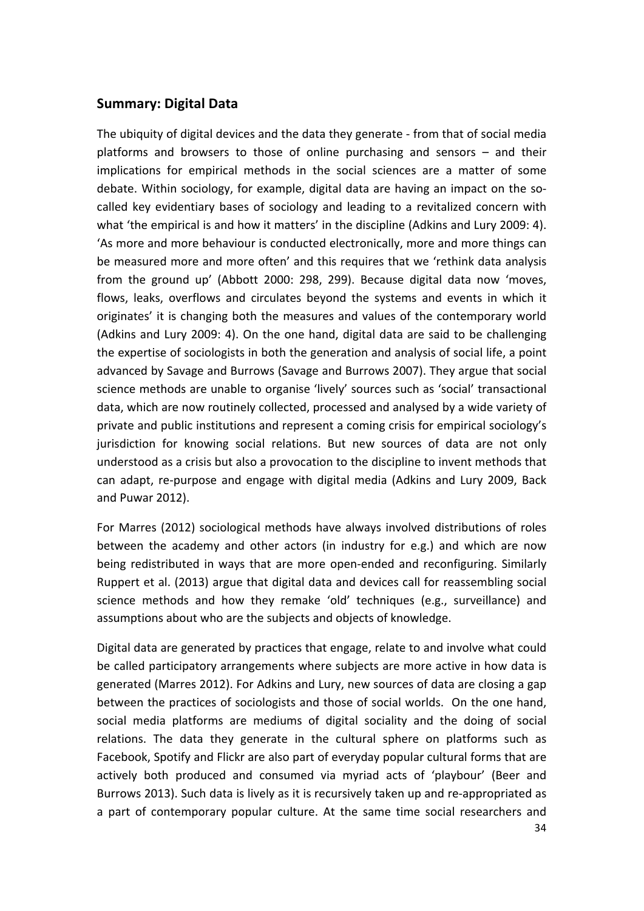## Summary: Digital Data

The ubiquity of digital devices and the data they generate - from that of social media platforms and browsers to those of online purchasing and sensors – and their implications for empirical methods in the social sciences are a matter of some debate. Within sociology, for example, digital data are having an impact on the so-called key evidentiary bases of sociology and leading to a revitalized concern with what 'the empirical is and how it matters' in the discipline (Adkins and Lury 2009: 4). 'As more and more behaviour is conducted electronically, more and more things can be measured more and more often' and this requires that we 'rethink data analysis from the ground up' (Abbott 2000: 298, 299). Because digital data now 'moves, flows, leaks, overflows and circulates beyond the systems and events in which it originates' it is changing both the measures and values of the contemporary world (Adkins and Lury 2009: 4). On the one hand, digital data are said to be challenging the expertise of sociologists in both the generation and analysis of social life, a point advanced by Savage and Burrows (Savage and Burrows 2007). They argue that social science methods are unable to organise 'lively' sources such as 'social' transactional data, which are now routinely collected, processed and analysed by a wide variety of private and public institutions and represent a coming crisis for empirical sociology's jurisdiction for knowing social relations. But new sources of data are not only understood as a crisis but also a provocation to the discipline to invent methods that can adapt, re-purpose and engage with digital media (Adkins and Lury 2009, Back and Puwar 2012).

For Marres (2012) sociological methods have always involved distributions of roles between the academy and other actors (in industry for e.g.) and which are now being redistributed in ways that are more open-ended and reconfiguring. Similarly Ruppert et al. (2013) argue that digital data and devices call for reassembling social science methods and how they remake 'old' techniques (e.g., surveillance) and assumptions about who are the subjects and objects of knowledge.

Digital data are generated by practices that engage, relate to and involve what could be called participatory arrangements where subjects are more active in how data is generated (Marres 2012). For Adkins and Lury, new sources of data are closing a gap between the practices of sociologists and those of social worlds. On the one hand, social media platforms are mediums of digital sociality and the doing of social relations. The data they generate in the cultural sphere on platforms such as Facebook, Spotify and Flickr are also part of everyday popular cultural forms that are actively both produced and consumed via myriad acts of 'playbour' (Beer and Burrows 2013). Such data is lively as it is recursively taken up and re-appropriated as a part of contemporary popular culture. At the same time social researchers and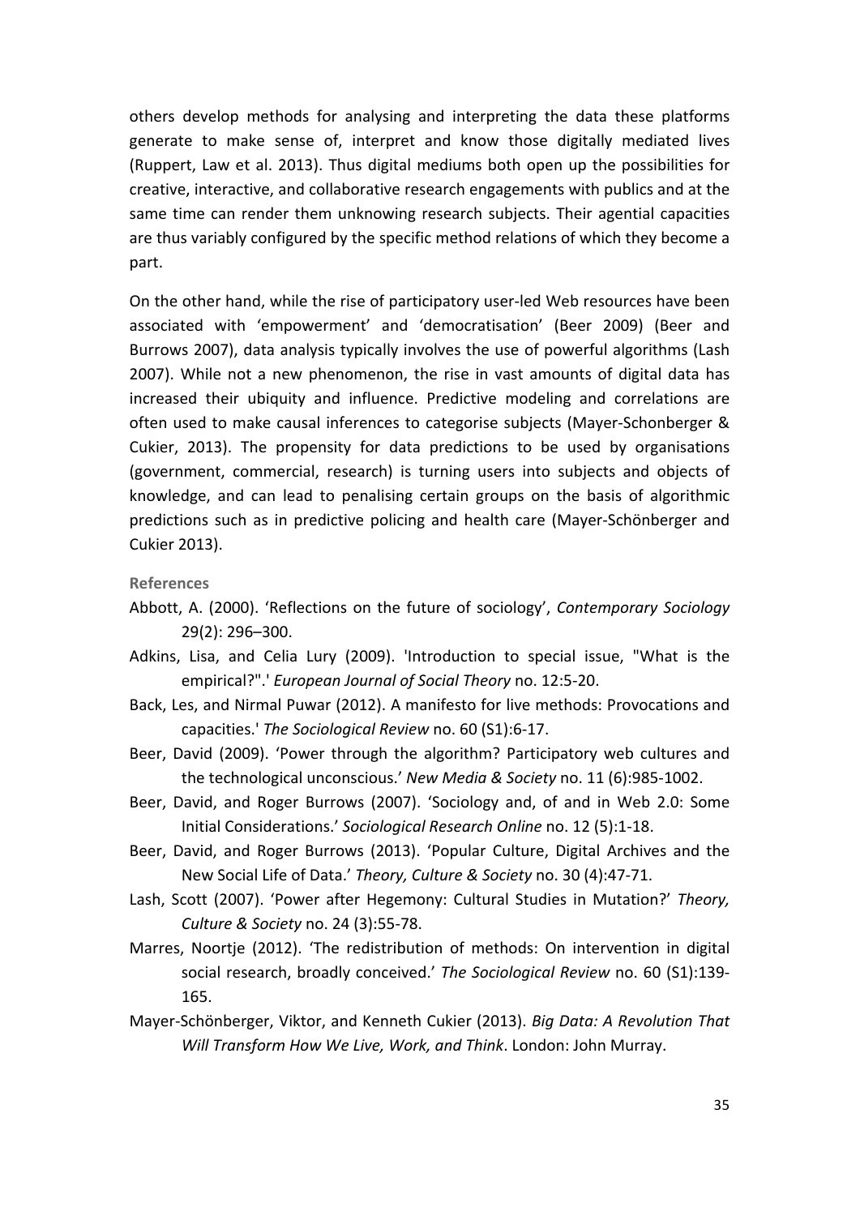others develop methods for analysing and interpreting the data these platforms generate to make sense of, interpret and know those digitally mediated lives (Ruppert, Law et al. 2013). Thus digital mediums both open up the possibilities for creative, interactive, and collaborative research engagements with publics and at the same time can render them unknowing research subjects. Their agential capacities are thus variably configured by the specific method relations of which they become a part.

On the other hand, while the rise of participatory user-led Web resources have been associated with 'empowerment' and 'democratisation' (Beer 2009) (Beer and Burrows 2007), data analysis typically involves the use of powerful algorithms (Lash 2007). While not a new phenomenon, the rise in vast amounts of digital data has increased their ubiquity and influence. Predictive modeling and correlations are often used to make causal inferences to categorise subjects (Mayer-Schonberger & Cukier, 2013). The propensity for data predictions to be used by organisations (government, commercial, research) is turning users into subjects and objects of knowledge, and can lead to penalising certain groups on the basis of algorithmic predictions such as in predictive policing and health care (Mayer-Schönberger and Cukier 2013).

## References

Abbott, A. (2000). 'Reflections on the future of sociology', *Contemporary Sociology* 29(2): 296–300.

Adkins, Lisa, and Celia Lury (2009). 'Introduction to special issue, "What is the empirical?".' *European Journal of Social Theory* no. 12:5-20.

Back, Les, and Nirmal Puwar (2012). A manifesto for live methods: Provocations and capacities.' *The Sociological Review* no. 60 (S1):6-17.

Beer, David (2009). 'Power through the algorithm? Participatory web cultures and the technological unconscious.' *New Media & Society* no. 11 (6):985-1002.

Beer, David, and Roger Burrows (2007). 'Sociology and, of and in Web 2.0: Some Initial Considerations.' *Sociological Research Online* no. 12 (5):1-18.

Beer, David, and Roger Burrows (2013). 'Popular Culture, Digital Archives and the New Social Life of Data.' *Theory, Culture & Society* no. 30 (4):47-71.

Lash, Scott (2007). 'Power after Hegemony: Cultural Studies in Mutation?' *Theory, Culture & Society* no. 24 (3):55-78.

Marres, Noortje (2012). 'The redistribution of methods: On intervention in digital social research, broadly conceived.' *The Sociological Review* no. 60 (S1):139-165.

Mayer-Schönberger, Viktor, and Kenneth Cukier (2013). *Big Data: A Revolution That Will Transform How We Live, Work, and Think*. London: John Murray.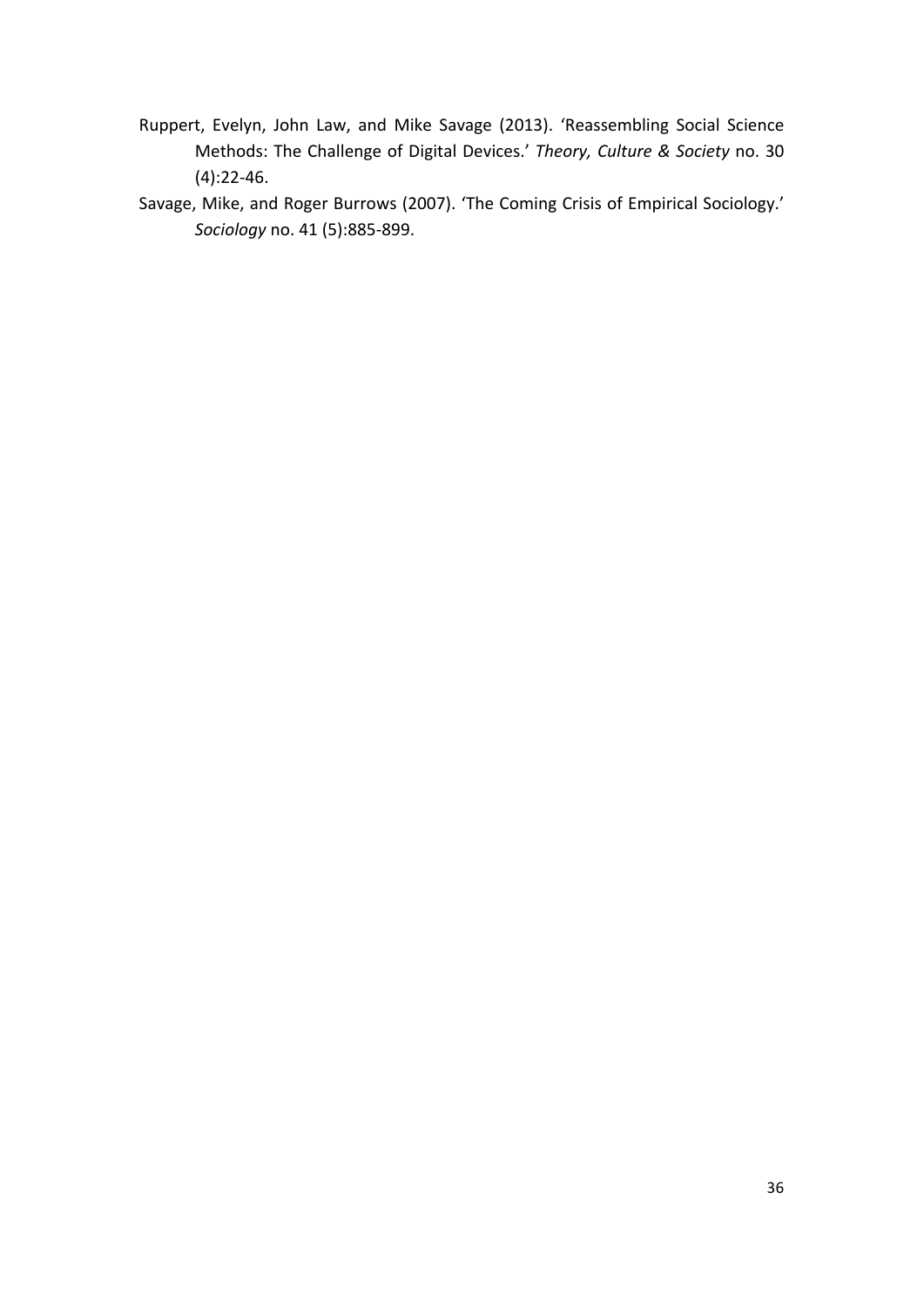Ruppert, Evelyn, John Law, and Mike Savage (2013). 'Reassembling Social Science Methods: The Challenge of Digital Devices.' *Theory, Culture & Society* no. 30 (4):22-46.

Savage, Mike, and Roger Burrows (2007). 'The Coming Crisis of Empirical Sociology.' *Sociology* no. 41 (5):885-899.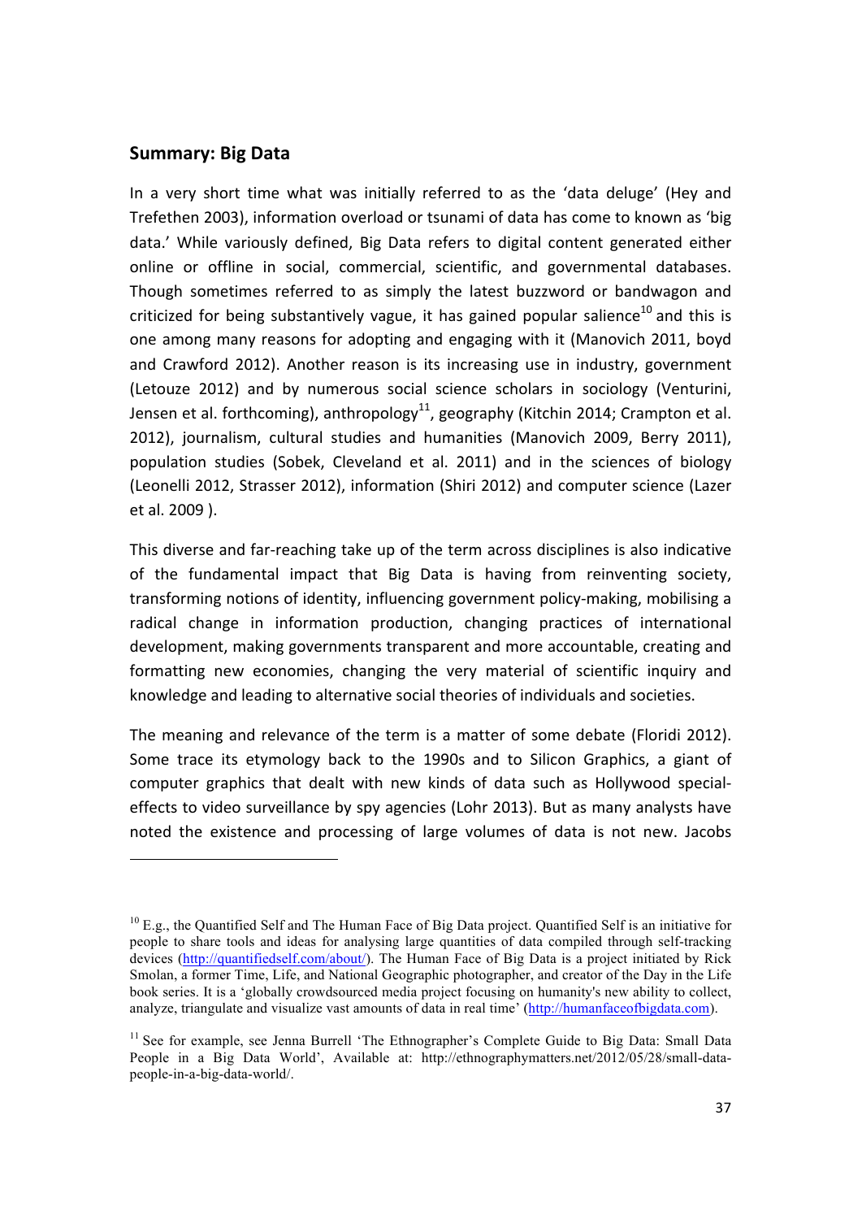## Summary: Big Data

In a very short time what was initially referred to as the 'data deluge' (Hey and Trefethen 2003), information overload or tsunami of data has come to known as 'big data.' While variously defined, Big Data refers to digital content generated either online or offline in social, commercial, scientific, and governmental databases. Though sometimes referred to as simply the latest buzzword or bandwagon and criticized for being substantively vague, it has gained popular salience[10] and this is one among many reasons for adopting and engaging with it (Manovich 2011, boyd and Crawford 2012). Another reason is its increasing use in industry, government (Letouze 2012) and by numerous social science scholars in sociology (Venturini, Jensen et al. forthcoming), anthropology[11], geography (Kitchin 2014; Crampton et al. 2012), journalism, cultural studies and humanities (Manovich 2009, Berry 2011), population studies (Sobek, Cleveland et al. 2011) and in the sciences of biology (Leonelli 2012, Strasser 2012), information (Shiri 2012) and computer science (Lazer et al. 2009 ).

This diverse and far-reaching take up of the term across disciplines is also indicative of the fundamental impact that Big Data is having from reinventing society, transforming notions of identity, influencing government policy-making, mobilising a radical change in information production, changing practices of international development, making governments transparent and more accountable, creating and formatting new economies, changing the very material of scientific inquiry and knowledge and leading to alternative social theories of individuals and societies.

The meaning and relevance of the term is a matter of some debate (Floridi 2012). Some trace its etymology back to the 1990s and to Silicon Graphics, a giant of computer graphics that dealt with new kinds of data such as Hollywood special-effects to video surveillance by spy agencies (Lohr 2013). But as many analysts have noted the existence and processing of large volumes of data is not new. Jacobs

---

[10] E.g., the Quantified Self and The Human Face of Big Data project. Quantified Self is an initiative for people to share tools and ideas for analysing large quantities of data compiled through self-tracking devices (http://quantifiedself.com/about/). The Human Face of Big Data is a project initiated by Rick Smolan, a former Time, Life, and National Geographic photographer, and creator of the Day in the Life book series. It is a 'globally crowdsourced media project focusing on humanity's new ability to collect, analyze, triangulate and visualize vast amounts of data in real time' (http://humanfaceofbigdata.com).

[11] See for example, see Jenna Burrell 'The Ethnographer's Complete Guide to Big Data: Small Data People in a Big Data World', Available at: http://ethnographymatters.net/2012/05/28/small-data-people-in-a-big-data-world/.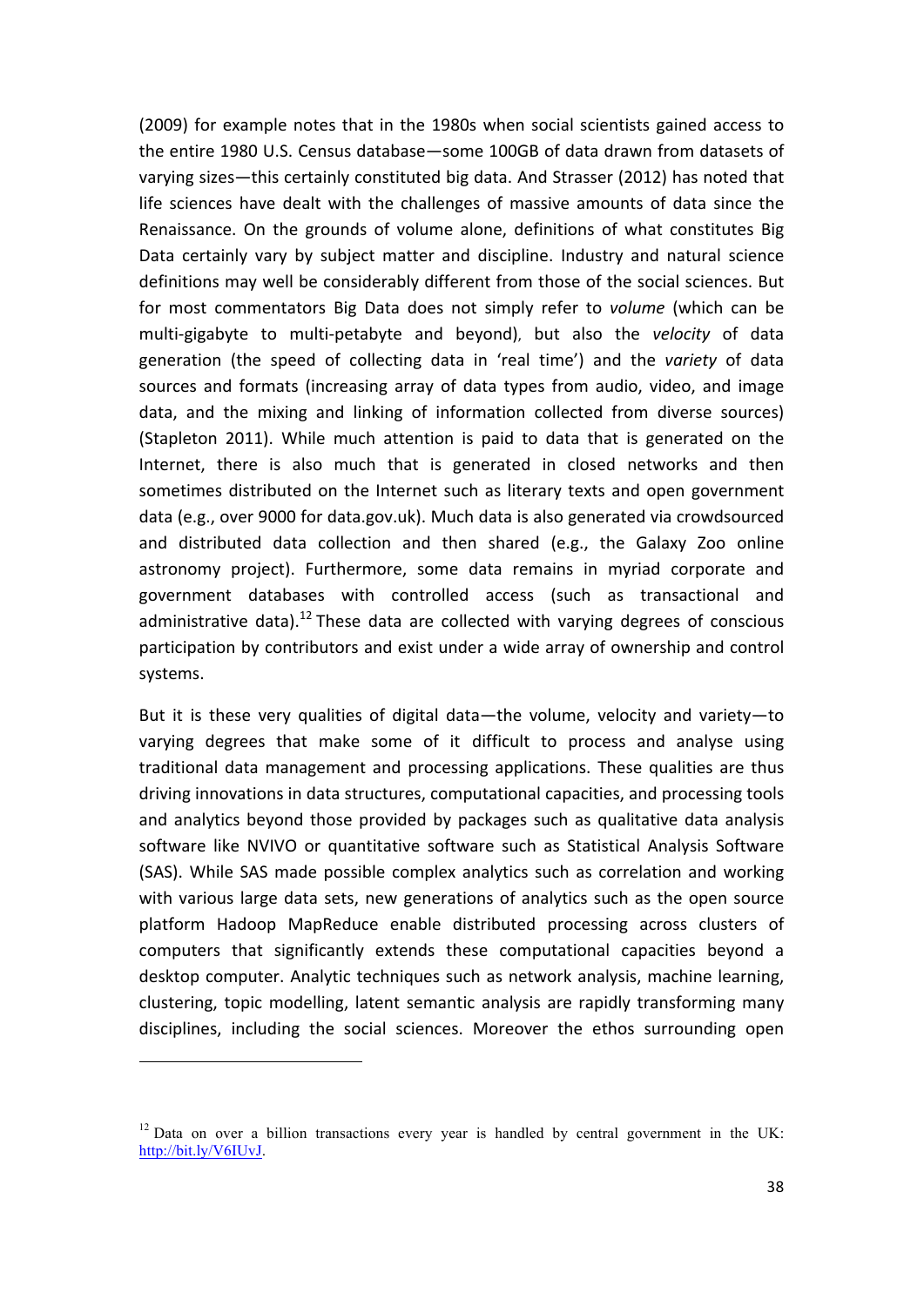(2009) for example notes that in the 1980s when social scientists gained access to the entire 1980 U.S. Census database—some 100GB of data drawn from datasets of varying sizes—this certainly constituted big data. And Strasser (2012) has noted that life sciences have dealt with the challenges of massive amounts of data since the Renaissance. On the grounds of volume alone, definitions of what constitutes Big Data certainly vary by subject matter and discipline. Industry and natural science definitions may well be considerably different from those of the social sciences. But for most commentators Big Data does not simply refer to *volume* (which can be multi-gigabyte to multi-petabyte and beyond), but also the *velocity* of data generation (the speed of collecting data in 'real time') and the *variety* of data sources and formats (increasing array of data types from audio, video, and image data, and the mixing and linking of information collected from diverse sources) (Stapleton 2011). While much attention is paid to data that is generated on the Internet, there is also much that is generated in closed networks and then sometimes distributed on the Internet such as literary texts and open government data (e.g., over 9000 for data.gov.uk). Much data is also generated via crowdsourced and distributed data collection and then shared (e.g., the Galaxy Zoo online astronomy project). Furthermore, some data remains in myriad corporate and government databases with controlled access (such as transactional and administrative data).[12] These data are collected with varying degrees of conscious participation by contributors and exist under a wide array of ownership and control systems.

But it is these very qualities of digital data—the volume, velocity and variety—to varying degrees that make some of it difficult to process and analyse using traditional data management and processing applications. These qualities are thus driving innovations in data structures, computational capacities, and processing tools and analytics beyond those provided by packages such as qualitative data analysis software like NVIVO or quantitative software such as Statistical Analysis Software (SAS). While SAS made possible complex analytics such as correlation and working with various large data sets, new generations of analytics such as the open source platform Hadoop MapReduce enable distributed processing across clusters of computers that significantly extends these computational capacities beyond a desktop computer. Analytic techniques such as network analysis, machine learning, clustering, topic modelling, latent semantic analysis are rapidly transforming many disciplines, including the social sciences. Moreover the ethos surrounding open

---

[12] Data on over a billion transactions every year is handled by central government in the UK: http://bit.ly/V6IUvJ.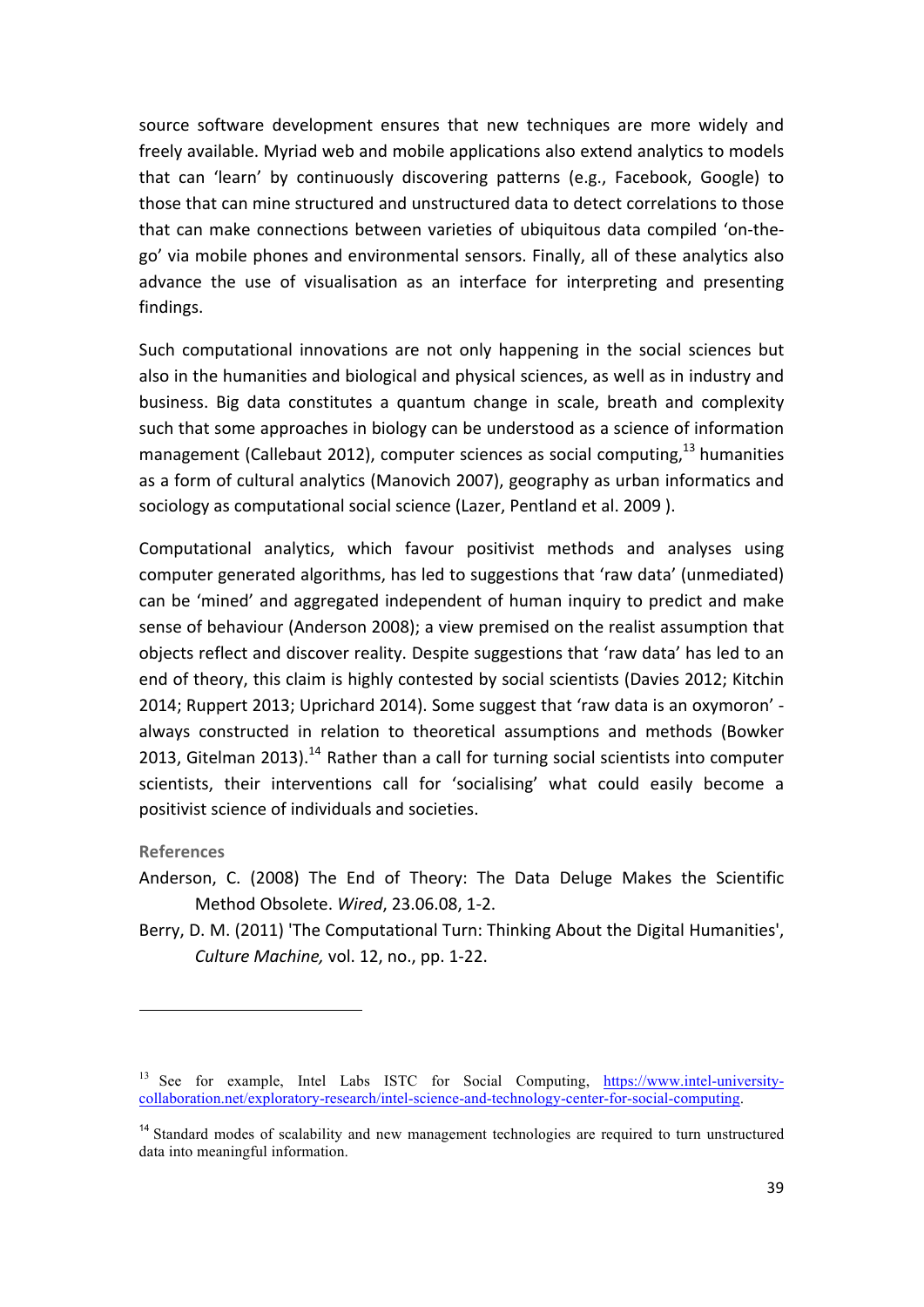source software development ensures that new techniques are more widely and freely available. Myriad web and mobile applications also extend analytics to models that can 'learn' by continuously discovering patterns (e.g., Facebook, Google) to those that can mine structured and unstructured data to detect correlations to those that can make connections between varieties of ubiquitous data compiled 'on-the-go' via mobile phones and environmental sensors. Finally, all of these analytics also advance the use of visualisation as an interface for interpreting and presenting findings.

Such computational innovations are not only happening in the social sciences but also in the humanities and biological and physical sciences, as well as in industry and business. Big data constitutes a quantum change in scale, breath and complexity such that some approaches in biology can be understood as a science of information management (Callebaut 2012), computer sciences as social computing,[13] humanities as a form of cultural analytics (Manovich 2007), geography as urban informatics and sociology as computational social science (Lazer, Pentland et al. 2009 ).

Computational analytics, which favour positivist methods and analyses using computer generated algorithms, has led to suggestions that 'raw data' (unmediated) can be 'mined' and aggregated independent of human inquiry to predict and make sense of behaviour (Anderson 2008); a view premised on the realist assumption that objects reflect and discover reality. Despite suggestions that 'raw data' has led to an end of theory, this claim is highly contested by social scientists (Davies 2012; Kitchin 2014; Ruppert 2013; Uprichard 2014). Some suggest that 'raw data is an oxymoron' - always constructed in relation to theoretical assumptions and methods (Bowker 2013, Gitelman 2013).[14] Rather than a call for turning social scientists into computer scientists, their interventions call for 'socialising' what could easily become a positivist science of individuals and societies.

### References

Anderson, C. (2008) The End of Theory: The Data Deluge Makes the Scientific Method Obsolete. *Wired*, 23.06.08, 1-2.

Berry, D. M. (2011) 'The Computational Turn: Thinking About the Digital Humanities', *Culture Machine,* vol. 12, no., pp. 1-22.

---

[13] See for example, Intel Labs ISTC for Social Computing, https://www.intel-university-collaboration.net/exploratory-research/intel-science-and-technology-center-for-social-computing.

[14] Standard modes of scalability and new management technologies are required to turn unstructured data into meaningful information.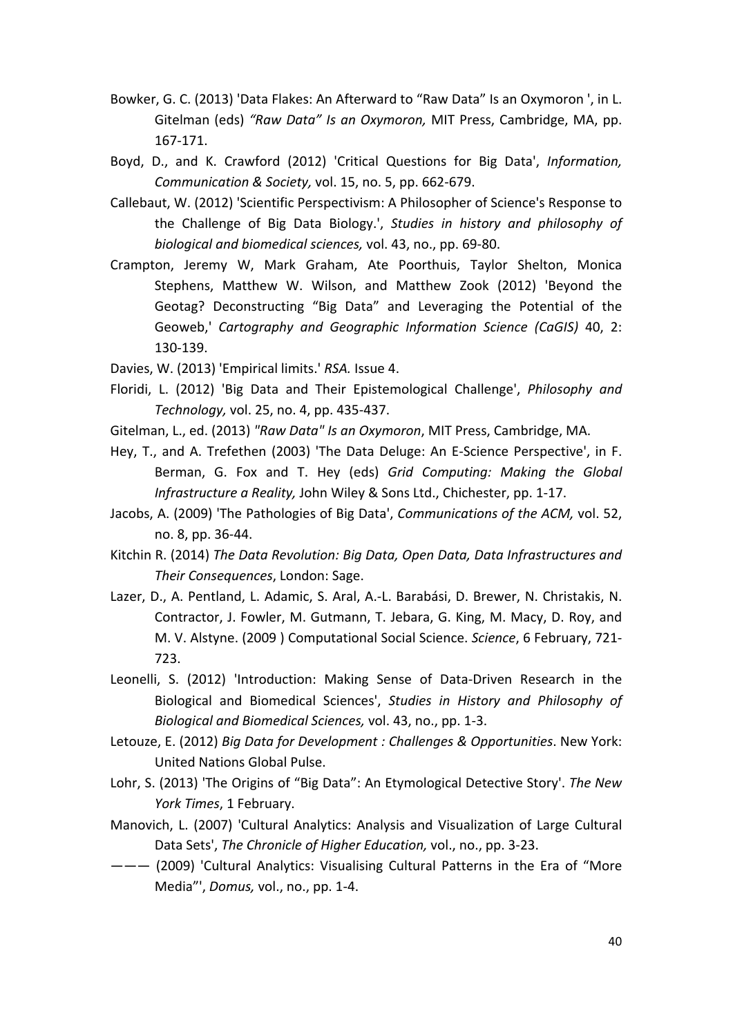Bowker, G. C. (2013) 'Data Flakes: An Afterward to “Raw Data” Is an Oxymoron ', in L. Gitelman (eds) *“Raw Data” Is an Oxymoron,* MIT Press, Cambridge, MA, pp. 167-171.

Boyd, D., and K. Crawford (2012) 'Critical Questions for Big Data', *Information, Communication & Society,* vol. 15, no. 5, pp. 662-679.

Callebaut, W. (2012) 'Scientific Perspectivism: A Philosopher of Science's Response to the Challenge of Big Data Biology.', *Studies in history and philosophy of biological and biomedical sciences,* vol. 43, no., pp. 69-80.

Crampton, Jeremy W, Mark Graham, Ate Poorthuis, Taylor Shelton, Monica Stephens, Matthew W. Wilson, and Matthew Zook (2012) 'Beyond the Geotag? Deconstructing “Big Data” and Leveraging the Potential of the Geoweb,' *Cartography and Geographic Information Science (CaGIS)* 40, 2: 130-139.

Davies, W. (2013) 'Empirical limits.' *RSA.* Issue 4.

Floridi, L. (2012) 'Big Data and Their Epistemological Challenge', *Philosophy and Technology,* vol. 25, no. 4, pp. 435-437.

Gitelman, L., ed. (2013) *"Raw Data" Is an Oxymoron*, MIT Press, Cambridge, MA.

Hey, T., and A. Trefethen (2003) 'The Data Deluge: An E-Science Perspective', in F. Berman, G. Fox and T. Hey (eds) *Grid Computing: Making the Global Infrastructure a Reality,* John Wiley & Sons Ltd., Chichester, pp. 1-17.

Jacobs, A. (2009) 'The Pathologies of Big Data', *Communications of the ACM,* vol. 52, no. 8, pp. 36-44.

Kitchin R. (2014) *The Data Revolution: Big Data, Open Data, Data Infrastructures and Their Consequences*, London: Sage.

Lazer, D., A. Pentland, L. Adamic, S. Aral, A.-L. Barabási, D. Brewer, N. Christakis, N. Contractor, J. Fowler, M. Gutmann, T. Jebara, G. King, M. Macy, D. Roy, and M. V. Alstyne. (2009 ) Computational Social Science. *Science*, 6 February, 721-723.

Leonelli, S. (2012) 'Introduction: Making Sense of Data-Driven Research in the Biological and Biomedical Sciences', *Studies in History and Philosophy of Biological and Biomedical Sciences,* vol. 43, no., pp. 1-3.

Letouze, E. (2012) *Big Data for Development : Challenges & Opportunities*. New York: United Nations Global Pulse.

Lohr, S. (2013) 'The Origins of “Big Data”: An Etymological Detective Story'. *The New York Times*, 1 February.

Manovich, L. (2007) 'Cultural Analytics: Analysis and Visualization of Large Cultural Data Sets', *The Chronicle of Higher Education,* vol., no., pp. 3-23.

——— (2009) 'Cultural Analytics: Visualising Cultural Patterns in the Era of “More Media”', *Domus,* vol., no., pp. 1-4.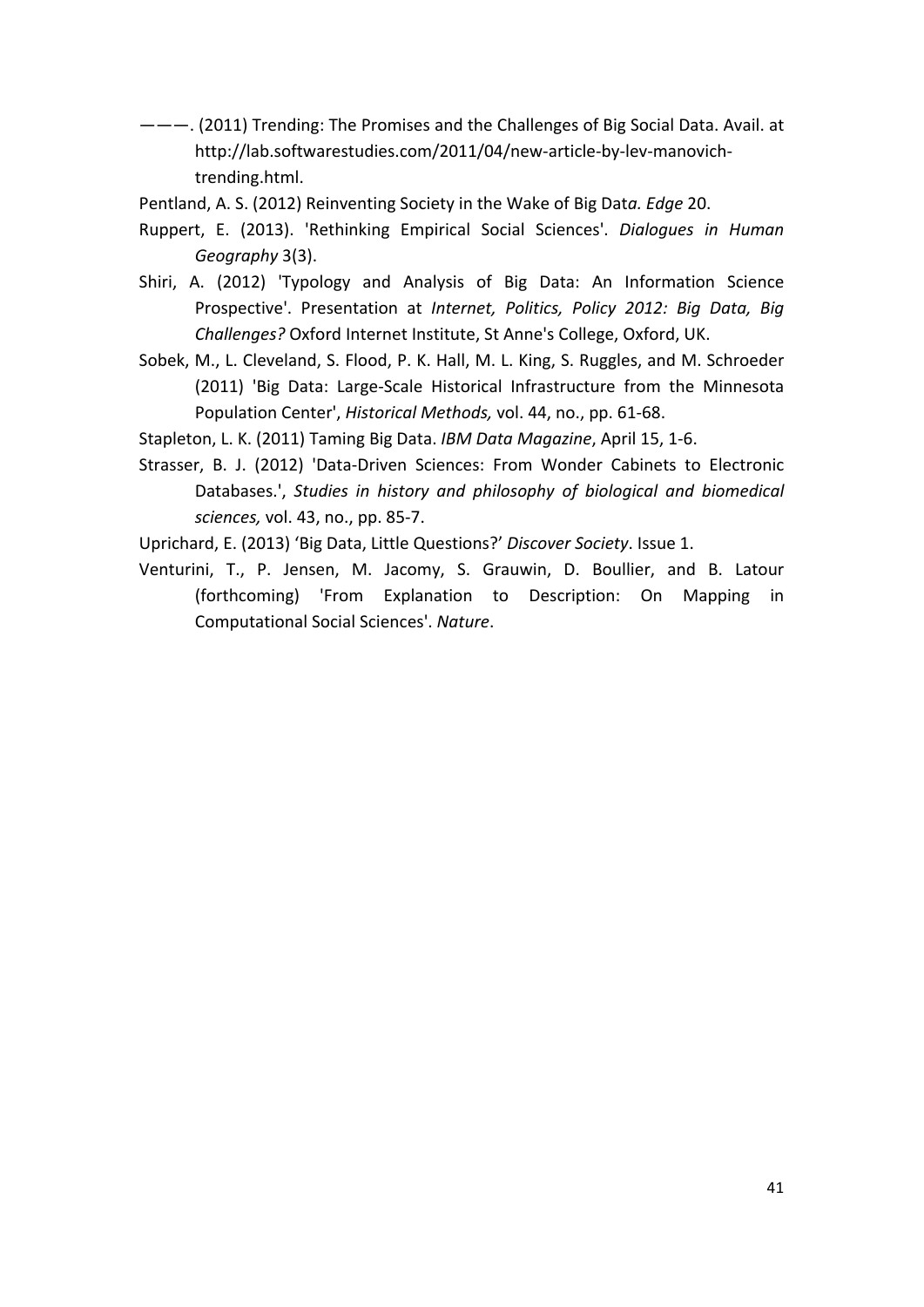———. (2011) Trending: The Promises and the Challenges of Big Social Data. Avail. at http://lab.softwarestudies.com/2011/04/new-article-by-lev-manovich-trending.html.

Pentland, A. S. (2012) Reinventing Society in the Wake of Big Dat*a. Edge* 20.

Ruppert, E. (2013). 'Rethinking Empirical Social Sciences'. *Dialogues in Human Geography* 3(3).

Shiri, A. (2012) 'Typology and Analysis of Big Data: An Information Science Prospective'. Presentation at *Internet, Politics, Policy 2012: Big Data, Big Challenges?* Oxford Internet Institute, St Anne's College, Oxford, UK.

Sobek, M., L. Cleveland, S. Flood, P. K. Hall, M. L. King, S. Ruggles, and M. Schroeder (2011) 'Big Data: Large-Scale Historical Infrastructure from the Minnesota Population Center', *Historical Methods,* vol. 44, no., pp. 61-68.

Stapleton, L. K. (2011) Taming Big Data. *IBM Data Magazine*, April 15, 1-6.

Strasser, B. J. (2012) 'Data-Driven Sciences: From Wonder Cabinets to Electronic Databases.', *Studies in history and philosophy of biological and biomedical sciences,* vol. 43, no., pp. 85-7.

Uprichard, E. (2013) 'Big Data, Little Questions?' *Discover Society*. Issue 1.

Venturini, T., P. Jensen, M. Jacomy, S. Grauwin, D. Boullier, and B. Latour (forthcoming) 'From Explanation to Description: On Mapping in Computational Social Sciences'. *Nature*.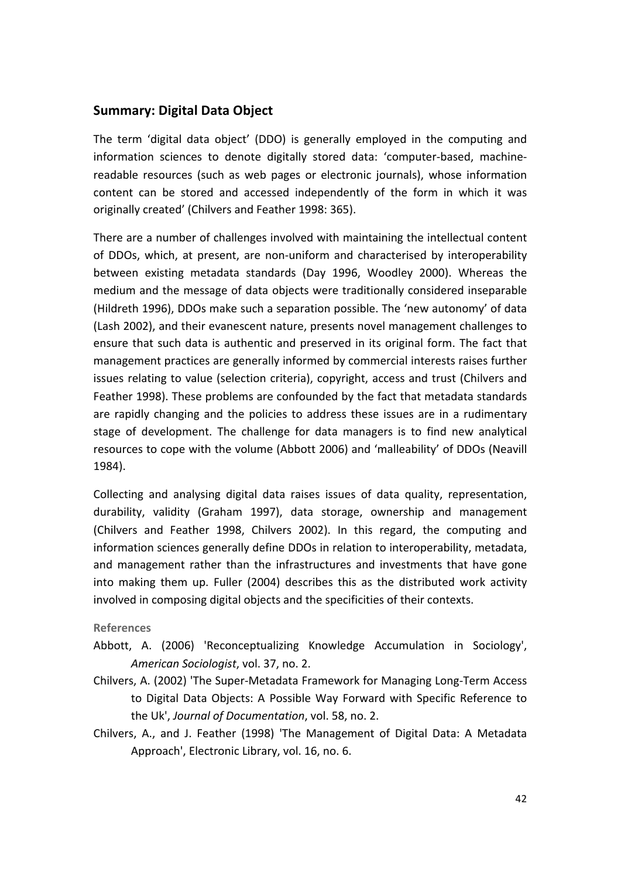## Summary: Digital Data Object

The term 'digital data object' (DDO) is generally employed in the computing and information sciences to denote digitally stored data: 'computer-based, machine-readable resources (such as web pages or electronic journals), whose information content can be stored and accessed independently of the form in which it was originally created' (Chilvers and Feather 1998: 365).

There are a number of challenges involved with maintaining the intellectual content of DDOs, which, at present, are non-uniform and characterised by interoperability between existing metadata standards (Day 1996, Woodley 2000). Whereas the medium and the message of data objects were traditionally considered inseparable (Hildreth 1996), DDOs make such a separation possible. The 'new autonomy' of data (Lash 2002), and their evanescent nature, presents novel management challenges to ensure that such data is authentic and preserved in its original form. The fact that management practices are generally informed by commercial interests raises further issues relating to value (selection criteria), copyright, access and trust (Chilvers and Feather 1998). These problems are confounded by the fact that metadata standards are rapidly changing and the policies to address these issues are in a rudimentary stage of development. The challenge for data managers is to find new analytical resources to cope with the volume (Abbott 2006) and 'malleability' of DDOs (Neavill 1984).

Collecting and analysing digital data raises issues of data quality, representation, durability, validity (Graham 1997), data storage, ownership and management (Chilvers and Feather 1998, Chilvers 2002). In this regard, the computing and information sciences generally define DDOs in relation to interoperability, metadata, and management rather than the infrastructures and investments that have gone into making them up. Fuller (2004) describes this as the distributed work activity involved in composing digital objects and the specificities of their contexts.

### References

Abbott, A. (2006) 'Reconceptualizing Knowledge Accumulation in Sociology', *American Sociologist*, vol. 37, no. 2.

Chilvers, A. (2002) 'The Super-Metadata Framework for Managing Long-Term Access to Digital Data Objects: A Possible Way Forward with Specific Reference to the Uk', *Journal of Documentation*, vol. 58, no. 2.

Chilvers, A., and J. Feather (1998) 'The Management of Digital Data: A Metadata Approach', Electronic Library, vol. 16, no. 6.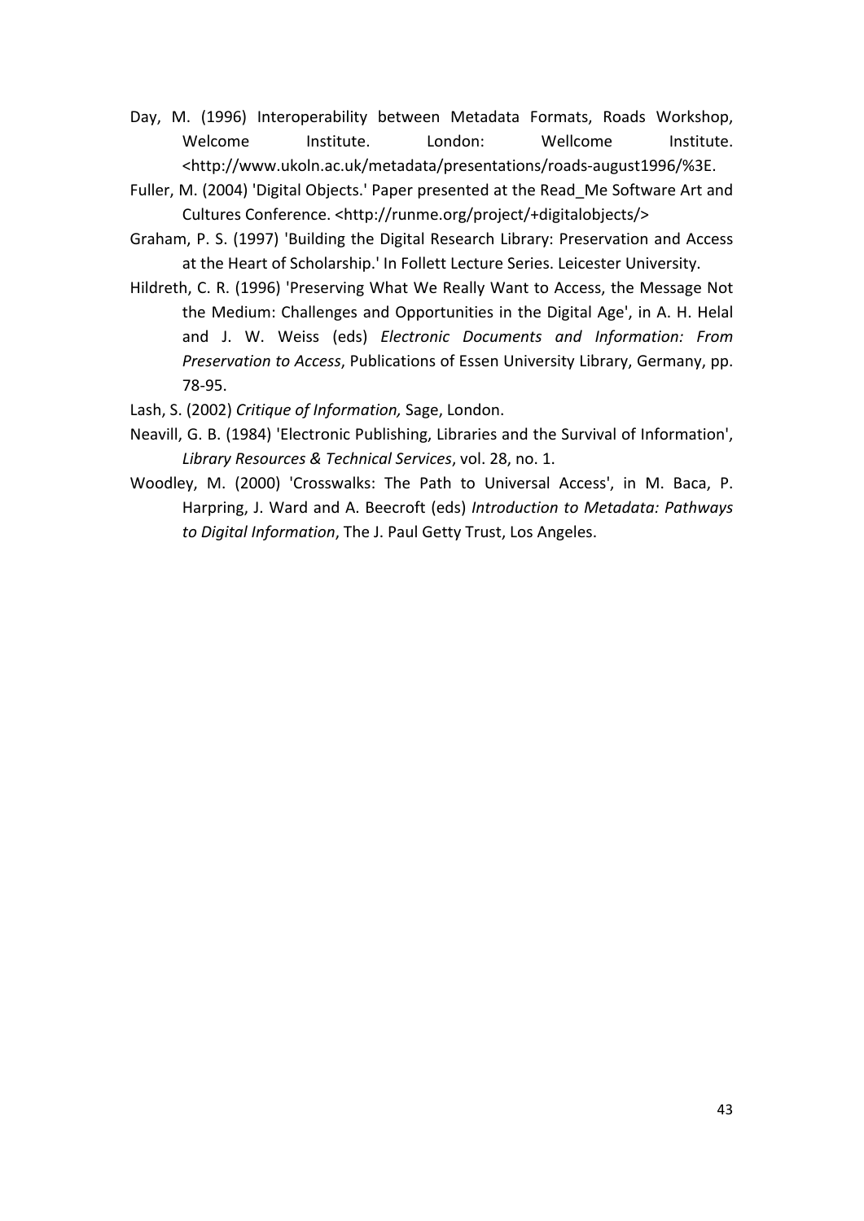Day, M. (1996) Interoperability between Metadata Formats, Roads Workshop, Welcome Institute. London: Wellcome Institute. <http://www.ukoln.ac.uk/metadata/presentations/roads-august1996/%3E.

Fuller, M. (2004) 'Digital Objects.' Paper presented at the Read_Me Software Art and Cultures Conference. <http://runme.org/project/+digitalobjects/>

Graham, P. S. (1997) 'Building the Digital Research Library: Preservation and Access at the Heart of Scholarship.' In Follett Lecture Series. Leicester University.

Hildreth, C. R. (1996) 'Preserving What We Really Want to Access, the Message Not the Medium: Challenges and Opportunities in the Digital Age', in A. H. Helal and J. W. Weiss (eds) *Electronic Documents and Information: From Preservation to Access*, Publications of Essen University Library, Germany, pp. 78-95.

Lash, S. (2002) *Critique of Information,* Sage, London.

Neavill, G. B. (1984) 'Electronic Publishing, Libraries and the Survival of Information', *Library Resources & Technical Services*, vol. 28, no. 1.

Woodley, M. (2000) 'Crosswalks: The Path to Universal Access', in M. Baca, P. Harpring, J. Ward and A. Beecroft (eds) *Introduction to Metadata: Pathways to Digital Information*, The J. Paul Getty Trust, Los Angeles.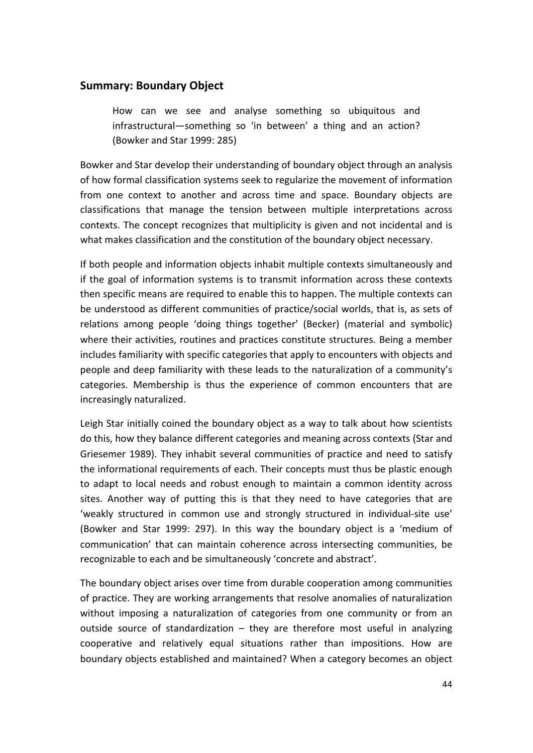## Summary: Boundary Object

> How can we see and analyse something so ubiquitous and infrastructural—something so 'in between' a thing and an action? (Bowker and Star 1999: 285)

Bowker and Star develop their understanding of boundary object through an analysis of how formal classification systems seek to regularize the movement of information from one context to another and across time and space. Boundary objects are classifications that manage the tension between multiple interpretations across contexts. The concept recognizes that multiplicity is given and not incidental and is what makes classification and the constitution of the boundary object necessary.

If both people and information objects inhabit multiple contexts simultaneously and if the goal of information systems is to transmit information across these contexts then specific means are required to enable this to happen. The multiple contexts can be understood as different communities of practice/social worlds, that is, as sets of relations among people 'doing things together' (Becker) (material and symbolic) where their activities, routines and practices constitute structures. Being a member includes familiarity with specific categories that apply to encounters with objects and people and deep familiarity with these leads to the naturalization of a community's categories. Membership is thus the experience of common encounters that are increasingly naturalized.

Leigh Star initially coined the boundary object as a way to talk about how scientists do this, how they balance different categories and meaning across contexts (Star and Griesemer 1989). They inhabit several communities of practice and need to satisfy the informational requirements of each. Their concepts must thus be plastic enough to adapt to local needs and robust enough to maintain a common identity across sites. Another way of putting this is that they need to have categories that are 'weakly structured in common use and strongly structured in individual-site use' (Bowker and Star 1999: 297). In this way the boundary object is a 'medium of communication' that can maintain coherence across intersecting communities, be recognizable to each and be simultaneously 'concrete and abstract'.

The boundary object arises over time from durable cooperation among communities of practice. They are working arrangements that resolve anomalies of naturalization without imposing a naturalization of categories from one community or from an outside source of standardization – they are therefore most useful in analyzing cooperative and relatively equal situations rather than impositions. How are boundary objects established and maintained? When a category becomes an object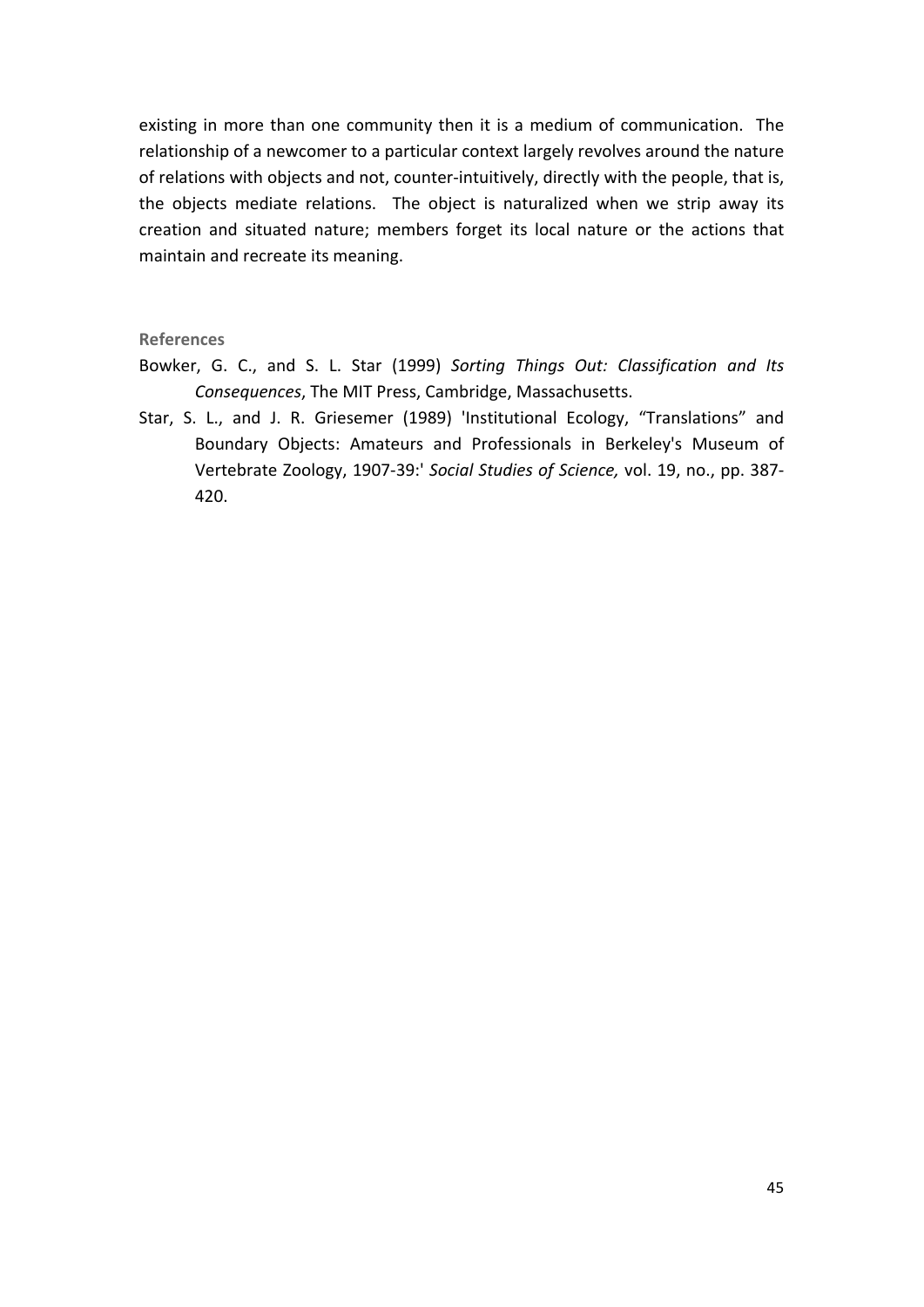existing in more than one community then it is a medium of communication. The relationship of a newcomer to a particular context largely revolves around the nature of relations with objects and not, counter-intuitively, directly with the people, that is, the objects mediate relations. The object is naturalized when we strip away its creation and situated nature; members forget its local nature or the actions that maintain and recreate its meaning.

### References

Bowker, G. C., and S. L. Star (1999) *Sorting Things Out: Classification and Its Consequences*, The MIT Press, Cambridge, Massachusetts.

Star, S. L., and J. R. Griesemer (1989) 'Institutional Ecology, "Translations" and Boundary Objects: Amateurs and Professionals in Berkeley's Museum of Vertebrate Zoology, 1907-39:' *Social Studies of Science,* vol. 19, no., pp. 387-420.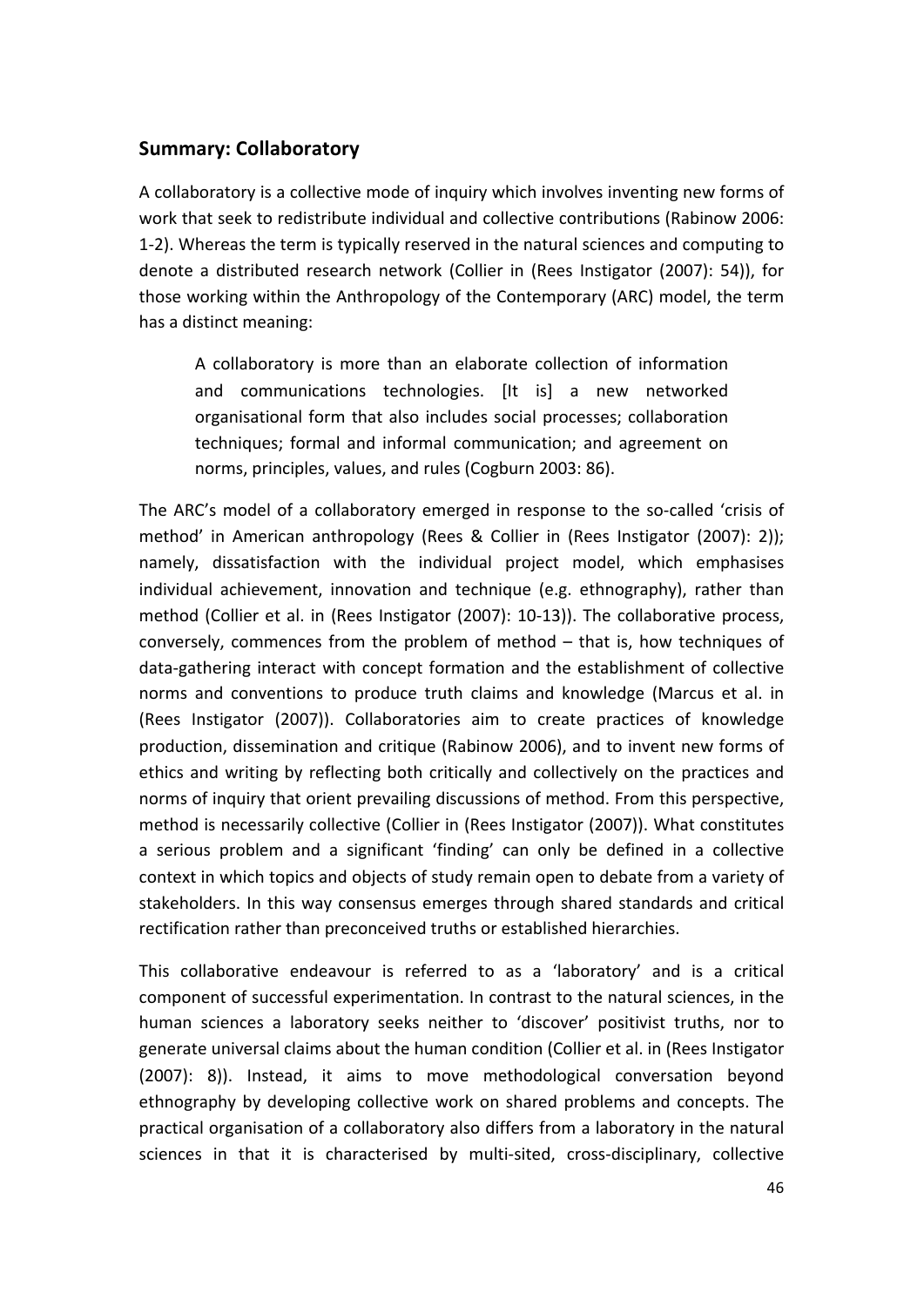## Summary: Collaboratory

A collaboratory is a collective mode of inquiry which involves inventing new forms of work that seek to redistribute individual and collective contributions (Rabinow 2006: 1-2). Whereas the term is typically reserved in the natural sciences and computing to denote a distributed research network (Collier in (Rees Instigator (2007): 54)), for those working within the Anthropology of the Contemporary (ARC) model, the term has a distinct meaning:

> A collaboratory is more than an elaborate collection of information and communications technologies. [It is] a new networked organisational form that also includes social processes; collaboration techniques; formal and informal communication; and agreement on norms, principles, values, and rules (Cogburn 2003: 86).

The ARC's model of a collaboratory emerged in response to the so-called 'crisis of method' in American anthropology (Rees & Collier in (Rees Instigator (2007): 2)); namely, dissatisfaction with the individual project model, which emphasises individual achievement, innovation and technique (e.g. ethnography), rather than method (Collier et al. in (Rees Instigator (2007): 10-13)). The collaborative process, conversely, commences from the problem of method – that is, how techniques of data-gathering interact with concept formation and the establishment of collective norms and conventions to produce truth claims and knowledge (Marcus et al. in (Rees Instigator (2007)). Collaboratories aim to create practices of knowledge production, dissemination and critique (Rabinow 2006), and to invent new forms of ethics and writing by reflecting both critically and collectively on the practices and norms of inquiry that orient prevailing discussions of method. From this perspective, method is necessarily collective (Collier in (Rees Instigator (2007)). What constitutes a serious problem and a significant 'finding' can only be defined in a collective context in which topics and objects of study remain open to debate from a variety of stakeholders. In this way consensus emerges through shared standards and critical rectification rather than preconceived truths or established hierarchies.

This collaborative endeavour is referred to as a 'laboratory' and is a critical component of successful experimentation. In contrast to the natural sciences, in the human sciences a laboratory seeks neither to 'discover' positivist truths, nor to generate universal claims about the human condition (Collier et al. in (Rees Instigator (2007): 8)). Instead, it aims to move methodological conversation beyond ethnography by developing collective work on shared problems and concepts. The practical organisation of a collaboratory also differs from a laboratory in the natural sciences in that it is characterised by multi-sited, cross-disciplinary, collective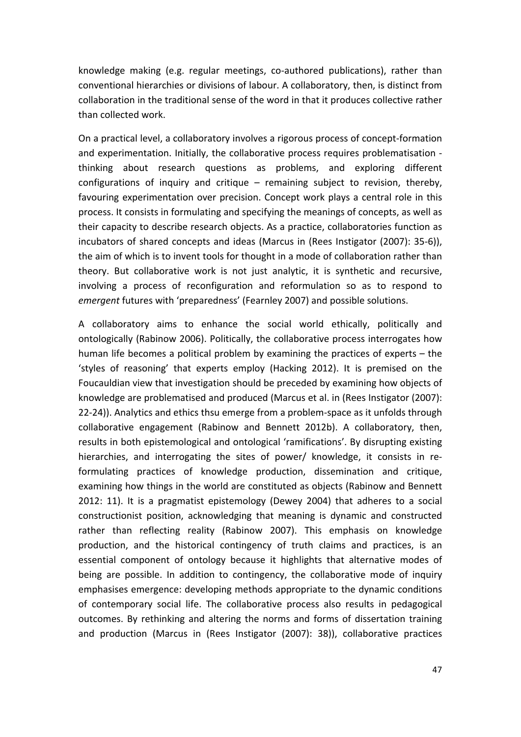knowledge making (e.g. regular meetings, co-authored publications), rather than conventional hierarchies or divisions of labour. A collaboratory, then, is distinct from collaboration in the traditional sense of the word in that it produces collective rather than collected work.

On a practical level, a collaboratory involves a rigorous process of concept-formation and experimentation. Initially, the collaborative process requires problematisation - thinking about research questions as problems, and exploring different configurations of inquiry and critique – remaining subject to revision, thereby, favouring experimentation over precision. Concept work plays a central role in this process. It consists in formulating and specifying the meanings of concepts, as well as their capacity to describe research objects. As a practice, collaboratories function as incubators of shared concepts and ideas (Marcus in (Rees Instigator (2007): 35-6)), the aim of which is to invent tools for thought in a mode of collaboration rather than theory. But collaborative work is not just analytic, it is synthetic and recursive, involving a process of reconfiguration and reformulation so as to respond to *emergent* futures with 'preparedness' (Fearnley 2007) and possible solutions.

A collaboratory aims to enhance the social world ethically, politically and ontologically (Rabinow 2006). Politically, the collaborative process interrogates how human life becomes a political problem by examining the practices of experts – the 'styles of reasoning' that experts employ (Hacking 2012). It is premised on the Foucauldian view that investigation should be preceded by examining how objects of knowledge are problematised and produced (Marcus et al. in (Rees Instigator (2007): 22-24)). Analytics and ethics thsu emerge from a problem-space as it unfolds through collaborative engagement (Rabinow and Bennett 2012b). A collaboratory, then, results in both epistemological and ontological 'ramifications'. By disrupting existing hierarchies, and interrogating the sites of power/ knowledge, it consists in re-formulating practices of knowledge production, dissemination and critique, examining how things in the world are constituted as objects (Rabinow and Bennett 2012: 11). It is a pragmatist epistemology (Dewey 2004) that adheres to a social constructionist position, acknowledging that meaning is dynamic and constructed rather than reflecting reality (Rabinow 2007). This emphasis on knowledge production, and the historical contingency of truth claims and practices, is an essential component of ontology because it highlights that alternative modes of being are possible. In addition to contingency, the collaborative mode of inquiry emphasises emergence: developing methods appropriate to the dynamic conditions of contemporary social life. The collaborative process also results in pedagogical outcomes. By rethinking and altering the norms and forms of dissertation training and production (Marcus in (Rees Instigator (2007): 38)), collaborative practices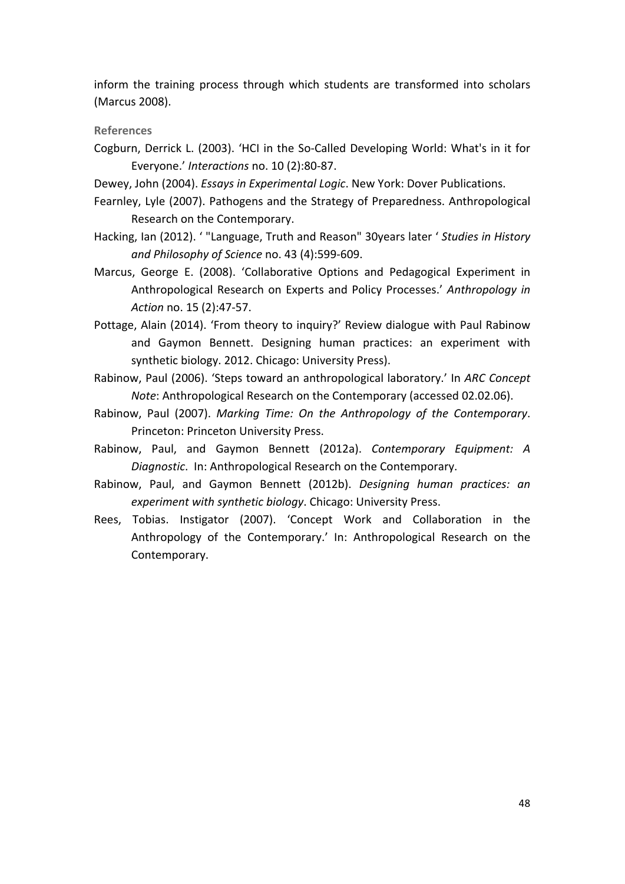inform the training process through which students are transformed into scholars (Marcus 2008).

**References**

Cogburn, Derrick L. (2003). 'HCI in the So-Called Developing World: What's in it for Everyone.' *Interactions* no. 10 (2):80-87.

Dewey, John (2004). *Essays in Experimental Logic*. New York: Dover Publications.

Fearnley, Lyle (2007). Pathogens and the Strategy of Preparedness. Anthropological Research on the Contemporary.

Hacking, Ian (2012). ' "Language, Truth and Reason" 30years later ' *Studies in History and Philosophy of Science* no. 43 (4):599-609.

Marcus, George E. (2008). 'Collaborative Options and Pedagogical Experiment in Anthropological Research on Experts and Policy Processes.' *Anthropology in Action* no. 15 (2):47-57.

Pottage, Alain (2014). 'From theory to inquiry?' Review dialogue with Paul Rabinow and Gaymon Bennett. Designing human practices: an experiment with synthetic biology. 2012. Chicago: University Press).

Rabinow, Paul (2006). 'Steps toward an anthropological laboratory.' In *ARC Concept Note*: Anthropological Research on the Contemporary (accessed 02.02.06).

Rabinow, Paul (2007). *Marking Time: On the Anthropology of the Contemporary*. Princeton: Princeton University Press.

Rabinow, Paul, and Gaymon Bennett (2012a). *Contemporary Equipment: A Diagnostic*. In: Anthropological Research on the Contemporary.

Rabinow, Paul, and Gaymon Bennett (2012b). *Designing human practices: an experiment with synthetic biology*. Chicago: University Press.

Rees, Tobias. Instigator (2007). 'Concept Work and Collaboration in the Anthropology of the Contemporary.' In: Anthropological Research on the Contemporary.